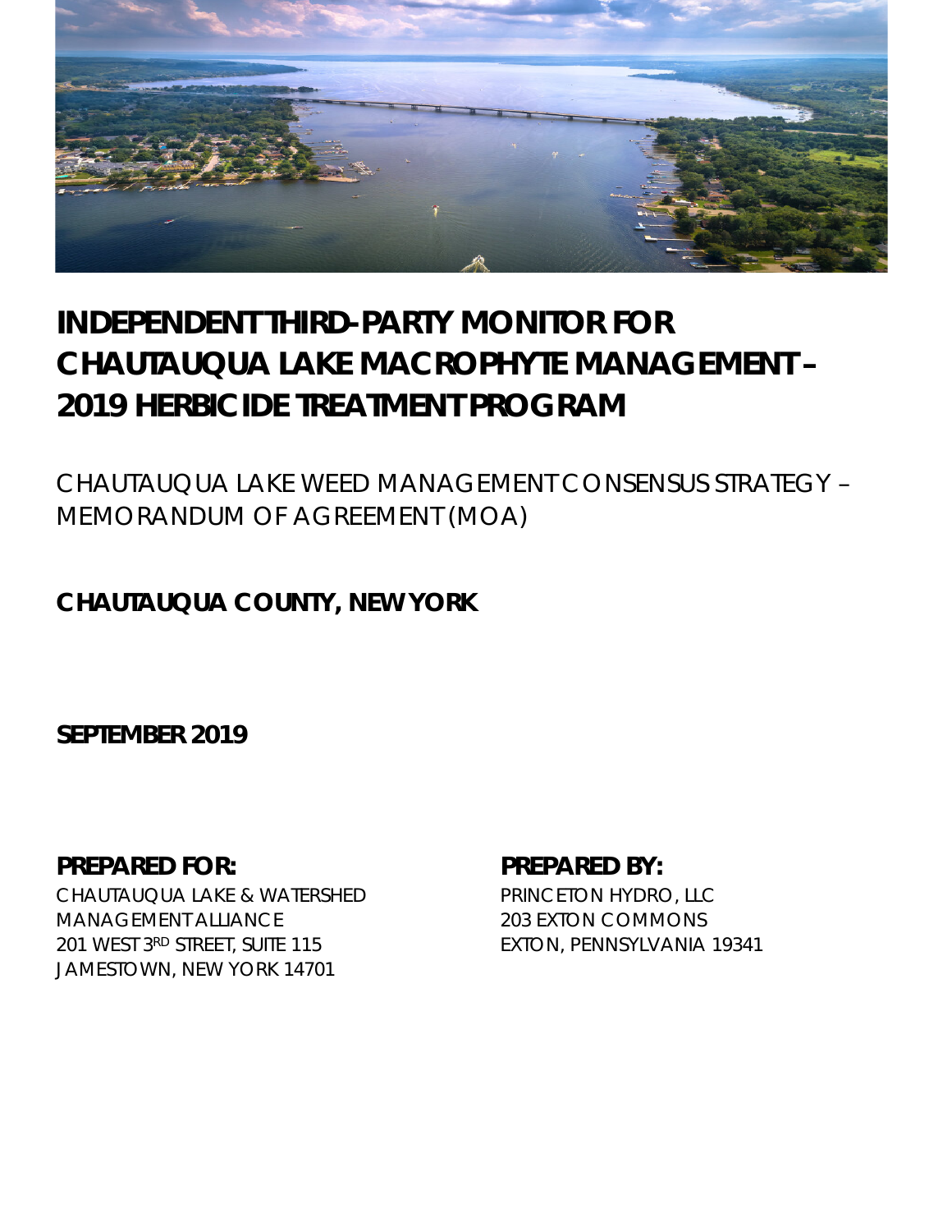# INDEPENDENT THIRD-PARTY MONITOR FOR CHAUTAUQUA LAKE MACROPHYTE MANAGEMENT – 2019 HERBICIDE TREATMENT PROGRAM

CHAUTAUQUA LAKE WEED MANAGEMENT CONSENSUS STRATEGY – MEMORANDUM OF AGREEMENT (MOA)

**CHAUTAUQUA COUNTY, NEW YORK**

**SEPTEMBER 2019**

**PREPARED FOR:**

CHAUTAUQUA LAKE & WATERSHED MANAGEMENT ALLIANCE
201 WEST 3RD STREET, SUITE 115
JAMESTOWN, NEW YORK 14701

**PREPARED BY:**

PRINCETON HYDRO, LLC
203 EXTON COMMONS
EXTON, PENNSYLVANIA 19341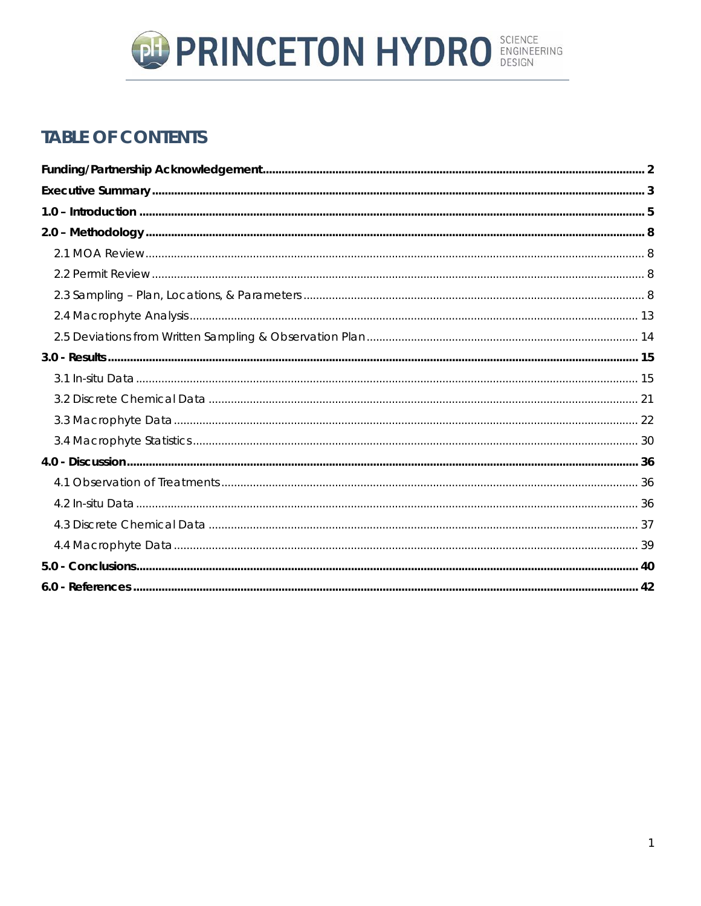# TABLE OF CONTENTS

**Funding/Partnership Acknowledgement** .......... **2**

**Executive Summary** .......... **3**

**1.0 – Introduction** .......... **5**

**2.0 – Methodology** .......... **8**

- 2.1 MOA Review .......... 8
- 2.2 Permit Review .......... 8
- 2.3 Sampling – Plan, Locations, & Parameters .......... 8
- 2.4 Macrophyte Analysis .......... 13
- 2.5 Deviations from Written Sampling & Observation Plan .......... 14

**3.0 - Results** .......... **15**

- 3.1 In-situ Data .......... 15
- 3.2 Discrete Chemical Data .......... 21
- 3.3 Macrophyte Data .......... 22
- 3.4 Macrophyte Statistics .......... 30

**4.0 - Discussion** .......... **36**

- 4.1 Observation of Treatments .......... 36
- 4.2 In-situ Data .......... 36
- 4.3 Discrete Chemical Data .......... 37
- 4.4 Macrophyte Data .......... 39

**5.0 - Conclusions** .......... **40**

**6.0 - References** .......... **42**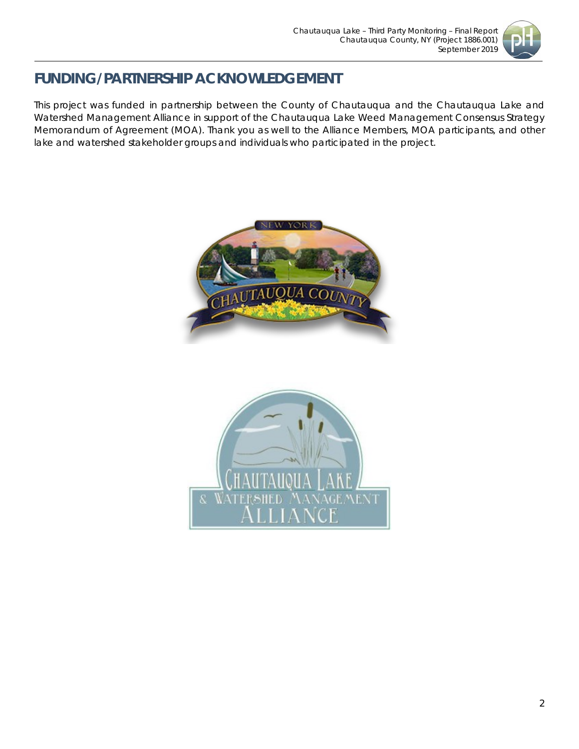# FUNDING / PARTNERSHIP ACKNOWLEDGEMENT

This project was funded in partnership between the County of Chautauqua and the Chautauqua Lake and Watershed Management Alliance in support of the Chautauqua Lake Weed Management Consensus Strategy Memorandum of Agreement (MOA). Thank you as well to the Alliance Members, MOA participants, and other lake and watershed stakeholder groups and individuals who participated in the project.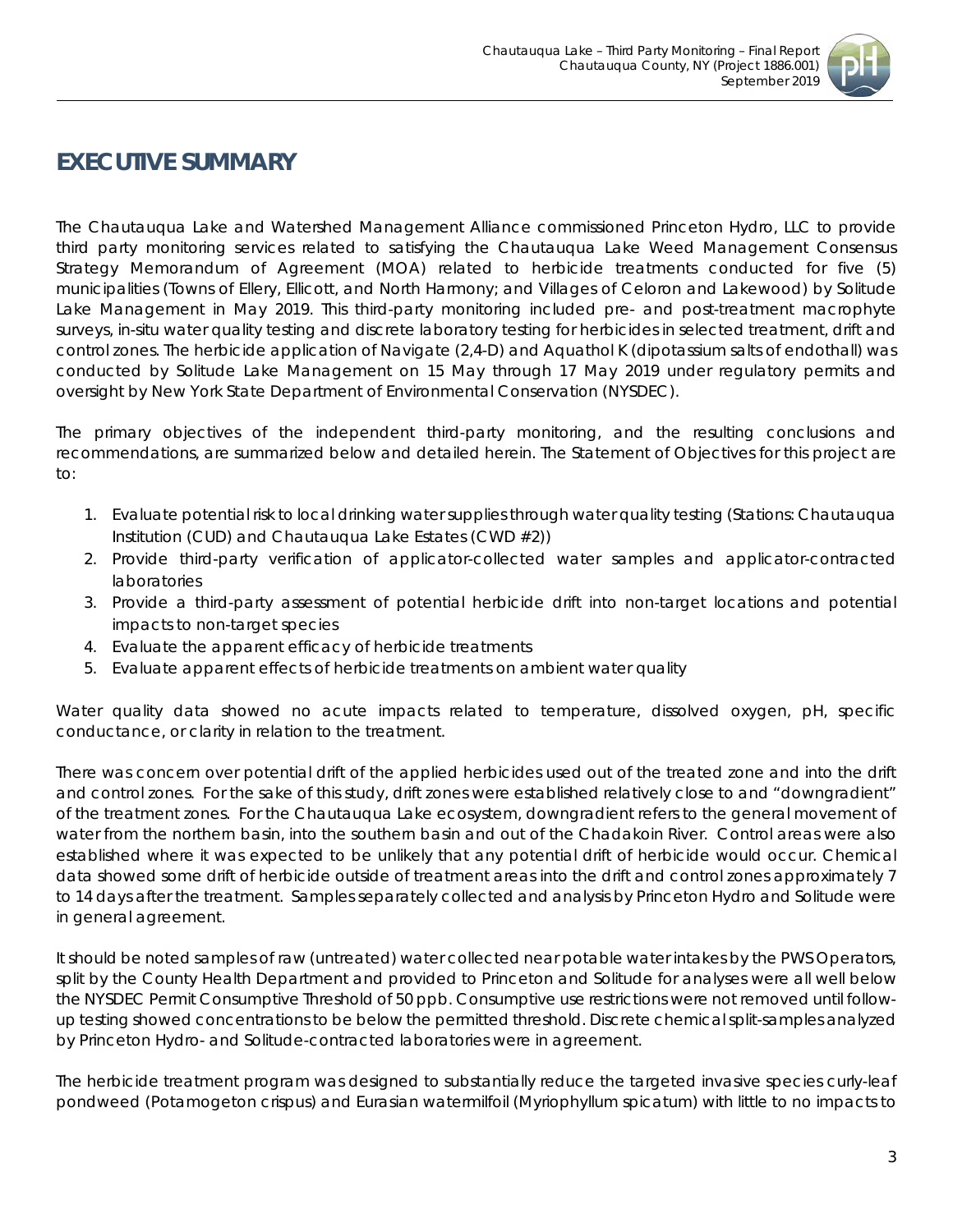# EXECUTIVE SUMMARY

The Chautauqua Lake and Watershed Management Alliance commissioned Princeton Hydro, LLC to provide third party monitoring services related to satisfying the Chautauqua Lake Weed Management Consensus Strategy Memorandum of Agreement (MOA) related to herbicide treatments conducted for five (5) municipalities (Towns of Ellery, Ellicott, and North Harmony; and Villages of Celoron and Lakewood) by Solitude Lake Management in May 2019. This third-party monitoring included pre- and post-treatment macrophyte surveys, in-situ water quality testing and discrete laboratory testing for herbicides in selected treatment, drift and control zones. The herbicide application of Navigate (2,4-D) and Aquathol K (dipotassium salts of endothall) was conducted by Solitude Lake Management on 15 May through 17 May 2019 under regulatory permits and oversight by New York State Department of Environmental Conservation (NYSDEC).

The primary objectives of the independent third-party monitoring, and the resulting conclusions and recommendations, are summarized below and detailed herein. The Statement of Objectives for this project are to:

1. Evaluate potential risk to local drinking water supplies through water quality testing (Stations: Chautauqua Institution (CUD) and Chautauqua Lake Estates (CWD #2))
2. Provide third-party verification of applicator-collected water samples and applicator-contracted laboratories
3. Provide a third-party assessment of potential herbicide drift into non-target locations and potential impacts to non-target species
4. Evaluate the apparent efficacy of herbicide treatments
5. Evaluate apparent effects of herbicide treatments on ambient water quality

Water quality data showed no acute impacts related to temperature, dissolved oxygen, pH, specific conductance, or clarity in relation to the treatment.

There was concern over potential drift of the applied herbicides used out of the treated zone and into the drift and control zones. For the sake of this study, drift zones were established relatively close to and "downgradient" of the treatment zones. For the Chautauqua Lake ecosystem, downgradient refers to the general movement of water from the northern basin, into the southern basin and out of the Chadakoin River. Control areas were also established where it was expected to be unlikely that any potential drift of herbicide would occur. Chemical data showed some drift of herbicide outside of treatment areas into the drift and control zones approximately 7 to 14 days after the treatment. Samples separately collected and analysis by Princeton Hydro and Solitude were in general agreement.

It should be noted samples of raw (untreated) water collected near potable water intakes by the PWS Operators, split by the County Health Department and provided to Princeton and Solitude for analyses were all well below the NYSDEC Permit Consumptive Threshold of 50 ppb. Consumptive use restrictions were not removed until follow-up testing showed concentrations to be below the permitted threshold. Discrete chemical split-samples analyzed by Princeton Hydro- and Solitude-contracted laboratories were in agreement.

The herbicide treatment program was designed to substantially reduce the targeted invasive species curly-leaf pondweed (Potamogeton crispus) and Eurasian watermilfoil (Myriophyllum spicatum) with little to no impacts to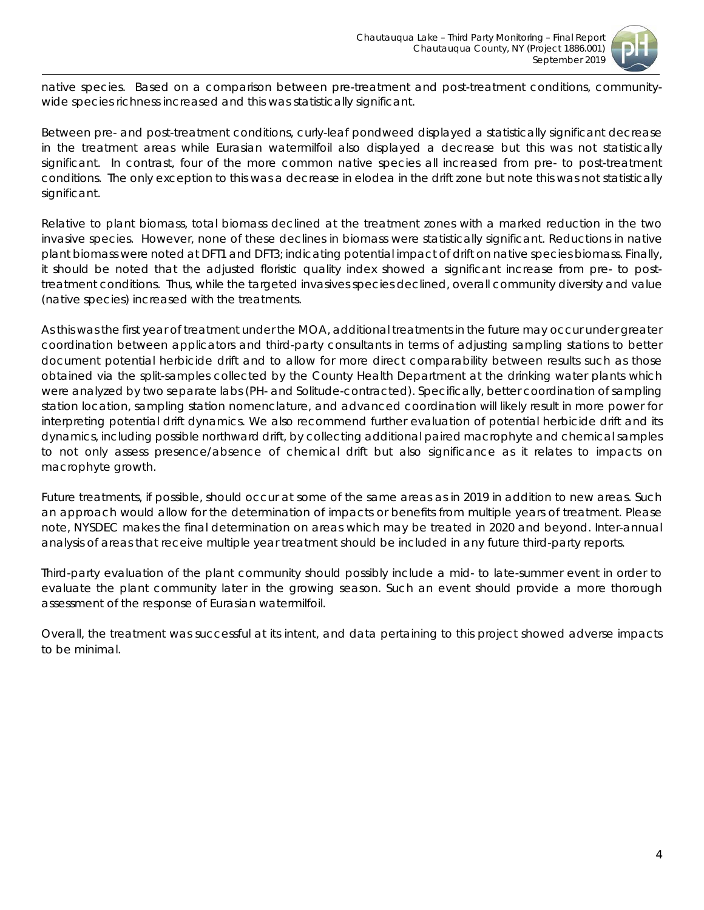native species. Based on a comparison between pre-treatment and post-treatment conditions, community-wide species richness increased and this was statistically significant.

Between pre- and post-treatment conditions, curly-leaf pondweed displayed a statistically significant decrease in the treatment areas while Eurasian watermilfoil also displayed a decrease but this was not statistically significant. In contrast, four of the more common native species all increased from pre- to post-treatment conditions. The only exception to this was a decrease in elodea in the drift zone but note this was not statistically significant.

Relative to plant biomass, total biomass declined at the treatment zones with a marked reduction in the two invasive species. However, none of these declines in biomass were statistically significant. Reductions in native plant biomass were noted at DFT1 and DFT3; indicating potential impact of drift on native species biomass. Finally, it should be noted that the adjusted floristic quality index showed a significant increase from pre- to post-treatment conditions. Thus, while the targeted invasives species declined, overall community diversity and value (native species) increased with the treatments.

As this was the first year of treatment under the MOA, additional treatments in the future may occur under greater coordination between applicators and third-party consultants in terms of adjusting sampling stations to better document potential herbicide drift and to allow for more direct comparability between results such as those obtained via the split-samples collected by the County Health Department at the drinking water plants which were analyzed by two separate labs (PH- and Solitude-contracted). Specifically, better coordination of sampling station location, sampling station nomenclature, and advanced coordination will likely result in more power for interpreting potential drift dynamics. We also recommend further evaluation of potential herbicide drift and its dynamics, including possible northward drift, by collecting additional paired macrophyte and chemical samples to not only assess presence/absence of chemical drift but also significance as it relates to impacts on macrophyte growth.

Future treatments, if possible, should occur at some of the same areas as in 2019 in addition to new areas. Such an approach would allow for the determination of impacts or benefits from multiple years of treatment. Please note, NYSDEC makes the final determination on areas which may be treated in 2020 and beyond. Inter-annual analysis of areas that receive multiple year treatment should be included in any future third-party reports.

Third-party evaluation of the plant community should possibly include a mid- to late-summer event in order to evaluate the plant community later in the growing season. Such an event should provide a more thorough assessment of the response of Eurasian watermilfoil.

Overall, the treatment was successful at its intent, and data pertaining to this project showed adverse impacts to be minimal.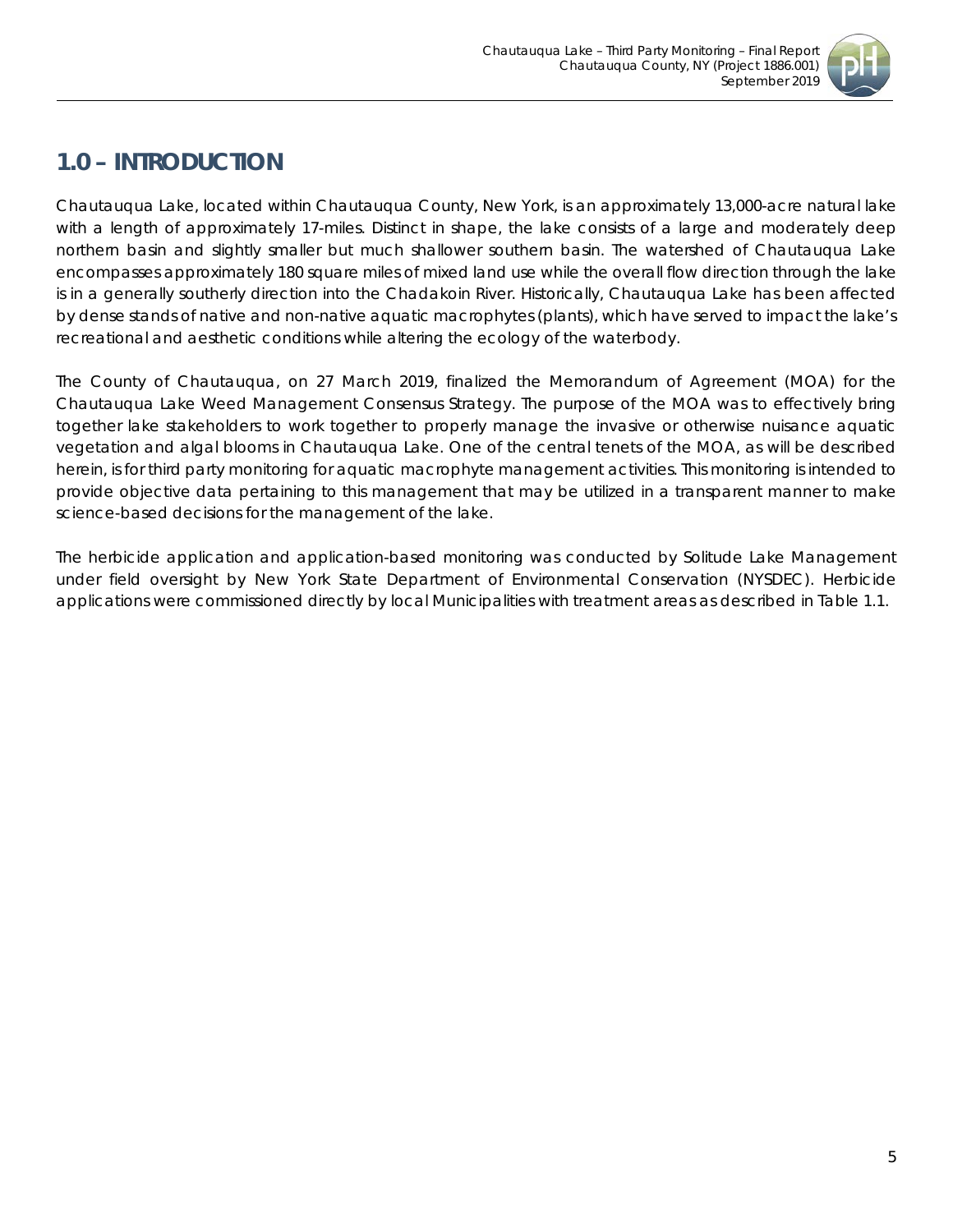# 1.0 – INTRODUCTION

Chautauqua Lake, located within Chautauqua County, New York, is an approximately 13,000-acre natural lake with a length of approximately 17-miles. Distinct in shape, the lake consists of a large and moderately deep northern basin and slightly smaller but much shallower southern basin. The watershed of Chautauqua Lake encompasses approximately 180 square miles of mixed land use while the overall flow direction through the lake is in a generally southerly direction into the Chadakoin River. Historically, Chautauqua Lake has been affected by dense stands of native and non-native aquatic macrophytes (plants), which have served to impact the lake's recreational and aesthetic conditions while altering the ecology of the waterbody.

The County of Chautauqua, on 27 March 2019, finalized the Memorandum of Agreement (MOA) for the Chautauqua Lake Weed Management Consensus Strategy. The purpose of the MOA was to effectively bring together lake stakeholders to work together to properly manage the invasive or otherwise nuisance aquatic vegetation and algal blooms in Chautauqua Lake. One of the central tenets of the MOA, as will be described herein, is for third party monitoring for aquatic macrophyte management activities. This monitoring is intended to provide objective data pertaining to this management that may be utilized in a transparent manner to make science-based decisions for the management of the lake.

The herbicide application and application-based monitoring was conducted by Solitude Lake Management under field oversight by New York State Department of Environmental Conservation (NYSDEC). Herbicide applications were commissioned directly by local Municipalities with treatment areas as described in Table 1.1.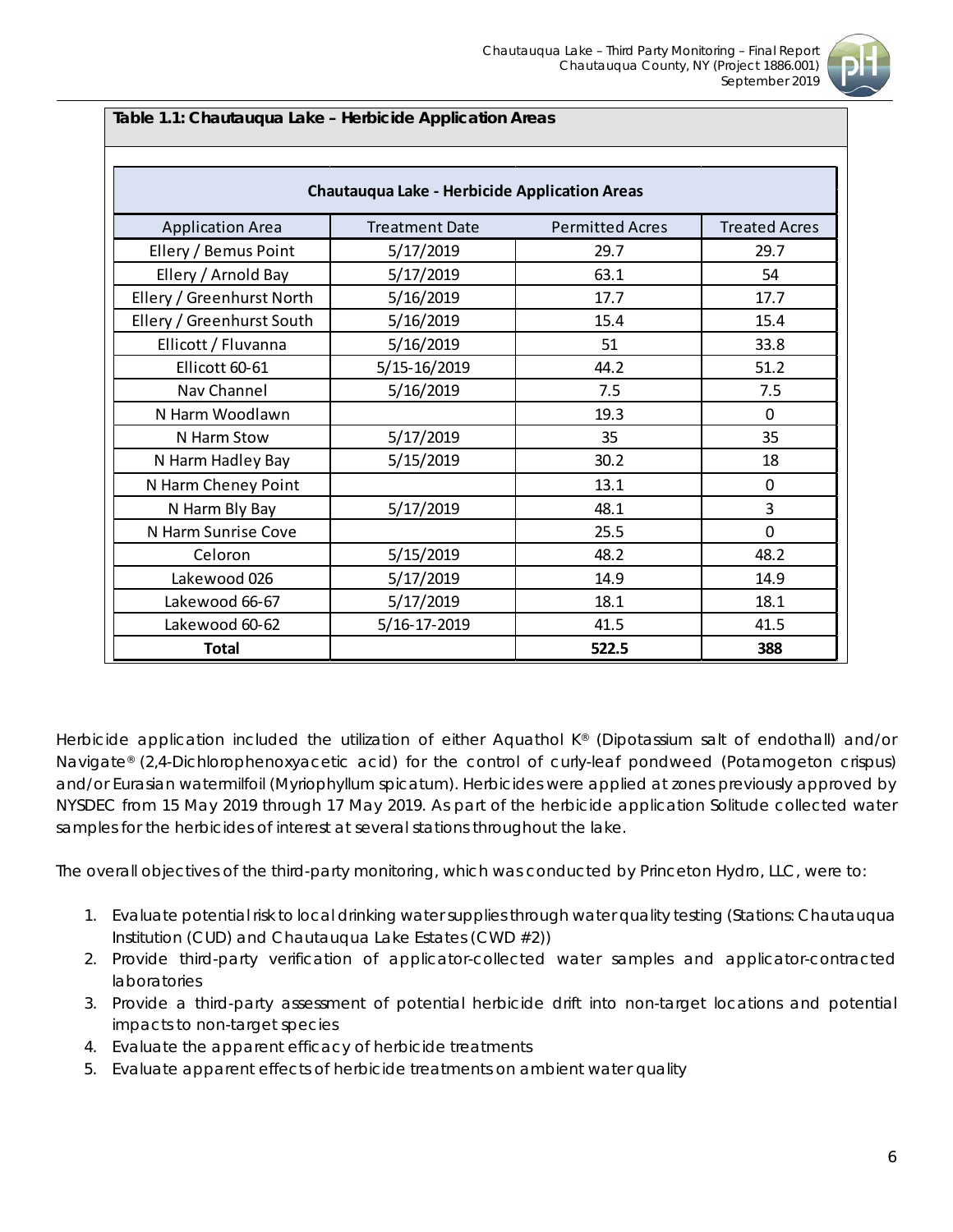**Table 1.1: Chautauqua Lake – Herbicide Application Areas**

| Chautauqua Lake - Herbicide Application Areas | | | |
|---|---|---|---|
| Application Area | Treatment Date | Permitted Acres | Treated Acres |
| Ellery / Bemus Point | 5/17/2019 | 29.7 | 29.7 |
| Ellery / Arnold Bay | 5/17/2019 | 63.1 | 54 |
| Ellery / Greenhurst North | 5/16/2019 | 17.7 | 17.7 |
| Ellery / Greenhurst South | 5/16/2019 | 15.4 | 15.4 |
| Ellicott / Fluvanna | 5/16/2019 | 51 | 33.8 |
| Ellicott 60-61 | 5/15-16/2019 | 44.2 | 51.2 |
| Nav Channel | 5/16/2019 | 7.5 | 7.5 |
| N Harm Woodlawn | | 19.3 | 0 |
| N Harm Stow | 5/17/2019 | 35 | 35 |
| N Harm Hadley Bay | 5/15/2019 | 30.2 | 18 |
| N Harm Cheney Point | | 13.1 | 0 |
| N Harm Bly Bay | 5/17/2019 | 48.1 | 3 |
| N Harm Sunrise Cove | | 25.5 | 0 |
| Celoron | 5/15/2019 | 48.2 | 48.2 |
| Lakewood 026 | 5/17/2019 | 14.9 | 14.9 |
| Lakewood 66-67 | 5/17/2019 | 18.1 | 18.1 |
| Lakewood 60-62 | 5/16-17-2019 | 41.5 | 41.5 |
| **Total** | | **522.5** | **388** |

Herbicide application included the utilization of either Aquathol K® (Dipotassium salt of endothall) and/or Navigate® (2,4-Dichlorophenoxyacetic acid) for the control of curly-leaf pondweed (*Potamogeton crispus*) and/or Eurasian watermilfoil (*Myriophyllum spicatum*). Herbicides were applied at zones previously approved by NYSDEC from 15 May 2019 through 17 May 2019. As part of the herbicide application Solitude collected water samples for the herbicides of interest at several stations throughout the lake.

The overall objectives of the third-party monitoring, which was conducted by Princeton Hydro, LLC, were to:

1. Evaluate potential risk to local drinking water supplies through water quality testing (Stations: Chautauqua Institution (CUD) and Chautauqua Lake Estates (CWD #2))
2. Provide third-party verification of applicator-collected water samples and applicator-contracted laboratories
3. Provide a third-party assessment of potential herbicide drift into non-target locations and potential impacts to non-target species
4. Evaluate the apparent efficacy of herbicide treatments
5. Evaluate apparent effects of herbicide treatments on ambient water quality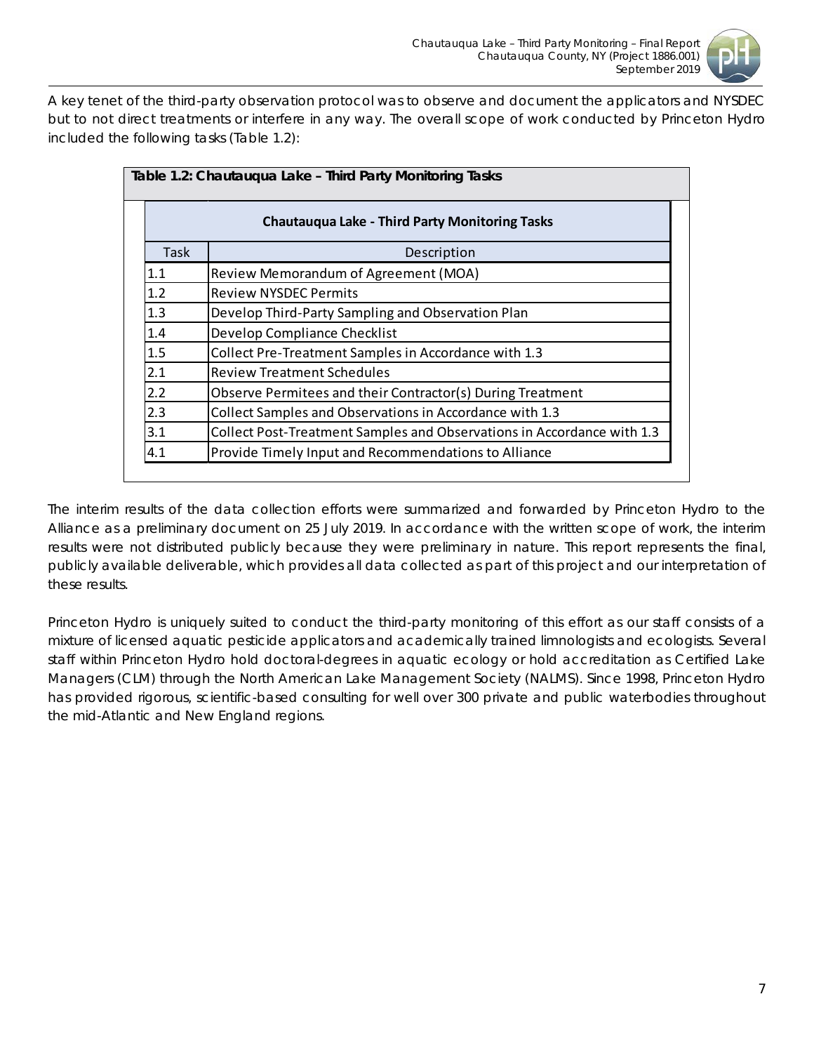A key tenet of the third-party observation protocol was to observe and document the applicators and NYSDEC but to not direct treatments or interfere in any way. The overall scope of work conducted by Princeton Hydro included the following tasks (Table 1.2):

**Table 1.2: Chautauqua Lake – Third Party Monitoring Tasks**

| Chautauqua Lake - Third Party Monitoring Tasks | |
|---|---|
| Task | Description |
| 1.1 | Review Memorandum of Agreement (MOA) |
| 1.2 | Review NYSDEC Permits |
| 1.3 | Develop Third-Party Sampling and Observation Plan |
| 1.4 | Develop Compliance Checklist |
| 1.5 | Collect Pre-Treatment Samples in Accordance with 1.3 |
| 2.1 | Review Treatment Schedules |
| 2.2 | Observe Permitees and their Contractor(s) During Treatment |
| 2.3 | Collect Samples and Observations in Accordance with 1.3 |
| 3.1 | Collect Post-Treatment Samples and Observations in Accordance with 1.3 |
| 4.1 | Provide Timely Input and Recommendations to Alliance |

The interim results of the data collection efforts were summarized and forwarded by Princeton Hydro to the Alliance as a preliminary document on 25 July 2019. In accordance with the written scope of work, the interim results were not distributed publicly because they were preliminary in nature. This report represents the final, publicly available deliverable, which provides all data collected as part of this project and our interpretation of these results.

Princeton Hydro is uniquely suited to conduct the third-party monitoring of this effort as our staff consists of a mixture of licensed aquatic pesticide applicators and academically trained limnologists and ecologists. Several staff within Princeton Hydro hold doctoral-degrees in aquatic ecology or hold accreditation as Certified Lake Managers (CLM) through the North American Lake Management Society (NALMS). Since 1998, Princeton Hydro has provided rigorous, scientific-based consulting for well over 300 private and public waterbodies throughout the mid-Atlantic and New England regions.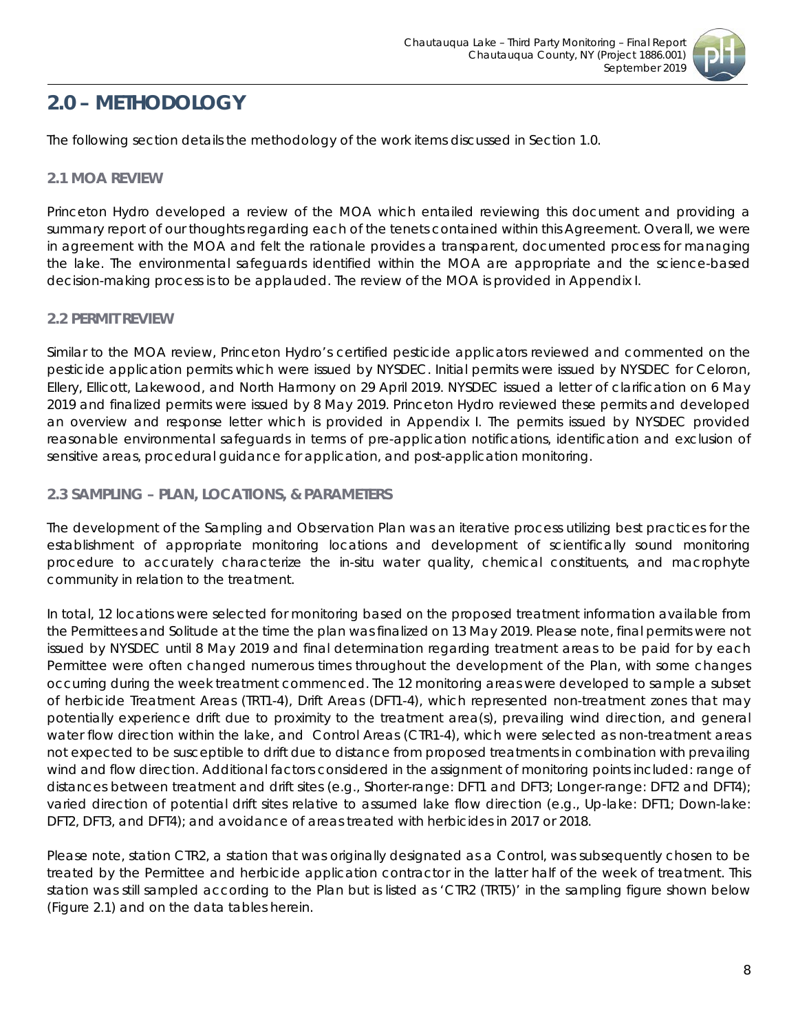# 2.0 – METHODOLOGY

The following section details the methodology of the work items discussed in Section 1.0.

## 2.1 MOA REVIEW

Princeton Hydro developed a review of the MOA which entailed reviewing this document and providing a summary report of our thoughts regarding each of the tenets contained within this Agreement. Overall, we were in agreement with the MOA and felt the rationale provides a transparent, documented process for managing the lake. The environmental safeguards identified within the MOA are appropriate and the science-based decision-making process is to be applauded. The review of the MOA is provided in Appendix I.

## 2.2 PERMIT REVIEW

Similar to the MOA review, Princeton Hydro's certified pesticide applicators reviewed and commented on the pesticide application permits which were issued by NYSDEC. Initial permits were issued by NYSDEC for Celoron, Ellery, Ellicott, Lakewood, and North Harmony on 29 April 2019. NYSDEC issued a letter of clarification on 6 May 2019 and finalized permits were issued by 8 May 2019. Princeton Hydro reviewed these permits and developed an overview and response letter which is provided in Appendix I. The permits issued by NYSDEC provided reasonable environmental safeguards in terms of pre-application notifications, identification and exclusion of sensitive areas, procedural guidance for application, and post-application monitoring.

## 2.3 SAMPLING – PLAN, LOCATIONS, & PARAMETERS

The development of the Sampling and Observation Plan was an iterative process utilizing best practices for the establishment of appropriate monitoring locations and development of scientifically sound monitoring procedure to accurately characterize the in-situ water quality, chemical constituents, and macrophyte community in relation to the treatment.

In total, 12 locations were selected for monitoring based on the proposed treatment information available from the Permittees and Solitude at the time the plan was finalized on 13 May 2019. Please note, final permits were not issued by NYSDEC until 8 May 2019 and final determination regarding treatment areas to be paid for by each Permittee were often changed numerous times throughout the development of the Plan, with some changes occurring during the week treatment commenced. The 12 monitoring areas were developed to sample a subset of herbicide Treatment Areas (TRT1-4), Drift Areas (DFT1-4), which represented non-treatment zones that may potentially experience drift due to proximity to the treatment area(s), prevailing wind direction, and general water flow direction within the lake, and Control Areas (CTR1-4), which were selected as non-treatment areas not expected to be susceptible to drift due to distance from proposed treatments in combination with prevailing wind and flow direction. Additional factors considered in the assignment of monitoring points included: range of distances between treatment and drift sites (e.g., Shorter-range: DFT1 and DFT3; Longer-range: DFT2 and DFT4); varied direction of potential drift sites relative to assumed lake flow direction (e.g., Up-lake: DFT1; Down-lake: DFT2, DFT3, and DFT4); and avoidance of areas treated with herbicides in 2017 or 2018.

Please note, station CTR2, a station that was originally designated as a Control, was subsequently chosen to be treated by the Permittee and herbicide application contractor in the latter half of the week of treatment. This station was still sampled according to the Plan but is listed as 'CTR2 (TRT5)' in the sampling figure shown below (Figure 2.1) and on the data tables herein.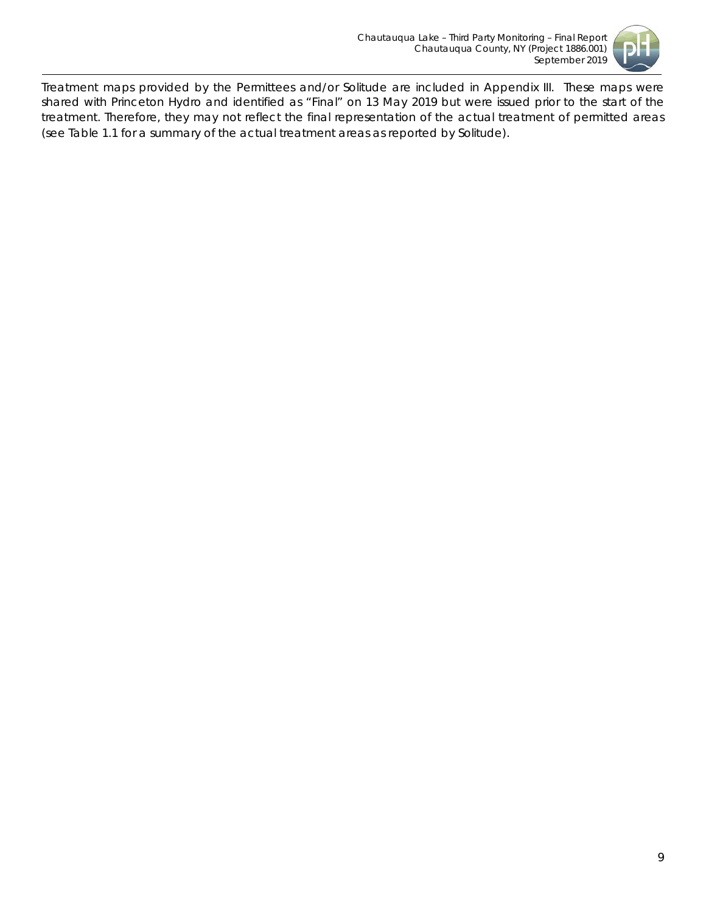Treatment maps provided by the Permittees and/or Solitude are included in Appendix III. These maps were shared with Princeton Hydro and identified as "Final" on 13 May 2019 but were issued prior to the start of the treatment. Therefore, they may not reflect the final representation of the actual treatment of permitted areas (see Table 1.1 for a summary of the actual treatment areas as reported by Solitude).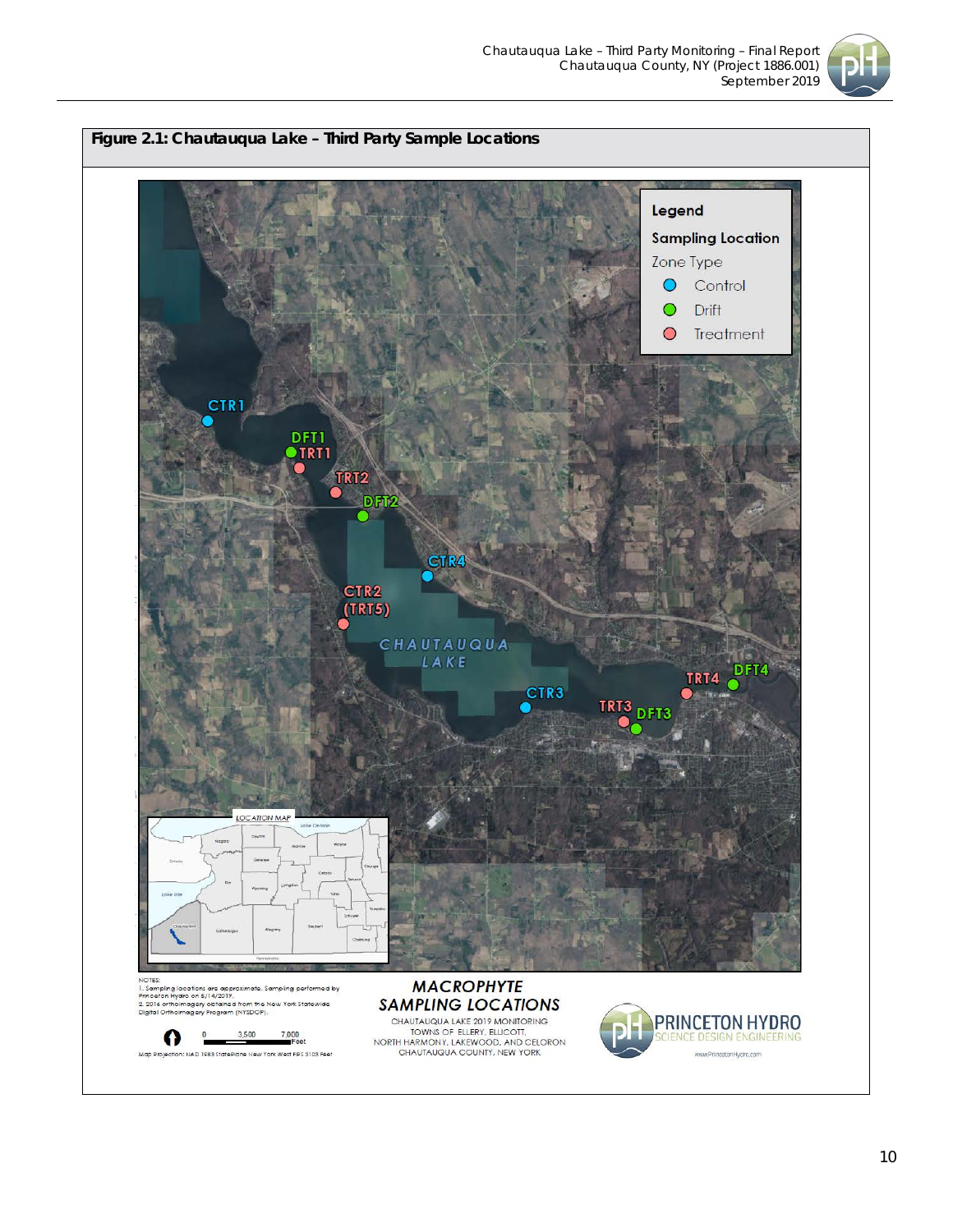**Figure 2.1: Chautauqua Lake – Third Party Sample Locations**

Legend

Sampling Location

Zone Type

- Control
- Drift
- Treatment

CTR1, DFT1, TRT1, TRT2, DFT2, CTR4, CTR2 (TRT5), CHAUTAUQUA LAKE, CTR3, TRT3, DFT3, TRT4, DFT4

NOTES:
1. Sampling locations are approximate. Sampling performed by Princeton Hydro on 6/14/2019.
2. 2016 orthoimagery obtained from the New York Statewide Digital Orthoimagery Program (NYSDOP).

0 3,500 7,000 Feet

Map Projection: NAD 1983 StatePlane New York West FIPS 3103 Feet

**MACROPHYTE SAMPLING LOCATIONS**

CHAUTAUQUA LAKE 2019 MONITORING
TOWNS OF ELLERY, ELLICOTT, NORTH HARMONY, LAKEWOOD, AND CELORON
CHAUTAUQUA COUNTY, NEW YORK

PRINCETON HYDRO
SCIENCE DESIGN ENGINEERING
www.PrincetonHydro.com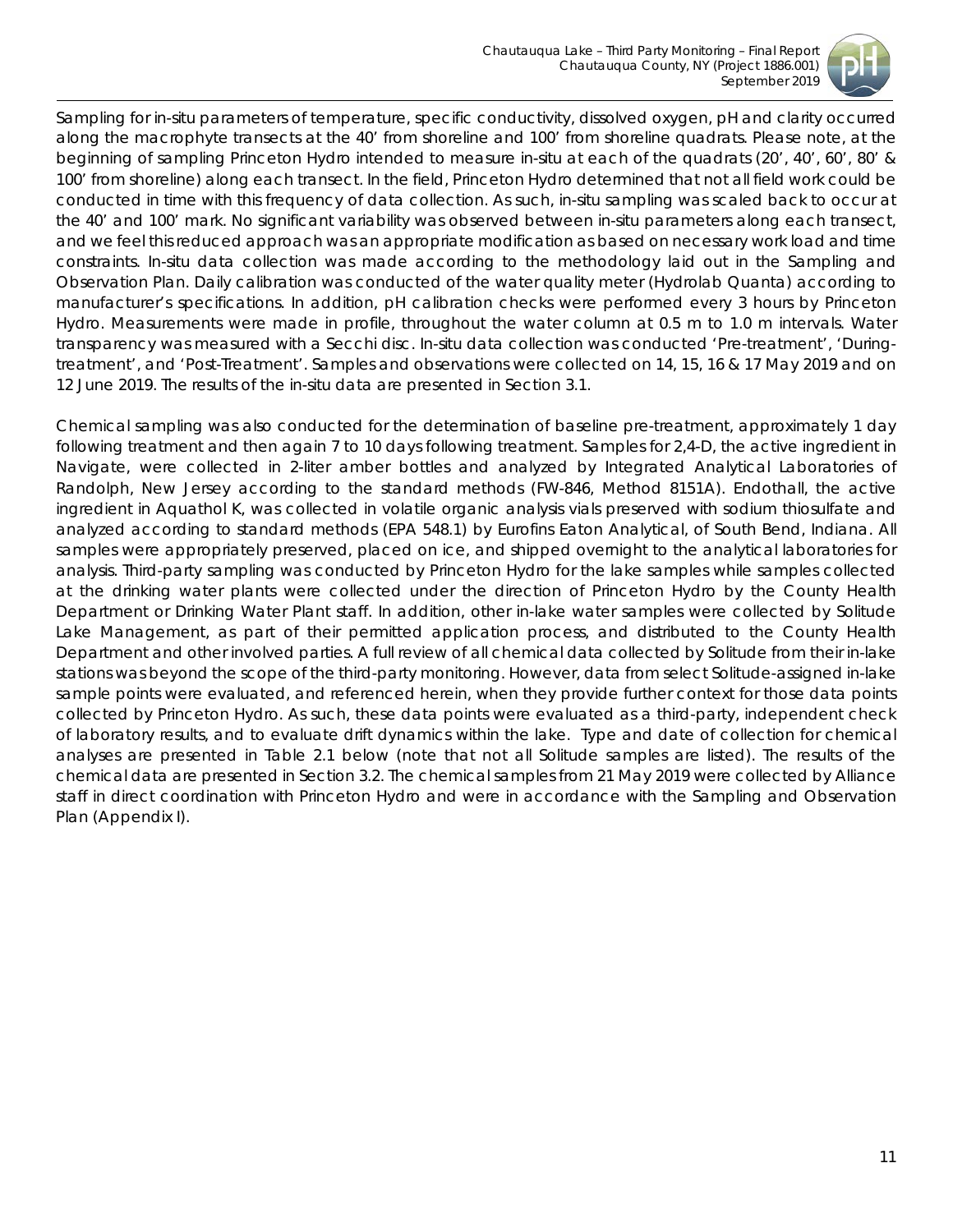Sampling for in-situ parameters of temperature, specific conductivity, dissolved oxygen, pH and clarity occurred along the macrophyte transects at the 40' from shoreline and 100' from shoreline quadrats. Please note, at the beginning of sampling Princeton Hydro intended to measure in-situ at each of the quadrats (20', 40', 60', 80' & 100' from shoreline) along each transect. In the field, Princeton Hydro determined that not all field work could be conducted in time with this frequency of data collection. As such, in-situ sampling was scaled back to occur at the 40' and 100' mark. No significant variability was observed between in-situ parameters along each transect, and we feel this reduced approach was an appropriate modification as based on necessary work load and time constraints. In-situ data collection was made according to the methodology laid out in the Sampling and Observation Plan. Daily calibration was conducted of the water quality meter (Hydrolab Quanta) according to manufacturer's specifications. In addition, pH calibration checks were performed every 3 hours by Princeton Hydro. Measurements were made in profile, throughout the water column at 0.5 m to 1.0 m intervals. Water transparency was measured with a Secchi disc. In-situ data collection was conducted 'Pre-treatment', 'During-treatment', and 'Post-Treatment'. Samples and observations were collected on 14, 15, 16 & 17 May 2019 and on 12 June 2019. The results of the in-situ data are presented in Section 3.1.

Chemical sampling was also conducted for the determination of baseline pre-treatment, approximately 1 day following treatment and then again 7 to 10 days following treatment. Samples for 2,4-D, the active ingredient in Navigate, were collected in 2-liter amber bottles and analyzed by Integrated Analytical Laboratories of Randolph, New Jersey according to the standard methods (FW-846, Method 8151A). Endothall, the active ingredient in Aquathol K, was collected in volatile organic analysis vials preserved with sodium thiosulfate and analyzed according to standard methods (EPA 548.1) by Eurofins Eaton Analytical, of South Bend, Indiana. All samples were appropriately preserved, placed on ice, and shipped overnight to the analytical laboratories for analysis. Third-party sampling was conducted by Princeton Hydro for the lake samples while samples collected at the drinking water plants were collected under the direction of Princeton Hydro by the County Health Department or Drinking Water Plant staff. In addition, other in-lake water samples were collected by Solitude Lake Management, as part of their permitted application process, and distributed to the County Health Department and other involved parties. A full review of all chemical data collected by Solitude from their in-lake stations was beyond the scope of the third-party monitoring. However, data from select Solitude-assigned in-lake sample points were evaluated, and referenced herein, when they provide further context for those data points collected by Princeton Hydro. As such, these data points were evaluated as a third-party, independent check of laboratory results, and to evaluate drift dynamics within the lake. Type and date of collection for chemical analyses are presented in Table 2.1 below (note that not all Solitude samples are listed). The results of the chemical data are presented in Section 3.2. The chemical samples from 21 May 2019 were collected by Alliance staff in direct coordination with Princeton Hydro and were in accordance with the Sampling and Observation Plan (Appendix I).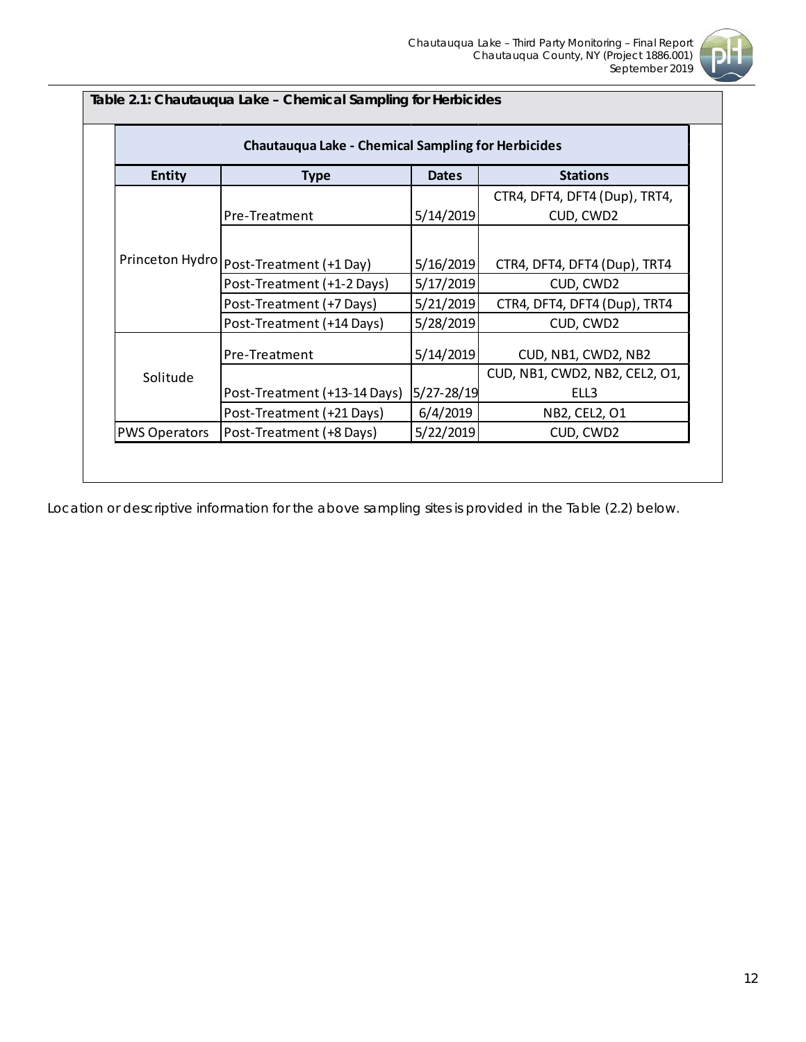**Table 2.1: Chautauqua Lake – Chemical Sampling for Herbicides**

| Chautauqua Lake - Chemical Sampling for Herbicides | | | |
|---|---|---|---|
| **Entity** | **Type** | **Dates** | **Stations** |
| Princeton Hydro | Pre-Treatment | 5/14/2019 | CTR4, DFT4, DFT4 (Dup), TRT4, CUD, CWD2 |
| | Post-Treatment (+1 Day) | 5/16/2019 | CTR4, DFT4, DFT4 (Dup), TRT4 |
| | Post-Treatment (+1-2 Days) | 5/17/2019 | CUD, CWD2 |
| | Post-Treatment (+7 Days) | 5/21/2019 | CTR4, DFT4, DFT4 (Dup), TRT4 |
| | Post-Treatment (+14 Days) | 5/28/2019 | CUD, CWD2 |
| Solitude | Pre-Treatment | 5/14/2019 | CUD, NB1, CWD2, NB2 |
| | Post-Treatment (+13-14 Days) | 5/27-28/19 | CUD, NB1, CWD2, NB2, CEL2, O1, ELL3 |
| | Post-Treatment (+21 Days) | 6/4/2019 | NB2, CEL2, O1 |
| PWS Operators | Post-Treatment (+8 Days) | 5/22/2019 | CUD, CWD2 |

Location or descriptive information for the above sampling sites is provided in the Table (2.2) below.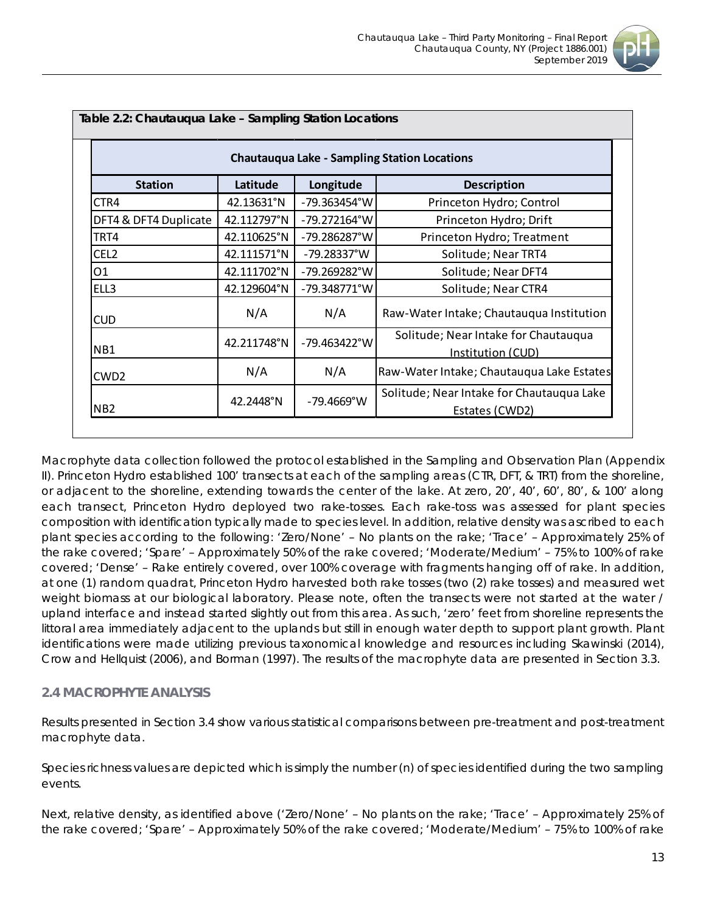**Table 2.2: Chautauqua Lake – Sampling Station Locations**

| Chautauqua Lake - Sampling Station Locations | | | |
|---|---|---|---|
| **Station** | **Latitude** | **Longitude** | **Description** |
| CTR4 | 42.13631°N | -79.363454°W | Princeton Hydro; Control |
| DFT4 & DFT4 Duplicate | 42.112797°N | -79.272164°W | Princeton Hydro; Drift |
| TRT4 | 42.110625°N | -79.286287°W | Princeton Hydro; Treatment |
| CEL2 | 42.111571°N | -79.28337°W | Solitude; Near TRT4 |
| O1 | 42.111702°N | -79.269282°W | Solitude; Near DFT4 |
| ELL3 | 42.129604°N | -79.348771°W | Solitude; Near CTR4 |
| CUD | N/A | N/A | Raw-Water Intake; Chautauqua Institution |
| NB1 | 42.211748°N | -79.463422°W | Solitude; Near Intake for Chautauqua Institution (CUD) |
| CWD2 | N/A | N/A | Raw-Water Intake; Chautauqua Lake Estates |
| NB2 | 42.2448°N | -79.4669°W | Solitude; Near Intake for Chautauqua Lake Estates (CWD2) |

Macrophyte data collection followed the protocol established in the Sampling and Observation Plan (Appendix II). Princeton Hydro established 100' transects at each of the sampling areas (CTR, DFT, & TRT) from the shoreline, or adjacent to the shoreline, extending towards the center of the lake. At zero, 20', 40', 60', 80', & 100' along each transect, Princeton Hydro deployed two rake-tosses. Each rake-toss was assessed for plant species composition with identification typically made to species level. In addition, relative density was ascribed to each plant species according to the following: 'Zero/None' – No plants on the rake; 'Trace' – Approximately 25% of the rake covered; 'Spare' – Approximately 50% of the rake covered; 'Moderate/Medium' – 75% to 100% of rake covered; 'Dense' – Rake entirely covered, over 100% coverage with fragments hanging off of rake. In addition, at one (1) random quadrat, Princeton Hydro harvested both rake tosses (two (2) rake tosses) and measured wet weight biomass at our biological laboratory. Please note, often the transects were not started at the water / upland interface and instead started slightly out from this area. As such, 'zero' feet from shoreline represents the littoral area immediately adjacent to the uplands but still in enough water depth to support plant growth. Plant identifications were made utilizing previous taxonomical knowledge and resources including Skawinski (2014), Crow and Hellquist (2006), and Borman (1997). The results of the macrophyte data are presented in Section 3.3.

## 2.4 MACROPHYTE ANALYSIS

Results presented in Section 3.4 show various statistical comparisons between pre-treatment and post-treatment macrophyte data.

Species richness values are depicted which is simply the number (n) of species identified during the two sampling events.

Next, relative density, as identified above ('Zero/None' – No plants on the rake; 'Trace' – Approximately 25% of the rake covered; 'Spare' – Approximately 50% of the rake covered; 'Moderate/Medium' – 75% to 100% of rake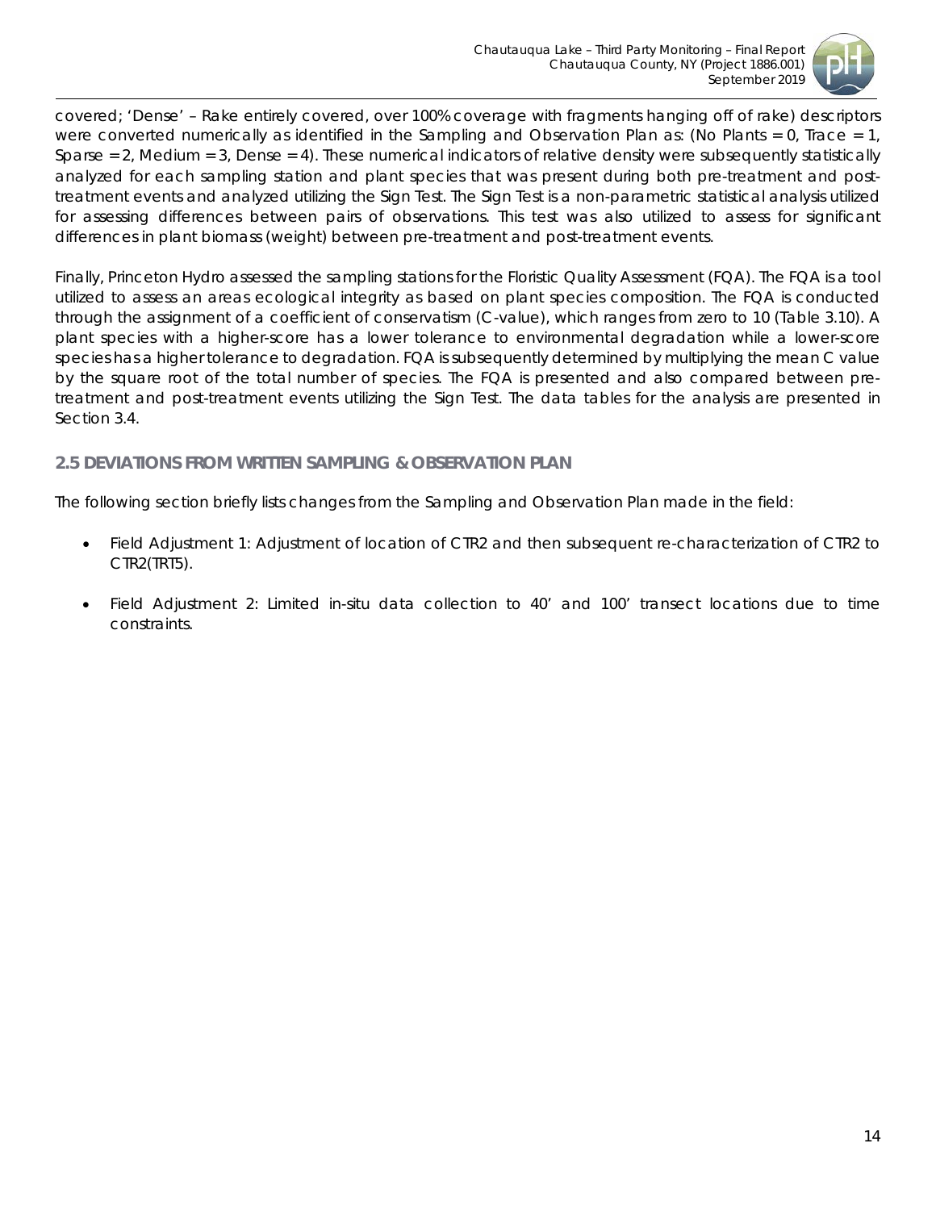covered; 'Dense' – Rake entirely covered, over 100% coverage with fragments hanging off of rake) descriptors were converted numerically as identified in the Sampling and Observation Plan as: (No Plants = 0, Trace = 1, Sparse = 2, Medium = 3, Dense = 4). These numerical indicators of relative density were subsequently statistically analyzed for each sampling station and plant species that was present during both pre-treatment and post-treatment events and analyzed utilizing the Sign Test. The Sign Test is a non-parametric statistical analysis utilized for assessing differences between pairs of observations. This test was also utilized to assess for significant differences in plant biomass (weight) between pre-treatment and post-treatment events.

Finally, Princeton Hydro assessed the sampling stations for the Floristic Quality Assessment (FQA). The FQA is a tool utilized to assess an areas ecological integrity as based on plant species composition. The FQA is conducted through the assignment of a coefficient of conservatism (C-value), which ranges from zero to 10 (Table 3.10). A plant species with a higher-score has a lower tolerance to environmental degradation while a lower-score species has a higher tolerance to degradation. FQA is subsequently determined by multiplying the mean C value by the square root of the total number of species. The FQA is presented and also compared between pre-treatment and post-treatment events utilizing the Sign Test. The data tables for the analysis are presented in Section 3.4.

## 2.5 DEVIATIONS FROM WRITTEN SAMPLING & OBSERVATION PLAN

The following section briefly lists changes from the Sampling and Observation Plan made in the field:

- Field Adjustment 1: Adjustment of location of CTR2 and then subsequent re-characterization of CTR2 to CTR2(TRT5).
- Field Adjustment 2: Limited in-situ data collection to 40' and 100' transect locations due to time constraints.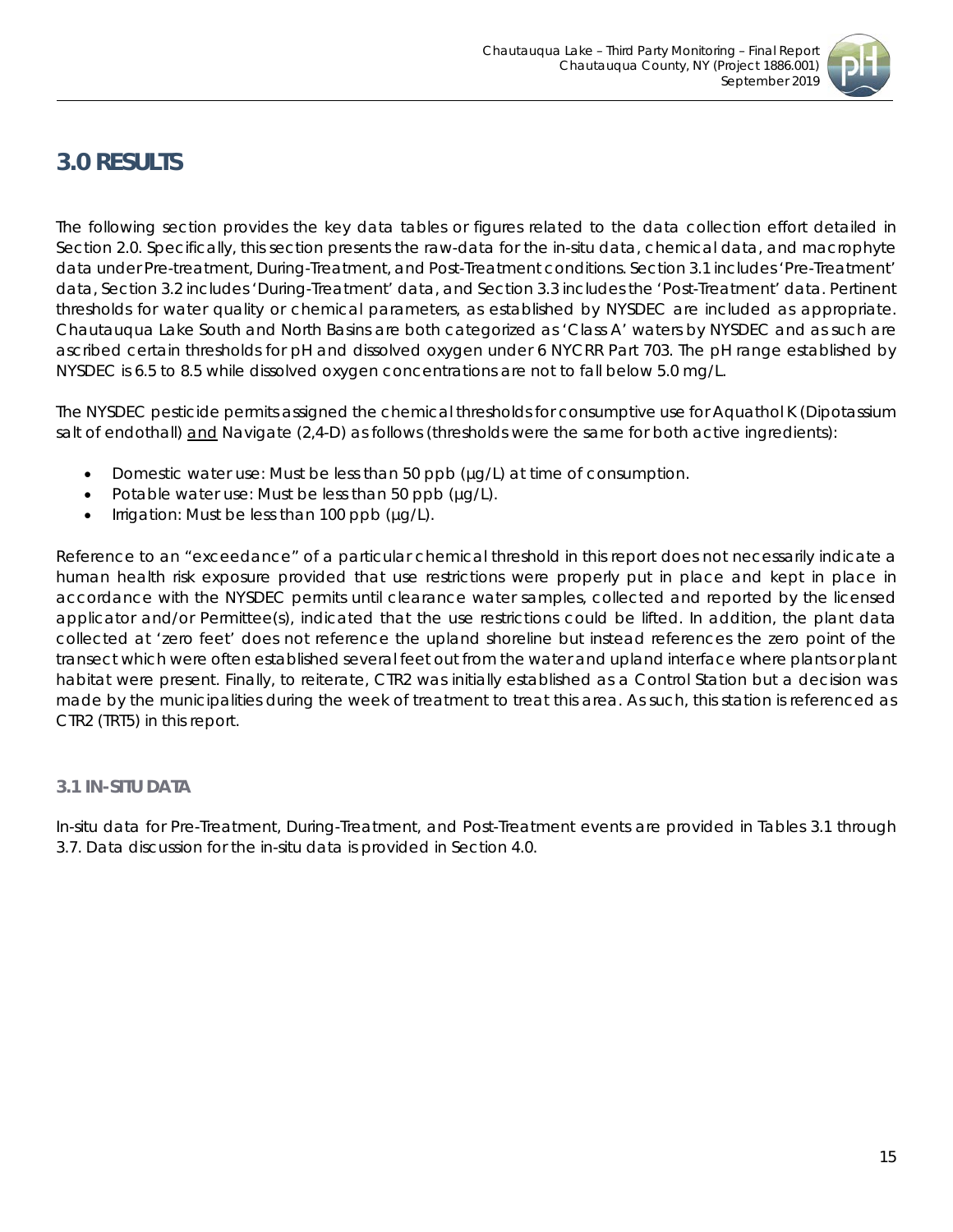# 3.0 RESULTS

The following section provides the key data tables or figures related to the data collection effort detailed in Section 2.0. Specifically, this section presents the raw-data for the in-situ data, chemical data, and macrophyte data under Pre-treatment, During-Treatment, and Post-Treatment conditions. Section 3.1 includes 'Pre-Treatment' data, Section 3.2 includes 'During-Treatment' data, and Section 3.3 includes the 'Post-Treatment' data. Pertinent thresholds for water quality or chemical parameters, as established by NYSDEC are included as appropriate. Chautauqua Lake South and North Basins are both categorized as 'Class A' waters by NYSDEC and as such are ascribed certain thresholds for pH and dissolved oxygen under 6 NYCRR Part 703. The pH range established by NYSDEC is 6.5 to 8.5 while dissolved oxygen concentrations are not to fall below 5.0 mg/L.

The NYSDEC pesticide permits assigned the chemical thresholds for consumptive use for Aquathol K (Dipotassium salt of endothall) <u>and</u> Navigate (2,4-D) as follows (thresholds were the same for both active ingredients):

- Domestic water use: Must be less than 50 ppb (µg/L) at time of consumption.
- Potable water use: Must be less than 50 ppb (µg/L).
- Irrigation: Must be less than 100 ppb (µg/L).

Reference to an "exceedance" of a particular chemical threshold in this report does not necessarily indicate a human health risk exposure provided that use restrictions were properly put in place and kept in place in accordance with the NYSDEC permits until clearance water samples, collected and reported by the licensed applicator and/or Permittee(s), indicated that the use restrictions could be lifted. In addition, the plant data collected at 'zero feet' does not reference the upland shoreline but instead references the zero point of the transect which were often established several feet out from the water and upland interface where plants or plant habitat were present. Finally, to reiterate, CTR2 was initially established as a Control Station but a decision was made by the municipalities during the week of treatment to treat this area. As such, this station is referenced as CTR2 (TRT5) in this report.

## 3.1 IN-SITU DATA

In-situ data for Pre-Treatment, During-Treatment, and Post-Treatment events are provided in Tables 3.1 through 3.7. Data discussion for the in-situ data is provided in Section 4.0.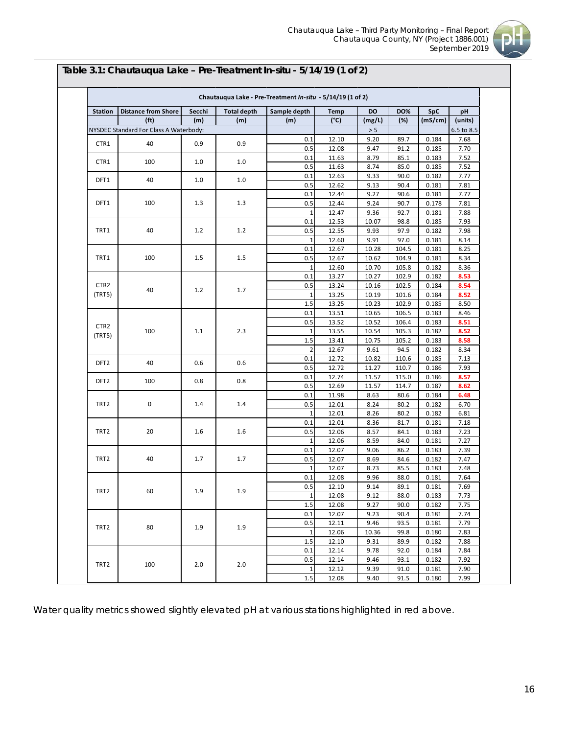## Table 3.1: Chautauqua Lake – Pre-Treatment In-situ - 5/14/19 (1 of 2)

| Chautauqua Lake - Pre-Treatment *In-situ* - 5/14/19 (1 of 2) | | | | | | | | | |
|---|---|---|---|---|---|---|---|---|---|
| **Station** | **Distance from Shore** | **Secchi** | **Total depth** | **Sample depth** | **Temp** | **DO** | **DO%** | **SpC** | **pH** |
| | **(ft)** | **(m)** | **(m)** | **(m)** | **(°C)** | **(mg/L)** | **(%)** | **(mS/cm)** | **(units)** |
| NYSDEC Standard For Class A Waterbody: | | | | | | > 5 | | | 6.5 to 8.5 |
| CTR1 | 40 | 0.9 | 0.9 | 0.1 | 12.10 | 9.20 | 89.7 | 0.184 | 7.68 |
| | | | | 0.5 | 12.08 | 9.47 | 91.2 | 0.185 | 7.70 |
| CTR1 | 100 | 1.0 | 1.0 | 0.1 | 11.63 | 8.79 | 85.1 | 0.183 | 7.52 |
| | | | | 0.5 | 11.63 | 8.74 | 85.0 | 0.185 | 7.52 |
| DFT1 | 40 | 1.0 | 1.0 | 0.1 | 12.63 | 9.33 | 90.0 | 0.182 | 7.77 |
| | | | | 0.5 | 12.62 | 9.13 | 90.4 | 0.181 | 7.81 |
| DFT1 | 100 | 1.3 | 1.3 | 0.1 | 12.44 | 9.27 | 90.6 | 0.181 | 7.77 |
| | | | | 0.5 | 12.44 | 9.24 | 90.7 | 0.178 | 7.81 |
| | | | | 1 | 12.47 | 9.36 | 92.7 | 0.181 | 7.88 |
| TRT1 | 40 | 1.2 | 1.2 | 0.1 | 12.53 | 10.07 | 98.8 | 0.185 | 7.93 |
| | | | | 0.5 | 12.55 | 9.93 | 97.9 | 0.182 | 7.98 |
| | | | | 1 | 12.60 | 9.91 | 97.0 | 0.181 | 8.14 |
| TRT1 | 100 | 1.5 | 1.5 | 0.1 | 12.67 | 10.28 | 104.5 | 0.181 | 8.25 |
| | | | | 0.5 | 12.67 | 10.62 | 104.9 | 0.181 | 8.34 |
| | | | | 1 | 12.60 | 10.70 | 105.8 | 0.182 | 8.36 |
| CTR2 (TRT5) | 40 | 1.2 | 1.7 | 0.1 | 13.27 | 10.27 | 102.9 | 0.182 | **8.53** |
| | | | | 0.5 | 13.24 | 10.16 | 102.5 | 0.184 | **8.54** |
| | | | | 1 | 13.25 | 10.19 | 101.6 | 0.184 | **8.52** |
| | | | | 1.5 | 13.25 | 10.23 | 102.9 | 0.185 | 8.50 |
| CTR2 (TRT5) | 100 | 1.1 | 2.3 | 0.1 | 13.51 | 10.65 | 106.5 | 0.183 | 8.46 |
| | | | | 0.5 | 13.52 | 10.52 | 106.4 | 0.183 | **8.51** |
| | | | | 1 | 13.55 | 10.54 | 105.3 | 0.182 | **8.52** |
| | | | | 1.5 | 13.41 | 10.75 | 105.2 | 0.183 | **8.58** |
| | | | | 2 | 12.67 | 9.61 | 94.5 | 0.182 | 8.34 |
| DFT2 | 40 | 0.6 | 0.6 | 0.1 | 12.72 | 10.82 | 110.6 | 0.185 | 7.13 |
| | | | | 0.5 | 12.72 | 11.27 | 110.7 | 0.186 | 7.93 |
| DFT2 | 100 | 0.8 | 0.8 | 0.1 | 12.74 | 11.57 | 115.0 | 0.186 | **8.57** |
| | | | | 0.5 | 12.69 | 11.57 | 114.7 | 0.187 | **8.62** |
| TRT2 | 0 | 1.4 | 1.4 | 0.1 | 11.98 | 8.63 | 80.6 | 0.184 | **6.48** |
| | | | | 0.5 | 12.01 | 8.24 | 80.2 | 0.182 | 6.70 |
| | | | | 1 | 12.01 | 8.26 | 80.2 | 0.182 | 6.81 |
| TRT2 | 20 | 1.6 | 1.6 | 0.1 | 12.01 | 8.36 | 81.7 | 0.181 | 7.18 |
| | | | | 0.5 | 12.06 | 8.57 | 84.1 | 0.183 | 7.23 |
| | | | | 1 | 12.06 | 8.59 | 84.0 | 0.181 | 7.27 |
| TRT2 | 40 | 1.7 | 1.7 | 0.1 | 12.07 | 9.06 | 86.2 | 0.183 | 7.39 |
| | | | | 0.5 | 12.07 | 8.69 | 84.6 | 0.182 | 7.47 |
| | | | | 1 | 12.07 | 8.73 | 85.5 | 0.183 | 7.48 |
| TRT2 | 60 | 1.9 | 1.9 | 0.1 | 12.08 | 9.96 | 88.0 | 0.181 | 7.64 |
| | | | | 0.5 | 12.10 | 9.14 | 89.1 | 0.181 | 7.69 |
| | | | | 1 | 12.08 | 9.12 | 88.0 | 0.183 | 7.73 |
| | | | | 1.5 | 12.08 | 9.27 | 90.0 | 0.182 | 7.75 |
| TRT2 | 80 | 1.9 | 1.9 | 0.1 | 12.07 | 9.23 | 90.4 | 0.181 | 7.74 |
| | | | | 0.5 | 12.11 | 9.46 | 93.5 | 0.181 | 7.79 |
| | | | | 1 | 12.06 | 10.36 | 99.8 | 0.180 | 7.83 |
| | | | | 1.5 | 12.10 | 9.31 | 89.9 | 0.182 | 7.88 |
| TRT2 | 100 | 2.0 | 2.0 | 0.1 | 12.14 | 9.78 | 92.0 | 0.184 | 7.84 |
| | | | | 0.5 | 12.14 | 9.46 | 93.1 | 0.182 | 7.92 |
| | | | | 1 | 12.12 | 9.39 | 91.0 | 0.181 | 7.90 |
| | | | | 1.5 | 12.08 | 9.40 | 91.5 | 0.180 | 7.99 |

Water quality metrics showed slightly elevated pH at various stations highlighted in red above.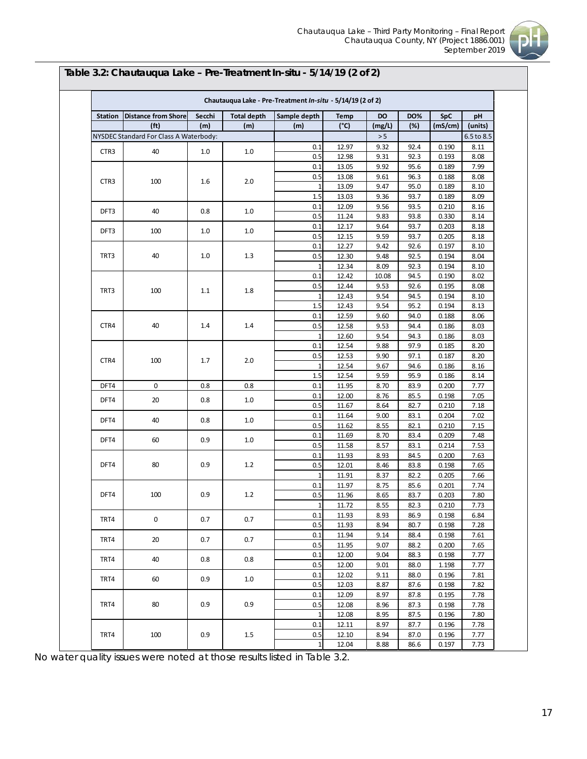## Table 3.2: Chautauqua Lake – Pre-Treatment In-situ - 5/14/19 (2 of 2)

| Chautauqua Lake - Pre-Treatment *In-situ* - 5/14/19 (2 of 2) | | | | | | | | | |
|---|---|---|---|---|---|---|---|---|---|
| Station | Distance from Shore | Secchi | Total depth | Sample depth | Temp | DO | DO% | SpC | pH |
| | (ft) | (m) | (m) | (m) | (°C) | (mg/L) | (%) | (mS/cm) | (units) |
| NYSDEC Standard For Class A Waterbody: | | | | | | > 5 | | | 6.5 to 8.5 |
| CTR3 | 40 | 1.0 | 1.0 | 0.1 | 12.97 | 9.32 | 92.4 | 0.190 | 8.11 |
| | | | | 0.5 | 12.98 | 9.31 | 92.3 | 0.193 | 8.08 |
| CTR3 | 100 | 1.6 | 2.0 | 0.1 | 13.05 | 9.92 | 95.6 | 0.189 | 7.99 |
| | | | | 0.5 | 13.08 | 9.61 | 96.3 | 0.188 | 8.08 |
| | | | | 1 | 13.09 | 9.47 | 95.0 | 0.189 | 8.10 |
| | | | | 1.5 | 13.03 | 9.36 | 93.7 | 0.189 | 8.09 |
| DFT3 | 40 | 0.8 | 1.0 | 0.1 | 12.09 | 9.56 | 93.5 | 0.210 | 8.16 |
| | | | | 0.5 | 11.24 | 9.83 | 93.8 | 0.330 | 8.14 |
| DFT3 | 100 | 1.0 | 1.0 | 0.1 | 12.17 | 9.64 | 93.7 | 0.203 | 8.18 |
| | | | | 0.5 | 12.15 | 9.59 | 93.7 | 0.205 | 8.18 |
| TRT3 | 40 | 1.0 | 1.3 | 0.1 | 12.27 | 9.42 | 92.6 | 0.197 | 8.10 |
| | | | | 0.5 | 12.30 | 9.48 | 92.5 | 0.194 | 8.04 |
| | | | | 1 | 12.34 | 8.09 | 92.3 | 0.194 | 8.10 |
| TRT3 | 100 | 1.1 | 1.8 | 0.1 | 12.42 | 10.08 | 94.5 | 0.190 | 8.02 |
| | | | | 0.5 | 12.44 | 9.53 | 92.6 | 0.195 | 8.08 |
| | | | | 1 | 12.43 | 9.54 | 94.5 | 0.194 | 8.10 |
| | | | | 1.5 | 12.43 | 9.54 | 95.2 | 0.194 | 8.13 |
| CTR4 | 40 | 1.4 | 1.4 | 0.1 | 12.59 | 9.60 | 94.0 | 0.188 | 8.06 |
| | | | | 0.5 | 12.58 | 9.53 | 94.4 | 0.186 | 8.03 |
| | | | | 1 | 12.60 | 9.54 | 94.3 | 0.186 | 8.03 |
| CTR4 | 100 | 1.7 | 2.0 | 0.1 | 12.54 | 9.88 | 97.9 | 0.185 | 8.20 |
| | | | | 0.5 | 12.53 | 9.90 | 97.1 | 0.187 | 8.20 |
| | | | | 1 | 12.54 | 9.67 | 94.6 | 0.186 | 8.16 |
| | | | | 1.5 | 12.54 | 9.59 | 95.9 | 0.186 | 8.14 |
| DFT4 | 0 | 0.8 | 0.8 | 0.1 | 11.95 | 8.70 | 83.9 | 0.200 | 7.77 |
| DFT4 | 20 | 0.8 | 1.0 | 0.1 | 12.00 | 8.76 | 85.5 | 0.198 | 7.05 |
| | | | | 0.5 | 11.67 | 8.64 | 82.7 | 0.210 | 7.18 |
| DFT4 | 40 | 0.8 | 1.0 | 0.1 | 11.64 | 9.00 | 83.1 | 0.204 | 7.02 |
| | | | | 0.5 | 11.62 | 8.55 | 82.1 | 0.210 | 7.15 |
| DFT4 | 60 | 0.9 | 1.0 | 0.1 | 11.69 | 8.70 | 83.4 | 0.209 | 7.48 |
| | | | | 0.5 | 11.58 | 8.57 | 83.1 | 0.214 | 7.53 |
| DFT4 | 80 | 0.9 | 1.2 | 0.1 | 11.93 | 8.93 | 84.5 | 0.200 | 7.63 |
| | | | | 0.5 | 12.01 | 8.46 | 83.8 | 0.198 | 7.65 |
| | | | | 1 | 11.91 | 8.37 | 82.2 | 0.205 | 7.66 |
| DFT4 | 100 | 0.9 | 1.2 | 0.1 | 11.97 | 8.75 | 85.6 | 0.201 | 7.74 |
| | | | | 0.5 | 11.96 | 8.65 | 83.7 | 0.203 | 7.80 |
| | | | | 1 | 11.72 | 8.55 | 82.3 | 0.210 | 7.73 |
| TRT4 | 0 | 0.7 | 0.7 | 0.1 | 11.93 | 8.93 | 86.9 | 0.198 | 6.84 |
| | | | | 0.5 | 11.93 | 8.94 | 80.7 | 0.198 | 7.28 |
| TRT4 | 20 | 0.7 | 0.7 | 0.1 | 11.94 | 9.14 | 88.4 | 0.198 | 7.61 |
| | | | | 0.5 | 11.95 | 9.07 | 88.2 | 0.200 | 7.65 |
| TRT4 | 40 | 0.8 | 0.8 | 0.1 | 12.00 | 9.04 | 88.3 | 0.198 | 7.77 |
| | | | | 0.5 | 12.00 | 9.01 | 88.0 | 1.198 | 7.77 |
| TRT4 | 60 | 0.9 | 1.0 | 0.1 | 12.02 | 9.11 | 88.0 | 0.196 | 7.81 |
| | | | | 0.5 | 12.03 | 8.87 | 87.6 | 0.198 | 7.82 |
| TRT4 | 80 | 0.9 | 0.9 | 0.1 | 12.09 | 8.97 | 87.8 | 0.195 | 7.78 |
| | | | | 0.5 | 12.08 | 8.96 | 87.3 | 0.198 | 7.78 |
| | | | | 1 | 12.08 | 8.95 | 87.5 | 0.196 | 7.80 |
| TRT4 | 100 | 0.9 | 1.5 | 0.1 | 12.11 | 8.97 | 87.7 | 0.196 | 7.78 |
| | | | | 0.5 | 12.10 | 8.94 | 87.0 | 0.196 | 7.77 |
| | | | | 1 | 12.04 | 8.88 | 86.6 | 0.197 | 7.73 |

No water quality issues were noted at those results listed in Table 3.2.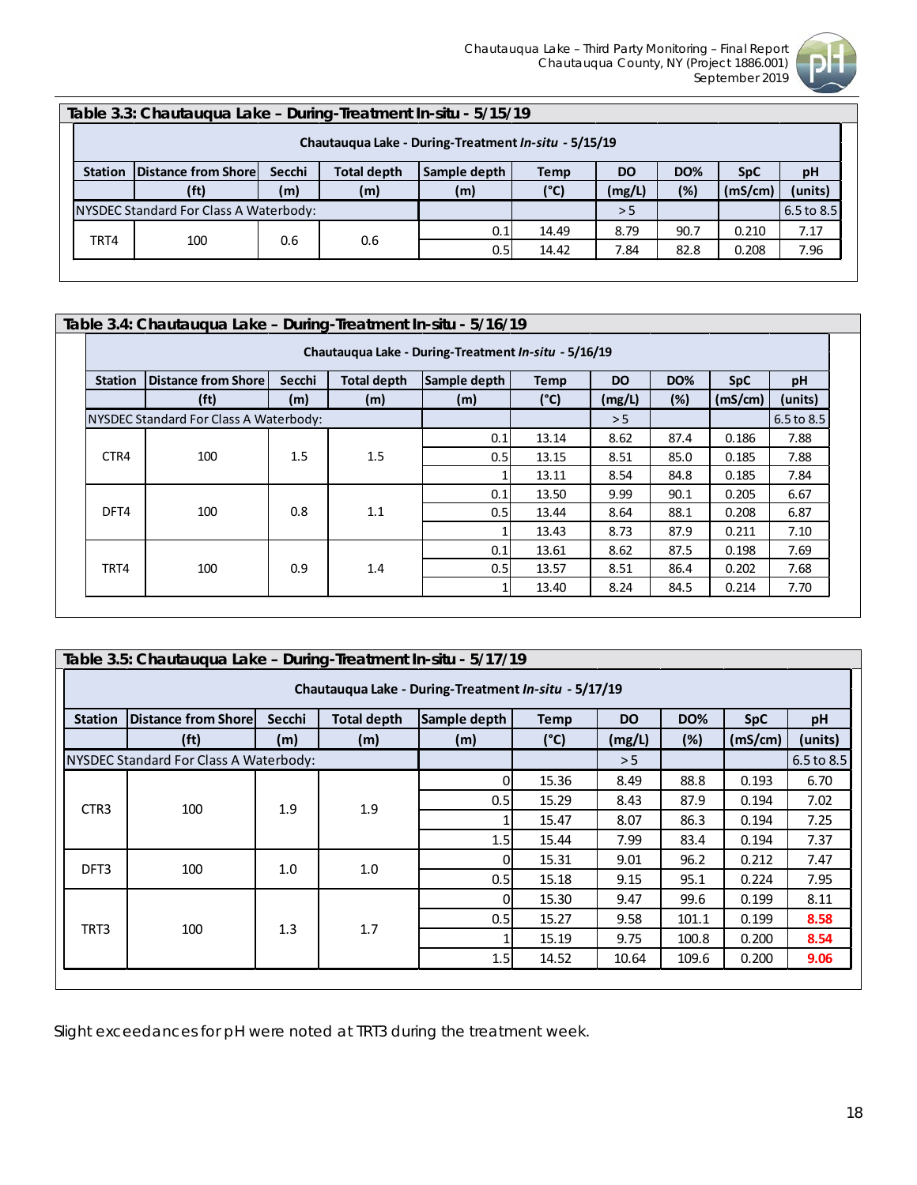### Table 3.3: Chautauqua Lake – During-Treatment In-situ - 5/15/19

Chautauqua Lake - During-Treatment *In-situ* - 5/15/19

| Station | Distance from Shore | Secchi | Total depth | Sample depth | Temp | DO | DO% | SpC | pH |
|---|---|---|---|---|---|---|---|---|---|
| | (ft) | (m) | (m) | (m) | (°C) | (mg/L) | (%) | (mS/cm) | (units) |
| NYSDEC Standard For Class A Waterbody: | | | | | | > 5 | | | 6.5 to 8.5 |
| TRT4 | 100 | 0.6 | 0.6 | 0.1 | 14.49 | 8.79 | 90.7 | 0.210 | 7.17 |
| | | | | 0.5 | 14.42 | 7.84 | 82.8 | 0.208 | 7.96 |

### Table 3.4: Chautauqua Lake – During-Treatment In-situ - 5/16/19

Chautauqua Lake - During-Treatment *In-situ* - 5/16/19

| Station | Distance from Shore | Secchi | Total depth | Sample depth | Temp | DO | DO% | SpC | pH |
|---|---|---|---|---|---|---|---|---|---|
| | (ft) | (m) | (m) | (m) | (°C) | (mg/L) | (%) | (mS/cm) | (units) |
| NYSDEC Standard For Class A Waterbody: | | | | | | > 5 | | | 6.5 to 8.5 |
| CTR4 | 100 | 1.5 | 1.5 | 0.1 | 13.14 | 8.62 | 87.4 | 0.186 | 7.88 |
| | | | | 0.5 | 13.15 | 8.51 | 85.0 | 0.185 | 7.88 |
| | | | | 1 | 13.11 | 8.54 | 84.8 | 0.185 | 7.84 |
| DFT4 | 100 | 0.8 | 1.1 | 0.1 | 13.50 | 9.99 | 90.1 | 0.205 | 6.67 |
| | | | | 0.5 | 13.44 | 8.64 | 88.1 | 0.208 | 6.87 |
| | | | | 1 | 13.43 | 8.73 | 87.9 | 0.211 | 7.10 |
| TRT4 | 100 | 0.9 | 1.4 | 0.1 | 13.61 | 8.62 | 87.5 | 0.198 | 7.69 |
| | | | | 0.5 | 13.57 | 8.51 | 86.4 | 0.202 | 7.68 |
| | | | | 1 | 13.40 | 8.24 | 84.5 | 0.214 | 7.70 |

### Table 3.5: Chautauqua Lake – During-Treatment In-situ - 5/17/19

Chautauqua Lake - During-Treatment *In-situ* - 5/17/19

| Station | Distance from Shore | Secchi | Total depth | Sample depth | Temp | DO | DO% | SpC | pH |
|---|---|---|---|---|---|---|---|---|---|
| | (ft) | (m) | (m) | (m) | (°C) | (mg/L) | (%) | (mS/cm) | (units) |
| NYSDEC Standard For Class A Waterbody: | | | | | | > 5 | | | 6.5 to 8.5 |
| CTR3 | 100 | 1.9 | 1.9 | 0 | 15.36 | 8.49 | 88.8 | 0.193 | 6.70 |
| | | | | 0.5 | 15.29 | 8.43 | 87.9 | 0.194 | 7.02 |
| | | | | 1 | 15.47 | 8.07 | 86.3 | 0.194 | 7.25 |
| | | | | 1.5 | 15.44 | 7.99 | 83.4 | 0.194 | 7.37 |
| DFT3 | 100 | 1.0 | 1.0 | 0 | 15.31 | 9.01 | 96.2 | 0.212 | 7.47 |
| | | | | 0.5 | 15.18 | 9.15 | 95.1 | 0.224 | 7.95 |
| TRT3 | 100 | 1.3 | 1.7 | 0 | 15.30 | 9.47 | 99.6 | 0.199 | 8.11 |
| | | | | 0.5 | 15.27 | 9.58 | 101.1 | 0.199 | **8.58** |
| | | | | 1 | 15.19 | 9.75 | 100.8 | 0.200 | **8.54** |
| | | | | 1.5 | 14.52 | 10.64 | 109.6 | 0.200 | **9.06** |

Slight exceedances for pH were noted at TRT3 during the treatment week.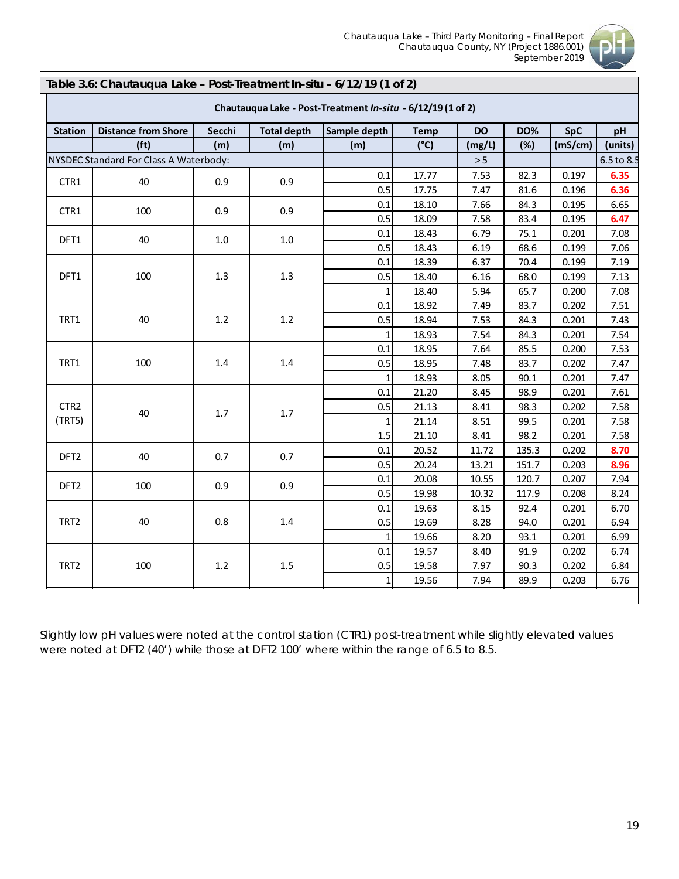**Table 3.6: Chautauqua Lake – Post-Treatment In-situ – 6/12/19 (1 of 2)**

| Chautauqua Lake - Post-Treatment *In-situ* - 6/12/19 (1 of 2) | | | | | | | | | |
|---|---|---|---|---|---|---|---|---|---|
| Station | Distance from Shore | Secchi | Total depth | Sample depth | Temp | DO | DO% | SpC | pH |
| | (ft) | (m) | (m) | (m) | (°C) | (mg/L) | (%) | (mS/cm) | (units) |
| NYSDEC Standard For Class A Waterbody: | | | | | | > 5 | | | 6.5 to 8.5 |
| CTR1 | 40 | 0.9 | 0.9 | 0.1 | 17.77 | 7.53 | 82.3 | 0.197 | **6.35** |
| | | | | 0.5 | 17.75 | 7.47 | 81.6 | 0.196 | **6.36** |
| CTR1 | 100 | 0.9 | 0.9 | 0.1 | 18.10 | 7.66 | 84.3 | 0.195 | 6.65 |
| | | | | 0.5 | 18.09 | 7.58 | 83.4 | 0.195 | **6.47** |
| DFT1 | 40 | 1.0 | 1.0 | 0.1 | 18.43 | 6.79 | 75.1 | 0.201 | 7.08 |
| | | | | 0.5 | 18.43 | 6.19 | 68.6 | 0.199 | 7.06 |
| DFT1 | 100 | 1.3 | 1.3 | 0.1 | 18.39 | 6.37 | 70.4 | 0.199 | 7.19 |
| | | | | 0.5 | 18.40 | 6.16 | 68.0 | 0.199 | 7.13 |
| | | | | 1 | 18.40 | 5.94 | 65.7 | 0.200 | 7.08 |
| TRT1 | 40 | 1.2 | 1.2 | 0.1 | 18.92 | 7.49 | 83.7 | 0.202 | 7.51 |
| | | | | 0.5 | 18.94 | 7.53 | 84.3 | 0.201 | 7.43 |
| | | | | 1 | 18.93 | 7.54 | 84.3 | 0.201 | 7.54 |
| TRT1 | 100 | 1.4 | 1.4 | 0.1 | 18.95 | 7.64 | 85.5 | 0.200 | 7.53 |
| | | | | 0.5 | 18.95 | 7.48 | 83.7 | 0.202 | 7.47 |
| | | | | 1 | 18.93 | 8.05 | 90.1 | 0.201 | 7.47 |
| CTR2 (TRT5) | 40 | 1.7 | 1.7 | 0.1 | 21.20 | 8.45 | 98.9 | 0.201 | 7.61 |
| | | | | 0.5 | 21.13 | 8.41 | 98.3 | 0.202 | 7.58 |
| | | | | 1 | 21.14 | 8.51 | 99.5 | 0.201 | 7.58 |
| | | | | 1.5 | 21.10 | 8.41 | 98.2 | 0.201 | 7.58 |
| DFT2 | 40 | 0.7 | 0.7 | 0.1 | 20.52 | 11.72 | 135.3 | 0.202 | **8.70** |
| | | | | 0.5 | 20.24 | 13.21 | 151.7 | 0.203 | **8.96** |
| DFT2 | 100 | 0.9 | 0.9 | 0.1 | 20.08 | 10.55 | 120.7 | 0.207 | 7.94 |
| | | | | 0.5 | 19.98 | 10.32 | 117.9 | 0.208 | 8.24 |
| TRT2 | 40 | 0.8 | 1.4 | 0.1 | 19.63 | 8.15 | 92.4 | 0.201 | 6.70 |
| | | | | 0.5 | 19.69 | 8.28 | 94.0 | 0.201 | 6.94 |
| | | | | 1 | 19.66 | 8.20 | 93.1 | 0.201 | 6.99 |
| TRT2 | 100 | 1.2 | 1.5 | 0.1 | 19.57 | 8.40 | 91.9 | 0.202 | 6.74 |
| | | | | 0.5 | 19.58 | 7.97 | 90.3 | 0.202 | 6.84 |
| | | | | 1 | 19.56 | 7.94 | 89.9 | 0.203 | 6.76 |

Slightly low pH values were noted at the control station (CTR1) post-treatment while slightly elevated values were noted at DFT2 (40') while those at DFT2 100' where within the range of 6.5 to 8.5.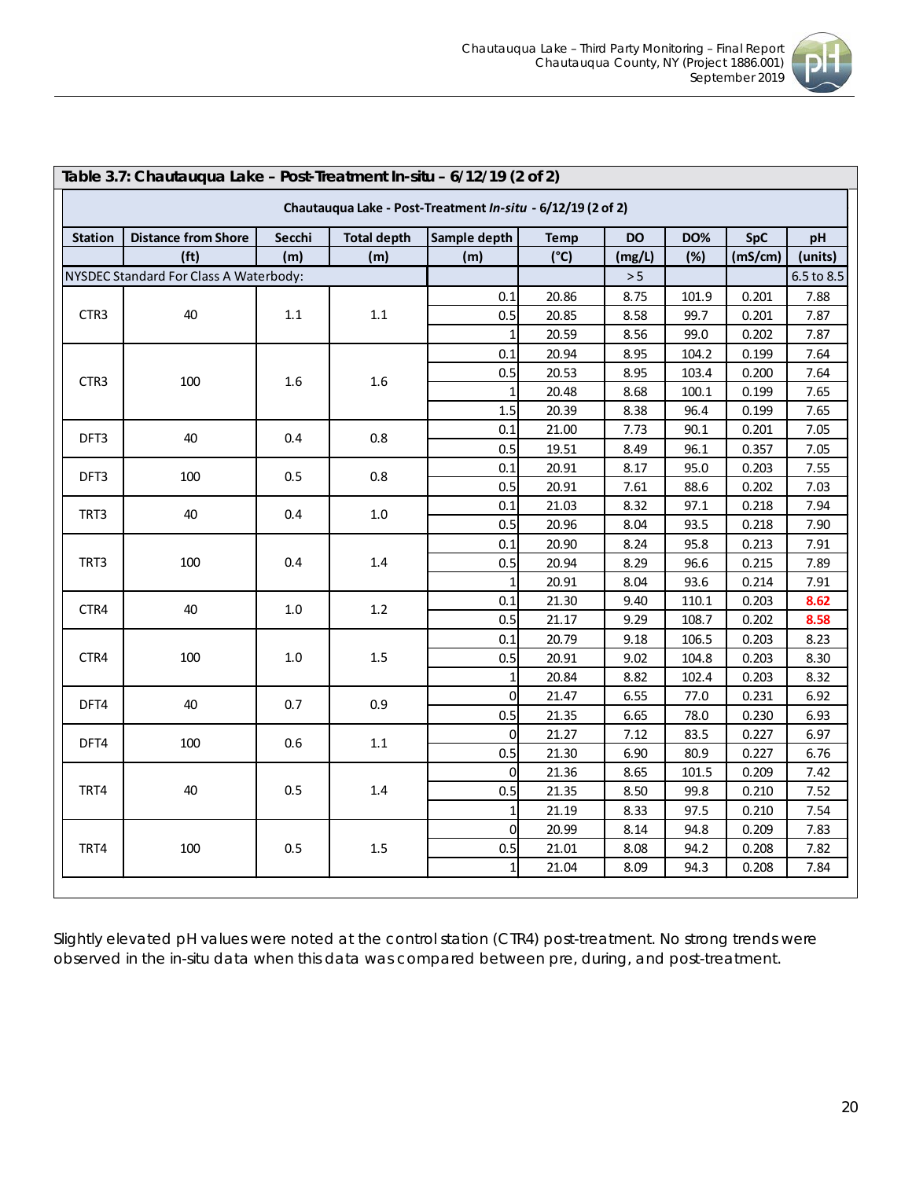**Table 3.7: Chautauqua Lake – Post-Treatment In-situ – 6/12/19 (2 of 2)**

| Chautauqua Lake - Post-Treatment *In-situ* - 6/12/19 (2 of 2) | | | | | | | | | |
|---|---|---|---|---|---|---|---|---|---|
| Station | Distance from Shore | Secchi | Total depth | Sample depth | Temp | DO | DO% | SpC | pH |
| | (ft) | (m) | (m) | (m) | (°C) | (mg/L) | (%) | (mS/cm) | (units) |
| NYSDEC Standard For Class A Waterbody: | | | | | | > 5 | | | 6.5 to 8.5 |
| CTR3 | 40 | 1.1 | 1.1 | 0.1 | 20.86 | 8.75 | 101.9 | 0.201 | 7.88 |
| | | | | 0.5 | 20.85 | 8.58 | 99.7 | 0.201 | 7.87 |
| | | | | 1 | 20.59 | 8.56 | 99.0 | 0.202 | 7.87 |
| CTR3 | 100 | 1.6 | 1.6 | 0.1 | 20.94 | 8.95 | 104.2 | 0.199 | 7.64 |
| | | | | 0.5 | 20.53 | 8.95 | 103.4 | 0.200 | 7.64 |
| | | | | 1 | 20.48 | 8.68 | 100.1 | 0.199 | 7.65 |
| | | | | 1.5 | 20.39 | 8.38 | 96.4 | 0.199 | 7.65 |
| DFT3 | 40 | 0.4 | 0.8 | 0.1 | 21.00 | 7.73 | 90.1 | 0.201 | 7.05 |
| | | | | 0.5 | 19.51 | 8.49 | 96.1 | 0.357 | 7.05 |
| DFT3 | 100 | 0.5 | 0.8 | 0.1 | 20.91 | 8.17 | 95.0 | 0.203 | 7.55 |
| | | | | 0.5 | 20.91 | 7.61 | 88.6 | 0.202 | 7.03 |
| TRT3 | 40 | 0.4 | 1.0 | 0.1 | 21.03 | 8.32 | 97.1 | 0.218 | 7.94 |
| | | | | 0.5 | 20.96 | 8.04 | 93.5 | 0.218 | 7.90 |
| TRT3 | 100 | 0.4 | 1.4 | 0.1 | 20.90 | 8.24 | 95.8 | 0.213 | 7.91 |
| | | | | 0.5 | 20.94 | 8.29 | 96.6 | 0.215 | 7.89 |
| | | | | 1 | 20.91 | 8.04 | 93.6 | 0.214 | 7.91 |
| CTR4 | 40 | 1.0 | 1.2 | 0.1 | 21.30 | 9.40 | 110.1 | 0.203 | **8.62** |
| | | | | 0.5 | 21.17 | 9.29 | 108.7 | 0.202 | **8.58** |
| CTR4 | 100 | 1.0 | 1.5 | 0.1 | 20.79 | 9.18 | 106.5 | 0.203 | 8.23 |
| | | | | 0.5 | 20.91 | 9.02 | 104.8 | 0.203 | 8.30 |
| | | | | 1 | 20.84 | 8.82 | 102.4 | 0.203 | 8.32 |
| DFT4 | 40 | 0.7 | 0.9 | 0 | 21.47 | 6.55 | 77.0 | 0.231 | 6.92 |
| | | | | 0.5 | 21.35 | 6.65 | 78.0 | 0.230 | 6.93 |
| DFT4 | 100 | 0.6 | 1.1 | 0 | 21.27 | 7.12 | 83.5 | 0.227 | 6.97 |
| | | | | 0.5 | 21.30 | 6.90 | 80.9 | 0.227 | 6.76 |
| TRT4 | 40 | 0.5 | 1.4 | 0 | 21.36 | 8.65 | 101.5 | 0.209 | 7.42 |
| | | | | 0.5 | 21.35 | 8.50 | 99.8 | 0.210 | 7.52 |
| | | | | 1 | 21.19 | 8.33 | 97.5 | 0.210 | 7.54 |
| TRT4 | 100 | 0.5 | 1.5 | 0 | 20.99 | 8.14 | 94.8 | 0.209 | 7.83 |
| | | | | 0.5 | 21.01 | 8.08 | 94.2 | 0.208 | 7.82 |
| | | | | 1 | 21.04 | 8.09 | 94.3 | 0.208 | 7.84 |

Slightly elevated pH values were noted at the control station (CTR4) post-treatment. No strong trends were observed in the in-situ data when this data was compared between pre, during, and post-treatment.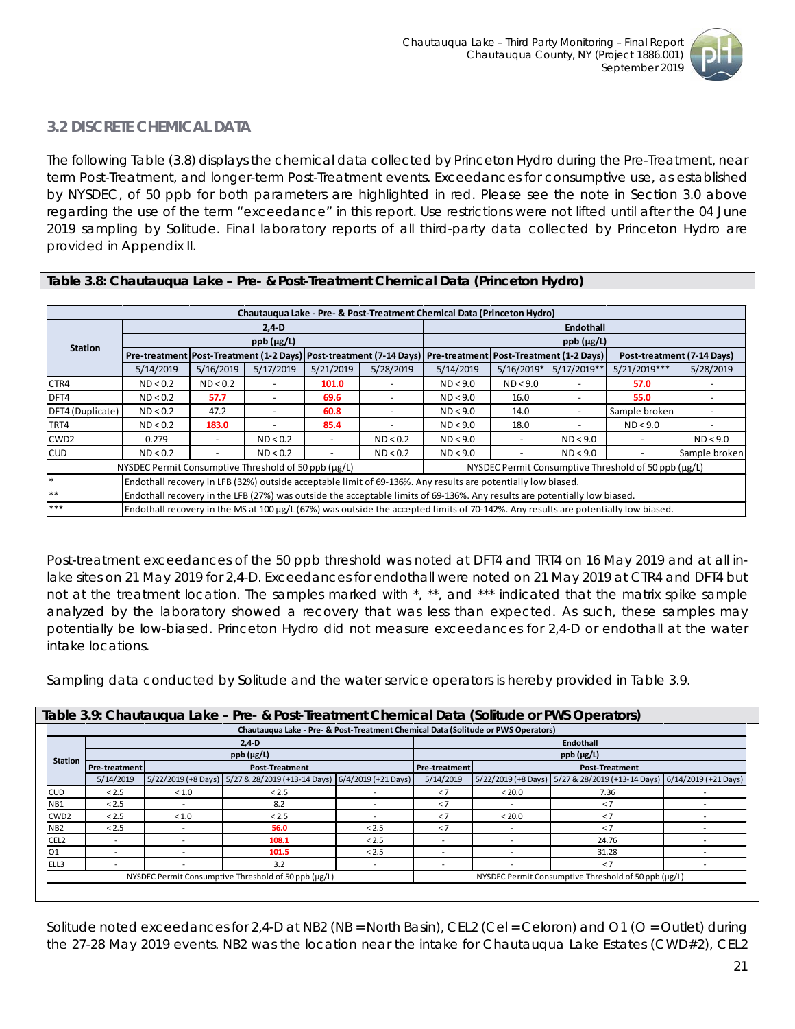## 3.2 DISCRETE CHEMICAL DATA

The following Table (3.8) displays the chemical data collected by Princeton Hydro during the Pre-Treatment, near term Post-Treatment, and longer-term Post-Treatment events. Exceedances for consumptive use, as established by NYSDEC, of 50 ppb for both parameters are highlighted in red. Please see the note in Section 3.0 above regarding the use of the term "exceedance" in this report. Use restrictions were not lifted until after the 04 June 2019 sampling by Solitude. Final laboratory reports of all third-party data collected by Princeton Hydro are provided in Appendix II.

**Table 3.8: Chautauqua Lake – Pre- & Post-Treatment Chemical Data (Princeton Hydro)**

| Station | 2,4-D ppb (µg/L) | | | | | Endothall ppb (µg/L) | | | | |
|---|---|---|---|---|---|---|---|---|---|---|
| | Pre-treatment | Post-Treatment (1-2 Days) | | Post-treatment (7-14 Days) | | Pre-treatment | Post-Treatment (1-2 Days) | | Post-treatment (7-14 Days) | |
| | 5/14/2019 | 5/16/2019 | 5/17/2019 | 5/21/2019 | 5/28/2019 | 5/14/2019 | 5/16/2019* | 5/17/2019** | 5/21/2019*** | 5/28/2019 |
| CTR4 | ND < 0.2 | ND < 0.2 | - | **101.0** | - | ND < 9.0 | ND < 9.0 | - | **57.0** | - |
| DFT4 | ND < 0.2 | **57.7** | - | **69.6** | - | ND < 9.0 | 16.0 | - | **55.0** | - |
| DFT4 (Duplicate) | ND < 0.2 | 47.2 | - | **60.8** | - | ND < 9.0 | 14.0 | - | Sample broken | - |
| TRT4 | ND < 0.2 | **183.0** | - | **85.4** | - | ND < 9.0 | 18.0 | - | ND < 9.0 | - |
| CWD2 | 0.279 | - | ND < 0.2 | - | ND < 0.2 | ND < 9.0 | - | ND < 9.0 | - | ND < 9.0 |
| CUD | ND < 0.2 | - | ND < 0.2 | - | ND < 0.2 | ND < 9.0 | - | ND < 9.0 | - | Sample broken |
| | NYSDEC Permit Consumptive Threshold of 50 ppb (µg/L) | | | | | NYSDEC Permit Consumptive Threshold of 50 ppb (µg/L) | | | | |
| * | Endothall recovery in the LFB (32%) outside acceptable limit of 69-136%. Any results are potentially low biased. | | | | | | | | | |
| ** | Endothall recovery in the LFB (27%) was outside the acceptable limits of 69-136%. Any results are potentially low biased. | | | | | | | | | |
| *** | Endothall recovery in the MS at 100 µg/L (67%) was outside the accepted limits of 70-142%. Any results are potentially low biased. | | | | | | | | | |

Post-treatment exceedances of the 50 ppb threshold was noted at DFT4 and TRT4 on 16 May 2019 and at all in-lake sites on 21 May 2019 for 2,4-D. Exceedances for endothall were noted on 21 May 2019 at CTR4 and DFT4 but not at the treatment location. The samples marked with *, **, and *** indicated that the matrix spike sample analyzed by the laboratory showed a recovery that was less than expected. As such, these samples may potentially be low-biased. Princeton Hydro did not measure exceedances for 2,4-D or endothall at the water intake locations.

Sampling data conducted by Solitude and the water service operators is hereby provided in Table 3.9.

**Table 3.9: Chautauqua Lake – Pre- & Post-Treatment Chemical Data (Solitude or PWS Operators)**

| Station | 2,4-D ppb (µg/L) | | | | Endothall ppb (µg/L) | | | |
|---|---|---|---|---|---|---|---|---|
| | Pre-treatment | Post-Treatment | | | Pre-treatment | Post-Treatment | | |
| | 5/14/2019 | 5/22/2019 (+8 Days) | 5/27 & 28/2019 (+13-14 Days) | 6/4/2019 (+21 Days) | 5/14/2019 | 5/22/2019 (+8 Days) | 5/27 & 28/2019 (+13-14 Days) | 6/14/2019 (+21 Days) |
| CUD | < 2.5 | < 1.0 | < 2.5 | - | < 7 | < 20.0 | 7.36 | - |
| NB1 | < 2.5 | - | 8.2 | - | < 7 | - | < 7 | - |
| CWD2 | < 2.5 | < 1.0 | < 2.5 | - | < 7 | < 20.0 | < 7 | - |
| NB2 | < 2.5 | - | **56.0** | < 2.5 | < 7 | - | < 7 | - |
| CEL2 | - | - | **108.1** | < 2.5 | - | - | 24.76 | - |
| O1 | - | - | **101.5** | < 2.5 | - | - | 31.28 | - |
| ELL3 | - | - | 3.2 | - | - | - | < 7 | - |
| | NYSDEC Permit Consumptive Threshold of 50 ppb (µg/L) | | | | NYSDEC Permit Consumptive Threshold of 50 ppb (µg/L) | | | |

Solitude noted exceedances for 2,4-D at NB2 (NB = North Basin), CEL2 (Cel = Celoron) and O1 (O = Outlet) during the 27-28 May 2019 events. NB2 was the location near the intake for Chautauqua Lake Estates (CWD#2), CEL2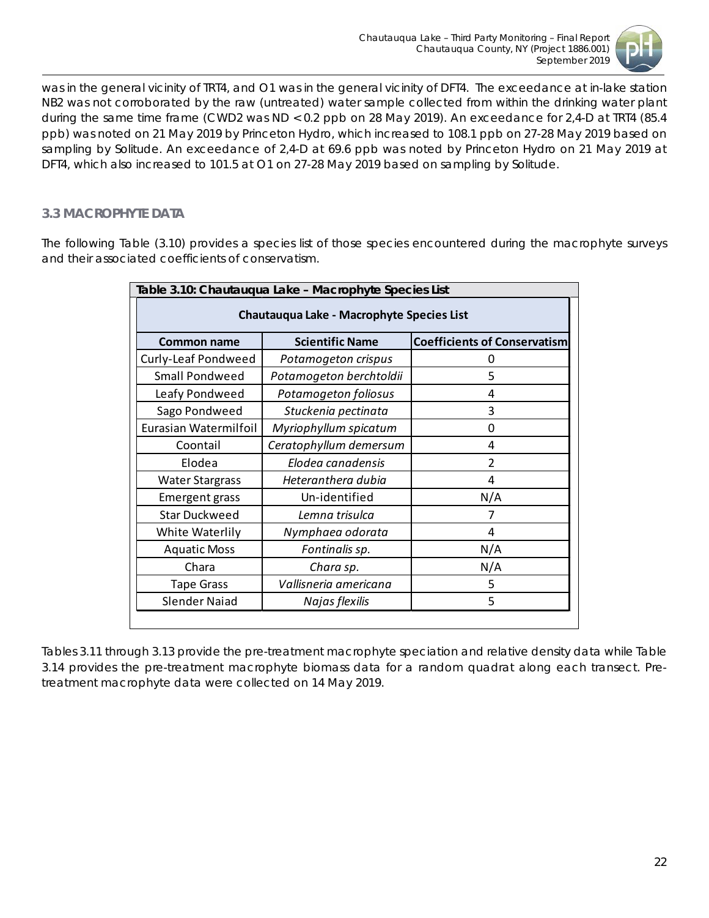was in the general vicinity of TRT4, and O1 was in the general vicinity of DFT4. The exceedance at in-lake station NB2 was not corroborated by the raw (untreated) water sample collected from within the drinking water plant during the same time frame (CWD2 was ND < 0.2 ppb on 28 May 2019). An exceedance for 2,4-D at TRT4 (85.4 ppb) was noted on 21 May 2019 by Princeton Hydro, which increased to 108.1 ppb on 27-28 May 2019 based on sampling by Solitude. An exceedance of 2,4-D at 69.6 ppb was noted by Princeton Hydro on 21 May 2019 at DFT4, which also increased to 101.5 at O1 on 27-28 May 2019 based on sampling by Solitude.

### 3.3 MACROPHYTE DATA

The following Table (3.10) provides a species list of those species encountered during the macrophyte surveys and their associated coefficients of conservatism.

**Table 3.10: Chautauqua Lake – Macrophyte Species List**

| Chautauqua Lake - Macrophyte Species List | | |
|---|---|---|
| **Common name** | **Scientific Name** | **Coefficients of Conservatism** |
| Curly-Leaf Pondweed | *Potamogeton crispus* | 0 |
| Small Pondweed | *Potamogeton berchtoldii* | 5 |
| Leafy Pondweed | *Potamogeton foliosus* | 4 |
| Sago Pondweed | *Stuckenia pectinata* | 3 |
| Eurasian Watermilfoil | *Myriophyllum spicatum* | 0 |
| Coontail | *Ceratophyllum demersum* | 4 |
| Elodea | *Elodea canadensis* | 2 |
| Water Stargrass | *Heteranthera dubia* | 4 |
| Emergent grass | Un-identified | N/A |
| Star Duckweed | *Lemna trisulca* | 7 |
| White Waterlily | *Nymphaea odorata* | 4 |
| Aquatic Moss | *Fontinalis sp.* | N/A |
| Chara | *Chara sp.* | N/A |
| Tape Grass | *Vallisneria americana* | 5 |
| Slender Naiad | *Najas flexilis* | 5 |

Tables 3.11 through 3.13 provide the pre-treatment macrophyte speciation and relative density data while Table 3.14 provides the pre-treatment macrophyte biomass data for a random quadrat along each transect. Pre-treatment macrophyte data were collected on 14 May 2019.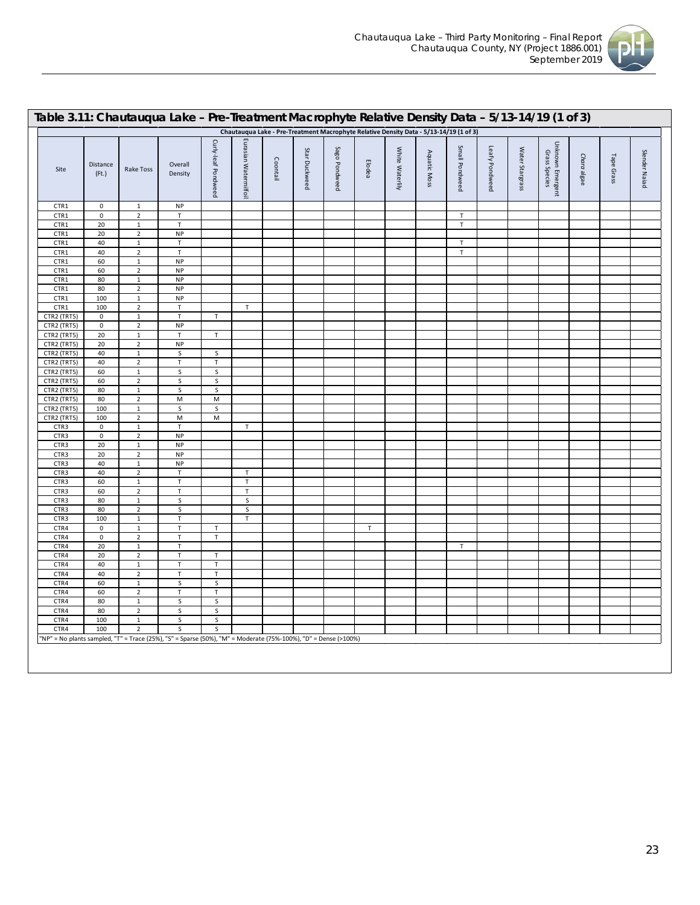## Table 3.11: Chautauqua Lake – Pre-Treatment Macrophyte Relative Density Data – 5/13-14/19 (1 of 3)

| Chautauqua Lake - Pre-Treatment Macrophyte Relative Density Data - 5/13-14/19 (1 of 3) | | | | | | | | | | | | | | | | | | |
|---|---|---|---|---|---|---|---|---|---|---|---|---|---|---|---|---|---|---|
| Site | Distance (Ft.) | Rake Toss | Overall Density | Curly-leaf Pondweed | Eurasian Watermilfoil | Coontail | Star Duckweed | Sago Pondweed | Elodea | White Waterlily | Aquatic Moss | Small Pondweed | Leafy Pondweed | Water Stargrass | Unknown Emergent Grass Species | *Chara* algae | Tape Grass | Slender Naiad |
| CTR1 | 0 | 1 | NP | | | | | | | | | | | | | | | |
| CTR1 | 0 | 2 | T | | | | | | | | | T | | | | | | |
| CTR1 | 20 | 1 | T | | | | | | | | | T | | | | | | |
| CTR1 | 20 | 2 | NP | | | | | | | | | | | | | | | |
| CTR1 | 40 | 1 | T | | | | | | | | | T | | | | | | |
| CTR1 | 40 | 2 | T | | | | | | | | | T | | | | | | |
| CTR1 | 60 | 1 | NP | | | | | | | | | | | | | | | |
| CTR1 | 60 | 2 | NP | | | | | | | | | | | | | | | |
| CTR1 | 80 | 1 | NP | | | | | | | | | | | | | | | |
| CTR1 | 80 | 2 | NP | | | | | | | | | | | | | | | |
| CTR1 | 100 | 1 | NP | | | | | | | | | | | | | | | |
| CTR1 | 100 | 2 | T | | T | | | | | | | | | | | | | |
| CTR2 (TRT5) | 0 | 1 | T | T | | | | | | | | | | | | | | |
| CTR2 (TRT5) | 0 | 2 | NP | | | | | | | | | | | | | | | |
| CTR2 (TRT5) | 20 | 1 | T | T | | | | | | | | | | | | | | |
| CTR2 (TRT5) | 20 | 2 | NP | | | | | | | | | | | | | | | |
| CTR2 (TRT5) | 40 | 1 | S | S | | | | | | | | | | | | | | |
| CTR2 (TRT5) | 40 | 2 | T | T | | | | | | | | | | | | | | |
| CTR2 (TRT5) | 60 | 1 | S | S | | | | | | | | | | | | | | |
| CTR2 (TRT5) | 60 | 2 | S | S | | | | | | | | | | | | | | |
| CTR2 (TRT5) | 80 | 1 | S | S | | | | | | | | | | | | | | |
| CTR2 (TRT5) | 80 | 2 | M | M | | | | | | | | | | | | | | |
| CTR2 (TRT5) | 100 | 1 | S | S | | | | | | | | | | | | | | |
| CTR2 (TRT5) | 100 | 2 | M | M | | | | | | | | | | | | | | |
| CTR3 | 0 | 1 | T | | T | | | | | | | | | | | | | |
| CTR3 | 0 | 2 | NP | | | | | | | | | | | | | | | |
| CTR3 | 20 | 1 | NP | | | | | | | | | | | | | | | |
| CTR3 | 20 | 2 | NP | | | | | | | | | | | | | | | |
| CTR3 | 40 | 1 | NP | | | | | | | | | | | | | | | |
| CTR3 | 40 | 2 | T | | T | | | | | | | | | | | | | |
| CTR3 | 60 | 1 | T | | T | | | | | | | | | | | | | |
| CTR3 | 60 | 2 | T | | T | | | | | | | | | | | | | |
| CTR3 | 80 | 1 | S | | S | | | | | | | | | | | | | |
| CTR3 | 80 | 2 | S | | S | | | | | | | | | | | | | |
| CTR3 | 100 | 1 | T | | T | | | | | | | | | | | | | |
| CTR4 | 0 | 1 | T | T | | | | | T | | | | | | | | | |
| CTR4 | 0 | 2 | T | T | | | | | | | | | | | | | | |
| CTR4 | 20 | 1 | T | | | | | | | | | T | | | | | | |
| CTR4 | 20 | 2 | T | T | | | | | | | | | | | | | | |
| CTR4 | 40 | 1 | T | T | | | | | | | | | | | | | | |
| CTR4 | 40 | 2 | T | T | | | | | | | | | | | | | | |
| CTR4 | 60 | 1 | S | S | | | | | | | | | | | | | | |
| CTR4 | 60 | 2 | T | T | | | | | | | | | | | | | | |
| CTR4 | 80 | 1 | S | S | | | | | | | | | | | | | | |
| CTR4 | 80 | 2 | S | S | | | | | | | | | | | | | | |
| CTR4 | 100 | 1 | S | S | | | | | | | | | | | | | | |
| CTR4 | 100 | 2 | S | S | | | | | | | | | | | | | | |

"NP" = No plants sampled, "T" = Trace (25%), "S" = Sparse (50%), "M" = Moderate (75%-100%), "D" = Dense (>100%)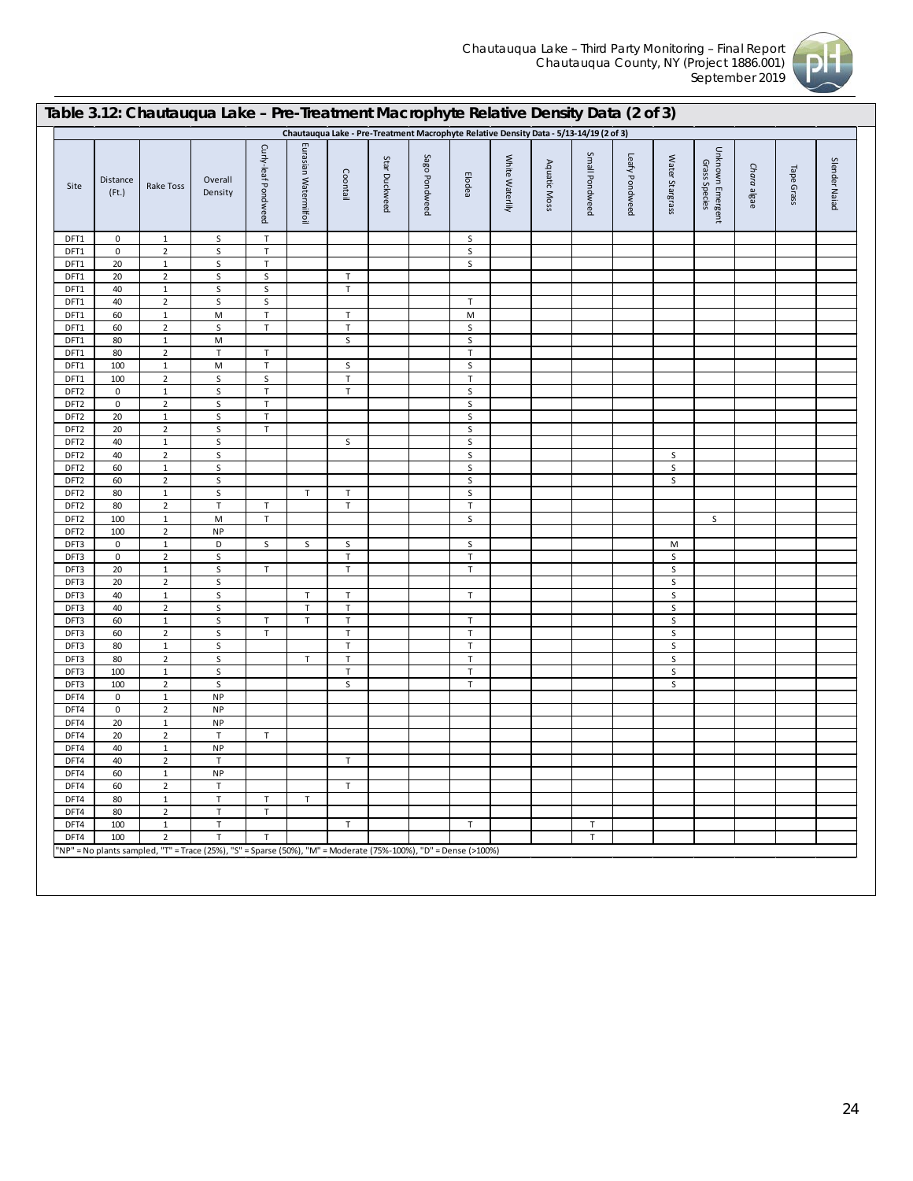## Table 3.12: Chautauqua Lake – Pre-Treatment Macrophyte Relative Density Data (2 of 3)

| Chautauqua Lake - Pre-Treatment Macrophyte Relative Density Data - 5/13-14/19 (2 of 3) | | | | | | | | | | | | | | | | | | | |
|---|---|---|---|---|---|---|---|---|---|---|---|---|---|---|---|---|---|---|---|
| Site | Distance (Ft.) | Rake Toss | Overall Density | Curly-leaf Pondweed | Eurasian Watermilfoil | Coontail | Star Duckweed | Sago Pondweed | Elodea | White Waterlily | Aquatic Moss | Small Pondweed | Leafy Pondweed | Water Stargrass | Unknown Emergent Grass Species | *Chara* algae | Tape Grass | Slender Naiad |
| DFT1 | 0 | 1 | S | T | | | | | S | | | | | | | | | |
| DFT1 | 0 | 2 | S | T | | | | | S | | | | | | | | | |
| DFT1 | 20 | 1 | S | T | | | | | S | | | | | | | | | |
| DFT1 | 20 | 2 | S | S | | T | | | | | | | | | | | | |
| DFT1 | 40 | 1 | S | S | | T | | | | | | | | | | | | |
| DFT1 | 40 | 2 | S | S | | | | | T | | | | | | | | | |
| DFT1 | 60 | 1 | M | T | | T | | | M | | | | | | | | | |
| DFT1 | 60 | 2 | S | T | | T | | | S | | | | | | | | | |
| DFT1 | 80 | 1 | M | | | S | | | S | | | | | | | | | |
| DFT1 | 80 | 2 | T | T | | | | | T | | | | | | | | | |
| DFT1 | 100 | 1 | M | T | | S | | | S | | | | | | | | | |
| DFT1 | 100 | 2 | S | S | | T | | | T | | | | | | | | | |
| DFT2 | 0 | 1 | S | T | | T | | | S | | | | | | | | | |
| DFT2 | 0 | 2 | S | T | | | | | S | | | | | | | | | |
| DFT2 | 20 | 1 | S | T | | | | | S | | | | | | | | | |
| DFT2 | 20 | 2 | S | T | | | | | S | | | | | | | | | |
| DFT2 | 40 | 1 | S | | | S | | | S | | | | | | | | | |
| DFT2 | 40 | 2 | S | | | | | | S | | | | | S | | | | |
| DFT2 | 60 | 1 | S | | | | | | S | | | | | S | | | | |
| DFT2 | 60 | 2 | S | | | | | | S | | | | | S | | | | |
| DFT2 | 80 | 1 | S | | T | T | | | S | | | | | | | | | |
| DFT2 | 80 | 2 | T | T | | T | | | T | | | | | | | | | |
| DFT2 | 100 | 1 | M | T | | | | | S | | | | | | S | | | |
| DFT2 | 100 | 2 | NP | | | | | | | | | | | | | | | |
| DFT3 | 0 | 1 | D | S | S | S | | | S | | | | | M | | | | |
| DFT3 | 0 | 2 | S | | | T | | | T | | | | | S | | | | |
| DFT3 | 20 | 1 | S | T | | T | | | T | | | | | S | | | | |
| DFT3 | 20 | 2 | S | | | | | | | | | | | S | | | | |
| DFT3 | 40 | 1 | S | | T | T | | | T | | | | | S | | | | |
| DFT3 | 40 | 2 | S | | T | T | | | | | | | | S | | | | |
| DFT3 | 60 | 1 | S | T | T | T | | | T | | | | | S | | | | |
| DFT3 | 60 | 2 | S | T | | T | | | T | | | | | S | | | | |
| DFT3 | 80 | 1 | S | | | T | | | T | | | | | S | | | | |
| DFT3 | 80 | 2 | S | | T | T | | | T | | | | | S | | | | |
| DFT3 | 100 | 1 | S | | | T | | | T | | | | | S | | | | |
| DFT3 | 100 | 2 | S | | | S | | | T | | | | | S | | | | |
| DFT4 | 0 | 1 | NP | | | | | | | | | | | | | | | |
| DFT4 | 0 | 2 | NP | | | | | | | | | | | | | | | |
| DFT4 | 20 | 1 | NP | | | | | | | | | | | | | | | |
| DFT4 | 20 | 2 | T | T | | | | | | | | | | | | | | |
| DFT4 | 40 | 1 | NP | | | | | | | | | | | | | | | |
| DFT4 | 40 | 2 | T | | | T | | | | | | | | | | | | |
| DFT4 | 60 | 1 | NP | | | | | | | | | | | | | | | |
| DFT4 | 60 | 2 | T | | | T | | | | | | | | | | | | |
| DFT4 | 80 | 1 | T | T | T | | | | | | | | | | | | | |
| DFT4 | 80 | 2 | T | T | | | | | | | | | | | | | | |
| DFT4 | 100 | 1 | T | | | T | | | T | | | T | | | | | | |
| DFT4 | 100 | 2 | T | T | | | | | | | | T | | | | | | |

"NP" = No plants sampled, "T" = Trace (25%), "S" = Sparse (50%), "M" = Moderate (75%-100%), "D" = Dense (>100%)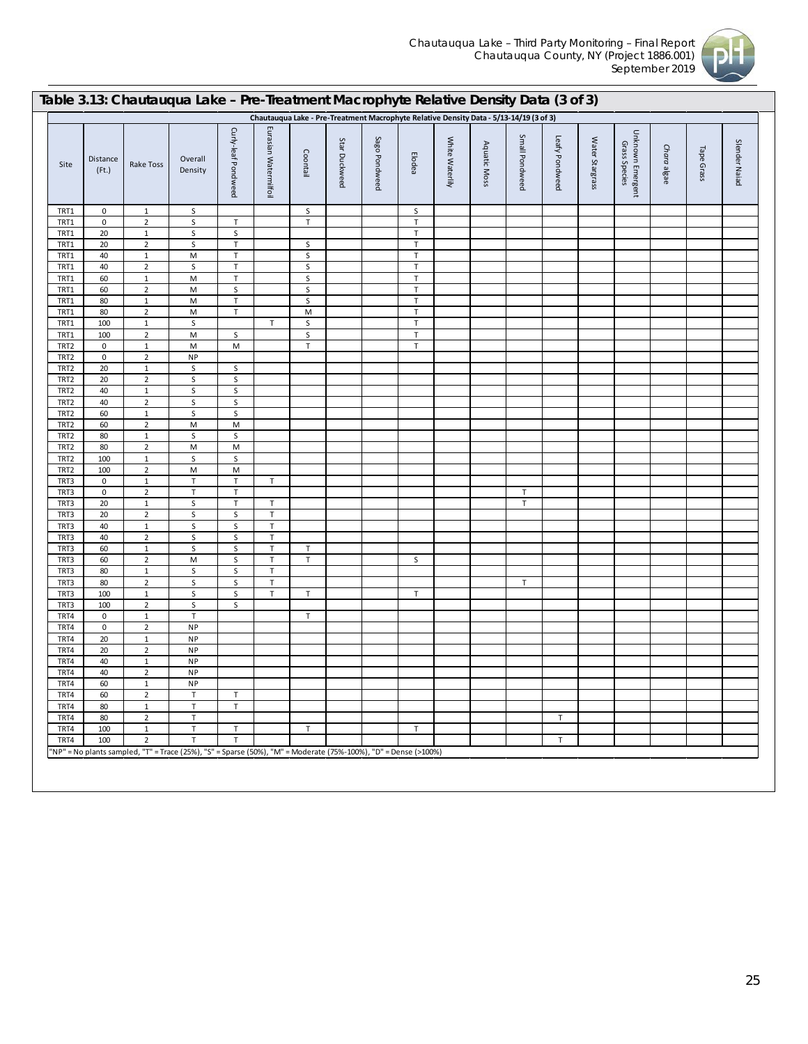## Table 3.13: Chautauqua Lake – Pre-Treatment Macrophyte Relative Density Data (3 of 3)

| Chautauqua Lake - Pre-Treatment Macrophyte Relative Density Data - 5/13-14/19 (3 of 3) | | | | | | | | | | | | | | | | | | | |
|---|---|---|---|---|---|---|---|---|---|---|---|---|---|---|---|---|---|---|---|
| Site | Distance (Ft.) | Rake Toss | Overall Density | Curly-leaf Pondweed | Eurasian Watermilfoil | Coontail | Star Duckweed | Sago Pondweed | Elodea | White Waterlily | Aquatic Moss | Small Pondweed | Leafy Pondweed | Water Stargrass | Unknown Emergent Grass Species | *Chara* algae | Tape Grass | Slender Naiad |
| TRT1 | 0 | 1 | S | | | S | | | S | | | | | | | | | |
| TRT1 | 0 | 2 | S | T | | T | | | T | | | | | | | | | |
| TRT1 | 20 | 1 | S | S | | | | | T | | | | | | | | | |
| TRT1 | 20 | 2 | S | T | | S | | | T | | | | | | | | | |
| TRT1 | 40 | 1 | M | T | | S | | | T | | | | | | | | | |
| TRT1 | 40 | 2 | S | T | | S | | | T | | | | | | | | | |
| TRT1 | 60 | 1 | M | T | | S | | | T | | | | | | | | | |
| TRT1 | 60 | 2 | M | S | | S | | | T | | | | | | | | | |
| TRT1 | 80 | 1 | M | T | | S | | | T | | | | | | | | | |
| TRT1 | 80 | 2 | M | T | | M | | | T | | | | | | | | | |
| TRT1 | 100 | 1 | S | | T | S | | | T | | | | | | | | | |
| TRT1 | 100 | 2 | M | S | | S | | | T | | | | | | | | | |
| TRT2 | 0 | 1 | M | M | | T | | | T | | | | | | | | | |
| TRT2 | 0 | 2 | NP | | | | | | | | | | | | | | | |
| TRT2 | 20 | 1 | S | S | | | | | | | | | | | | | | |
| TRT2 | 20 | 2 | S | S | | | | | | | | | | | | | | |
| TRT2 | 40 | 1 | S | S | | | | | | | | | | | | | | |
| TRT2 | 40 | 2 | S | S | | | | | | | | | | | | | | |
| TRT2 | 60 | 1 | S | S | | | | | | | | | | | | | | |
| TRT2 | 60 | 2 | M | M | | | | | | | | | | | | | | |
| TRT2 | 80 | 1 | S | S | | | | | | | | | | | | | | |
| TRT2 | 80 | 2 | M | M | | | | | | | | | | | | | | |
| TRT2 | 100 | 1 | S | S | | | | | | | | | | | | | | |
| TRT2 | 100 | 2 | M | M | | | | | | | | | | | | | | |
| TRT3 | 0 | 1 | T | T | T | | | | | | | | | | | | | |
| TRT3 | 0 | 2 | T | T | | | | | | | | T | | | | | | |
| TRT3 | 20 | 1 | S | T | T | | | | | | | T | | | | | | |
| TRT3 | 20 | 2 | S | S | T | | | | | | | | | | | | | |
| TRT3 | 40 | 1 | S | S | T | | | | | | | | | | | | | |
| TRT3 | 40 | 2 | S | S | T | | | | | | | | | | | | | |
| TRT3 | 60 | 1 | S | S | T | T | | | | | | | | | | | | |
| TRT3 | 60 | 2 | M | S | T | T | | | S | | | | | | | | | |
| TRT3 | 80 | 1 | S | S | T | | | | | | | | | | | | | |
| TRT3 | 80 | 2 | S | S | T | | | | | | | T | | | | | | |
| TRT3 | 100 | 1 | S | S | T | T | | | T | | | | | | | | | |
| TRT3 | 100 | 2 | S | S | | | | | | | | | | | | | | |
| TRT4 | 0 | 1 | T | | | T | | | | | | | | | | | | |
| TRT4 | 0 | 2 | NP | | | | | | | | | | | | | | | |
| TRT4 | 20 | 1 | NP | | | | | | | | | | | | | | | |
| TRT4 | 20 | 2 | NP | | | | | | | | | | | | | | | |
| TRT4 | 40 | 1 | NP | | | | | | | | | | | | | | | |
| TRT4 | 40 | 2 | NP | | | | | | | | | | | | | | | |
| TRT4 | 60 | 1 | NP | | | | | | | | | | | | | | | |
| TRT4 | 60 | 2 | T | T | | | | | | | | | | | | | | |
| TRT4 | 80 | 1 | T | T | | | | | | | | | | | | | | |
| TRT4 | 80 | 2 | T | | | | | | | | | | T | | | | | |
| TRT4 | 100 | 1 | T | T | | T | | | T | | | | | | | | | |
| TRT4 | 100 | 2 | T | T | | | | | | | | | T | | | | | |

"NP" = No plants sampled, "T" = Trace (25%), "S" = Sparse (50%), "M" = Moderate (75%-100%), "D" = Dense (>100%)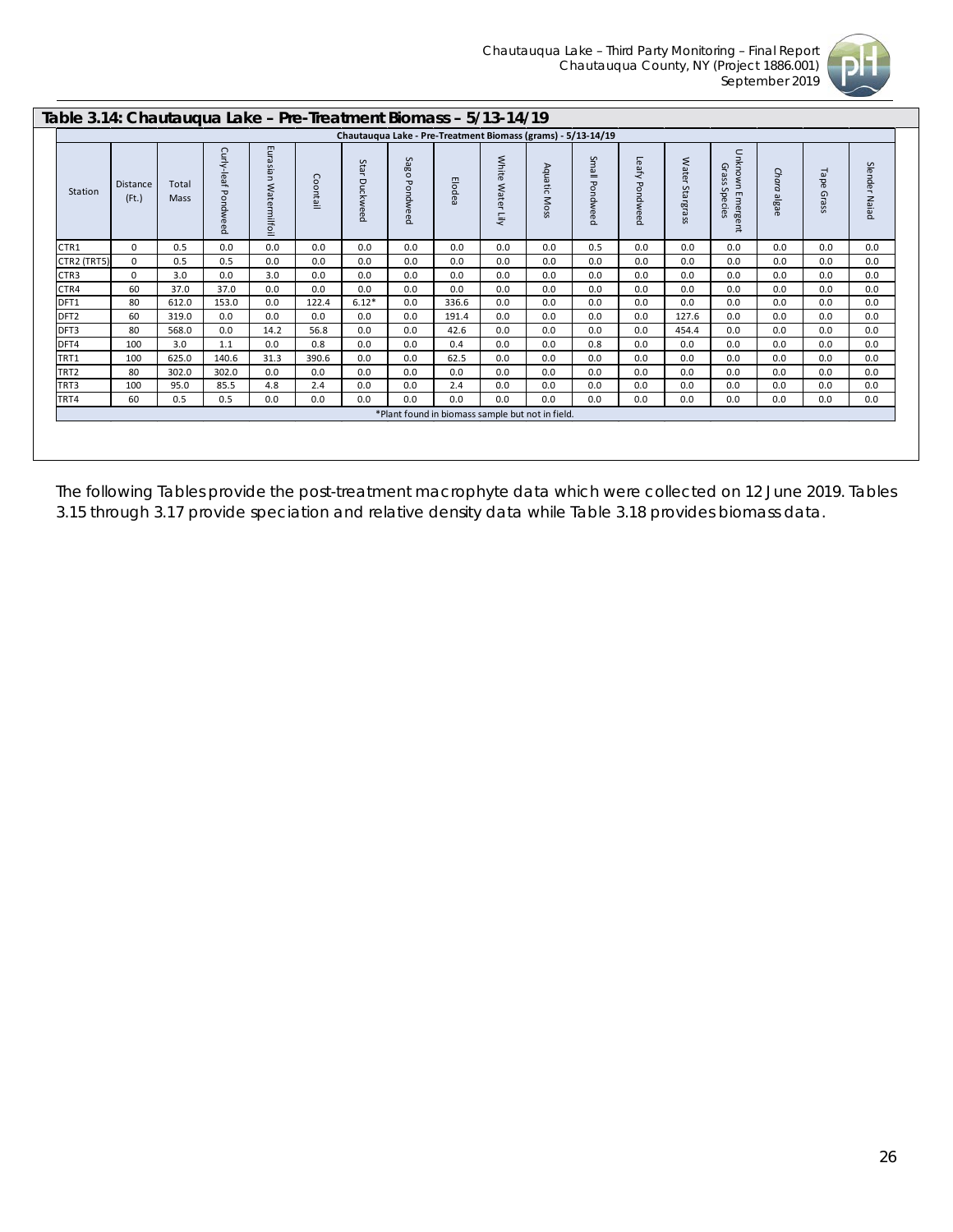## Table 3.14: Chautauqua Lake – Pre-Treatment Biomass – 5/13-14/19

| Chautauqua Lake - Pre-Treatment Biomass (grams) - 5/13-14/19 | | | | | | | | | | | | | | | | | | |
|---|---|---|---|---|---|---|---|---|---|---|---|---|---|---|---|---|---|---|
| Station | Distance (Ft.) | Total Mass | Curly-leaf Pondweed | Eurasian Watermilfoil | Coontail | Star Duckweed | Sago Pondweed | Elodea | White Water Lily | Aquatic Moss | Small Pondweed | Leafy Pondweed | Water Stargrass | Unknown Emergent Grass Species | *Chara* algae | Tape Grass | Slender Naiad |
| CTR1 | 0 | 0.5 | 0.0 | 0.0 | 0.0 | 0.0 | 0.0 | 0.0 | 0.0 | 0.0 | 0.5 | 0.0 | 0.0 | 0.0 | 0.0 | 0.0 | 0.0 |
| CTR2 (TRT5) | 0 | 0.5 | 0.5 | 0.0 | 0.0 | 0.0 | 0.0 | 0.0 | 0.0 | 0.0 | 0.0 | 0.0 | 0.0 | 0.0 | 0.0 | 0.0 | 0.0 |
| CTR3 | 0 | 3.0 | 0.0 | 3.0 | 0.0 | 0.0 | 0.0 | 0.0 | 0.0 | 0.0 | 0.0 | 0.0 | 0.0 | 0.0 | 0.0 | 0.0 | 0.0 |
| CTR4 | 60 | 37.0 | 37.0 | 0.0 | 0.0 | 0.0 | 0.0 | 0.0 | 0.0 | 0.0 | 0.0 | 0.0 | 0.0 | 0.0 | 0.0 | 0.0 | 0.0 |
| DFT1 | 80 | 612.0 | 153.0 | 0.0 | 122.4 | 6.12* | 0.0 | 336.6 | 0.0 | 0.0 | 0.0 | 0.0 | 0.0 | 0.0 | 0.0 | 0.0 | 0.0 |
| DFT2 | 60 | 319.0 | 0.0 | 0.0 | 0.0 | 0.0 | 0.0 | 191.4 | 0.0 | 0.0 | 0.0 | 0.0 | 127.6 | 0.0 | 0.0 | 0.0 | 0.0 |
| DFT3 | 80 | 568.0 | 0.0 | 14.2 | 56.8 | 0.0 | 0.0 | 42.6 | 0.0 | 0.0 | 0.0 | 0.0 | 454.4 | 0.0 | 0.0 | 0.0 | 0.0 |
| DFT4 | 100 | 3.0 | 1.1 | 0.0 | 0.8 | 0.0 | 0.0 | 0.4 | 0.0 | 0.0 | 0.8 | 0.0 | 0.0 | 0.0 | 0.0 | 0.0 | 0.0 |
| TRT1 | 100 | 625.0 | 140.6 | 31.3 | 390.6 | 0.0 | 0.0 | 62.5 | 0.0 | 0.0 | 0.0 | 0.0 | 0.0 | 0.0 | 0.0 | 0.0 | 0.0 |
| TRT2 | 80 | 302.0 | 302.0 | 0.0 | 0.0 | 0.0 | 0.0 | 0.0 | 0.0 | 0.0 | 0.0 | 0.0 | 0.0 | 0.0 | 0.0 | 0.0 | 0.0 |
| TRT3 | 100 | 95.0 | 85.5 | 4.8 | 2.4 | 0.0 | 0.0 | 2.4 | 0.0 | 0.0 | 0.0 | 0.0 | 0.0 | 0.0 | 0.0 | 0.0 | 0.0 |
| TRT4 | 60 | 0.5 | 0.5 | 0.0 | 0.0 | 0.0 | 0.0 | 0.0 | 0.0 | 0.0 | 0.0 | 0.0 | 0.0 | 0.0 | 0.0 | 0.0 | 0.0 |

*Plant found in biomass sample but not in field.

The following Tables provide the post-treatment macrophyte data which were collected on 12 June 2019. Tables 3.15 through 3.17 provide speciation and relative density data while Table 3.18 provides biomass data.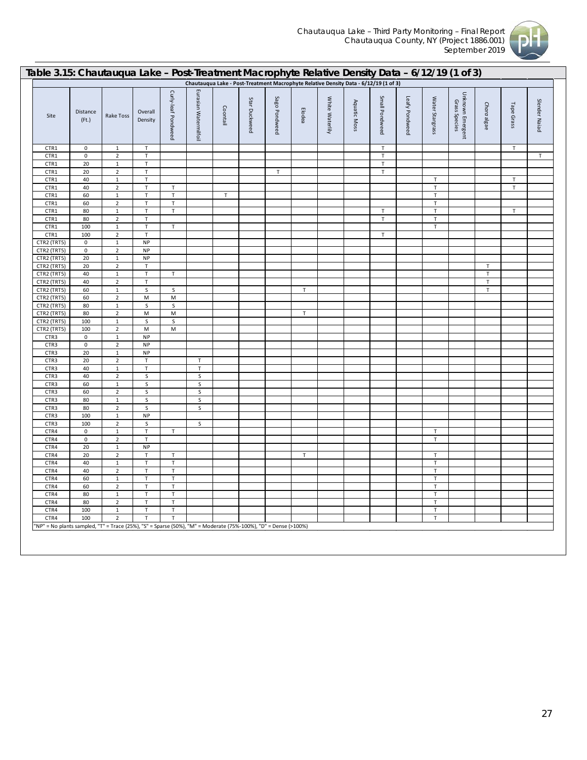## Table 3.15: Chautauqua Lake – Post-Treatment Macrophyte Relative Density Data – 6/12/19 (1 of 3)

| Chautauqua Lake - Post-Treatment Macrophyte Relative Density Data - 6/12/19 (1 of 3) | | | | | | | | | | | | | | | | | | | |
|---|---|---|---|---|---|---|---|---|---|---|---|---|---|---|---|---|---|---|---|
| Site | Distance (Ft.) | Rake Toss | Overall Density | Curly-leaf Pondweed | Eurasian Watermilfoil | Coontail | Star Duckweed | Sago Pondweed | Elodea | White Waterlily | Aquatic Moss | Small Pondweed | Leafy Pondweed | Water Stargrass | Unknown Emergent Grass Species | *Chara* algae | Tape Grass | Slender Naiad |
| CTR1 | 0 | 1 | T | | | | | | | | | T | | | | | T | |
| CTR1 | 0 | 2 | T | | | | | | | | | T | | | | | | T |
| CTR1 | 20 | 1 | T | | | | | | | | | T | | | | | | |
| CTR1 | 20 | 2 | T | | | | | T | | | | T | | | | | | |
| CTR1 | 40 | 1 | T | | | | | | | | | | | T | | | T | |
| CTR1 | 40 | 2 | T | T | | | | | | | | | | T | | | T | |
| CTR1 | 60 | 1 | T | T | | T | | | | | | | | T | | | | |
| CTR1 | 60 | 2 | T | T | | | | | | | | | | T | | | | |
| CTR1 | 80 | 1 | T | T | | | | | | | | T | | T | | | T | |
| CTR1 | 80 | 2 | T | | | | | | | | | T | | T | | | | |
| CTR1 | 100 | 1 | T | T | | | | | | | | | | T | | | | |
| CTR1 | 100 | 2 | T | | | | | | | | | T | | | | | | |
| CTR2 (TRT5) | 0 | 1 | NP | | | | | | | | | | | | | | | |
| CTR2 (TRT5) | 0 | 2 | NP | | | | | | | | | | | | | | | |
| CTR2 (TRT5) | 20 | 1 | NP | | | | | | | | | | | | | | | |
| CTR2 (TRT5) | 20 | 2 | T | | | | | | | | | | | | | T | | |
| CTR2 (TRT5) | 40 | 1 | T | T | | | | | | | | | | | | T | | |
| CTR2 (TRT5) | 40 | 2 | T | | | | | | | | | | | | | T | | |
| CTR2 (TRT5) | 60 | 1 | S | S | | | | | T | | | | | | | T | | |
| CTR2 (TRT5) | 60 | 2 | M | M | | | | | | | | | | | | | | |
| CTR2 (TRT5) | 80 | 1 | S | S | | | | | | | | | | | | | | |
| CTR2 (TRT5) | 80 | 2 | M | M | | | | | T | | | | | | | | | |
| CTR2 (TRT5) | 100 | 1 | S | S | | | | | | | | | | | | | | |
| CTR2 (TRT5) | 100 | 2 | M | M | | | | | | | | | | | | | | |
| CTR3 | 0 | 1 | NP | | | | | | | | | | | | | | | |
| CTR3 | 0 | 2 | NP | | | | | | | | | | | | | | | |
| CTR3 | 20 | 1 | NP | | | | | | | | | | | | | | | |
| CTR3 | 20 | 2 | T | | T | | | | | | | | | | | | | |
| CTR3 | 40 | 1 | T | | T | | | | | | | | | | | | | |
| CTR3 | 40 | 2 | S | | S | | | | | | | | | | | | | |
| CTR3 | 60 | 1 | S | | S | | | | | | | | | | | | | |
| CTR3 | 60 | 2 | S | | S | | | | | | | | | | | | | |
| CTR3 | 80 | 1 | S | | S | | | | | | | | | | | | | |
| CTR3 | 80 | 2 | S | | S | | | | | | | | | | | | | |
| CTR3 | 100 | 1 | NP | | | | | | | | | | | | | | | |
| CTR3 | 100 | 2 | S | | S | | | | | | | | | | | | | |
| CTR4 | 0 | 1 | T | T | | | | | | | | | | T | | | | |
| CTR4 | 0 | 2 | T | | | | | | | | | | | T | | | | |
| CTR4 | 20 | 1 | NP | | | | | | | | | | | | | | | |
| CTR4 | 20 | 2 | T | T | | | | | T | | | | | T | | | | |
| CTR4 | 40 | 1 | T | T | | | | | | | | | | T | | | | |
| CTR4 | 40 | 2 | T | T | | | | | | | | | | T | | | | |
| CTR4 | 60 | 1 | T | T | | | | | | | | | | T | | | | |
| CTR4 | 60 | 2 | T | T | | | | | | | | | | T | | | | |
| CTR4 | 80 | 1 | T | T | | | | | | | | | | T | | | | |
| CTR4 | 80 | 2 | T | T | | | | | | | | | | T | | | | |
| CTR4 | 100 | 1 | T | T | | | | | | | | | | T | | | | |
| CTR4 | 100 | 2 | T | T | | | | | | | | | | T | | | | |

"NP" = No plants sampled, "T" = Trace (25%), "S" = Sparse (50%), "M" = Moderate (75%-100%), "D" = Dense (>100%)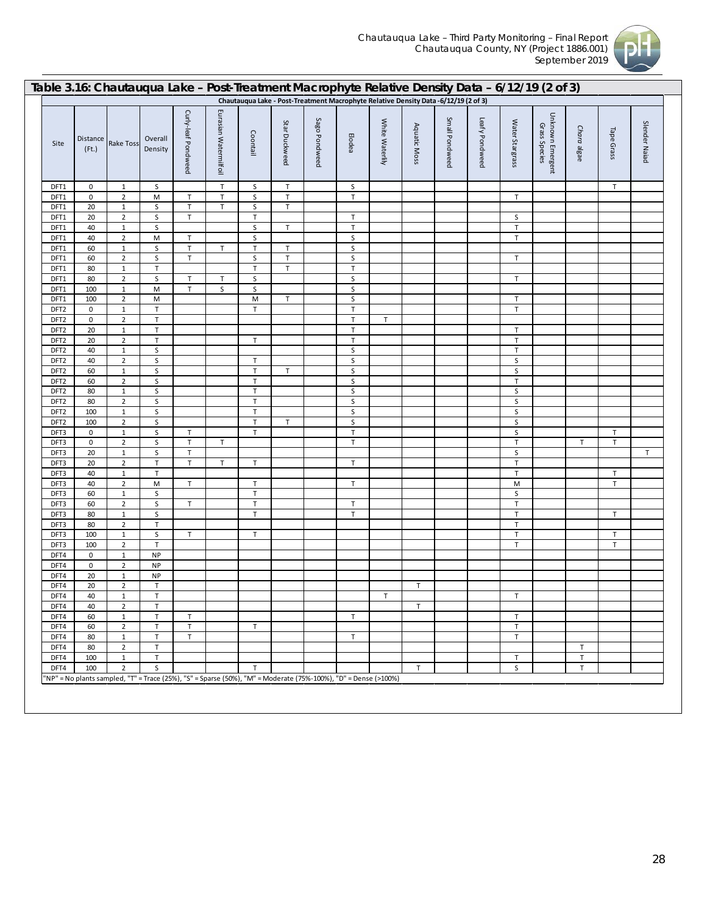## Table 3.16: Chautauqua Lake – Post-Treatment Macrophyte Relative Density Data – 6/12/19 (2 of 3)

| Chautauqua Lake - Post-Treatment Macrophyte Relative Density Data -6/12/19 (2 of 3) | | | | | | | | | | | | | | | | | | | |
|---|---|---|---|---|---|---|---|---|---|---|---|---|---|---|---|---|---|---|---|
| Site | Distance (Ft.) | Rake Toss | Overall Density | Curly-leaf Pondweed | Eurasian Watermilfoil | Coontail | Star Duckweed | Sago Pondweed | Elodea | White Waterlily | Aquatic Moss | Small Pondweed | Leafy Pondweed | Water Stargrass | Unknown Emergent Grass Species | *Chara* algae | Tape Grass | Slender Naiad |
| DFT1 | 0 | 1 | S | | T | S | T | | S | | | | | | | | T | |
| DFT1 | 0 | 2 | M | T | T | S | T | | T | | | | | T | | | | |
| DFT1 | 20 | 1 | S | T | T | S | T | | | | | | | | | | | |
| DFT1 | 20 | 2 | S | T | | T | | | T | | | | | S | | | | |
| DFT1 | 40 | 1 | S | | | S | T | | T | | | | | T | | | | |
| DFT1 | 40 | 2 | M | T | | S | | | S | | | | | T | | | | |
| DFT1 | 60 | 1 | S | T | T | T | T | | S | | | | | | | | | |
| DFT1 | 60 | 2 | S | T | | S | T | | S | | | | | T | | | | |
| DFT1 | 80 | 1 | T | | | T | T | | T | | | | | | | | | |
| DFT1 | 80 | 2 | S | T | T | S | | | S | | | | | T | | | | |
| DFT1 | 100 | 1 | M | T | S | S | | | S | | | | | | | | | |
| DFT1 | 100 | 2 | M | | | M | T | | S | | | | | T | | | | |
| DFT2 | 0 | 1 | T | | | T | | | T | | | | | T | | | | |
| DFT2 | 0 | 2 | T | | | | | | T | T | | | | | | | | |
| DFT2 | 20 | 1 | T | | | | | | T | | | | | T | | | | |
| DFT2 | 20 | 2 | T | | | T | | | T | | | | | T | | | | |
| DFT2 | 40 | 1 | S | | | | | | S | | | | | T | | | | |
| DFT2 | 40 | 2 | S | | | T | | | S | | | | | S | | | | |
| DFT2 | 60 | 1 | S | | | T | T | | S | | | | | S | | | | |
| DFT2 | 60 | 2 | S | | | T | | | S | | | | | T | | | | |
| DFT2 | 80 | 1 | S | | | T | | | S | | | | | S | | | | |
| DFT2 | 80 | 2 | S | | | T | | | S | | | | | S | | | | |
| DFT2 | 100 | 1 | S | | | T | | | S | | | | | S | | | | |
| DFT2 | 100 | 2 | S | | | T | T | | S | | | | | S | | | | |
| DFT3 | 0 | 1 | S | T | | T | | | T | | | | | S | | | T | |
| DFT3 | 0 | 2 | S | T | T | | | | T | | | | | T | | T | T | |
| DFT3 | 20 | 1 | S | T | | | | | | | | | | S | | | | T |
| DFT3 | 20 | 2 | T | T | T | T | | | T | | | | | T | | | | |
| DFT3 | 40 | 1 | T | | | | | | | | | | | T | | | T | |
| DFT3 | 40 | 2 | M | T | | T | | | T | | | | | M | | | T | |
| DFT3 | 60 | 1 | S | | | T | | | | | | | | S | | | | |
| DFT3 | 60 | 2 | S | T | | T | | | T | | | | | T | | | | |
| DFT3 | 80 | 1 | S | | | T | | | T | | | | | T | | | T | |
| DFT3 | 80 | 2 | T | | | | | | | | | | | T | | | | |
| DFT3 | 100 | 1 | S | T | | T | | | | | | | | T | | | T | |
| DFT3 | 100 | 2 | T | | | | | | | | | | | T | | | T | |
| DFT4 | 0 | 1 | NP | | | | | | | | | | | | | | | |
| DFT4 | 0 | 2 | NP | | | | | | | | | | | | | | | |
| DFT4 | 20 | 1 | NP | | | | | | | | | | | | | | | |
| DFT4 | 20 | 2 | T | | | | | | | | T | | | | | | | |
| DFT4 | 40 | 1 | T | | | | | | | T | | | | T | | | | |
| DFT4 | 40 | 2 | T | | | | | | | | T | | | | | | | |
| DFT4 | 60 | 1 | T | T | | | | | T | | | | | T | | | | |
| DFT4 | 60 | 2 | T | T | | T | | | | | | | | T | | | | |
| DFT4 | 80 | 1 | T | T | | | | | T | | | | | T | | | | |
| DFT4 | 80 | 2 | T | | | | | | | | | | | | | T | | |
| DFT4 | 100 | 1 | T | | | | | | | | | | | T | | T | | |
| DFT4 | 100 | 2 | S | | | T | | | | | T | | | S | | T | | |

"NP" = No plants sampled, "T" = Trace (25%), "S" = Sparse (50%), "M" = Moderate (75%-100%), "D" = Dense (>100%)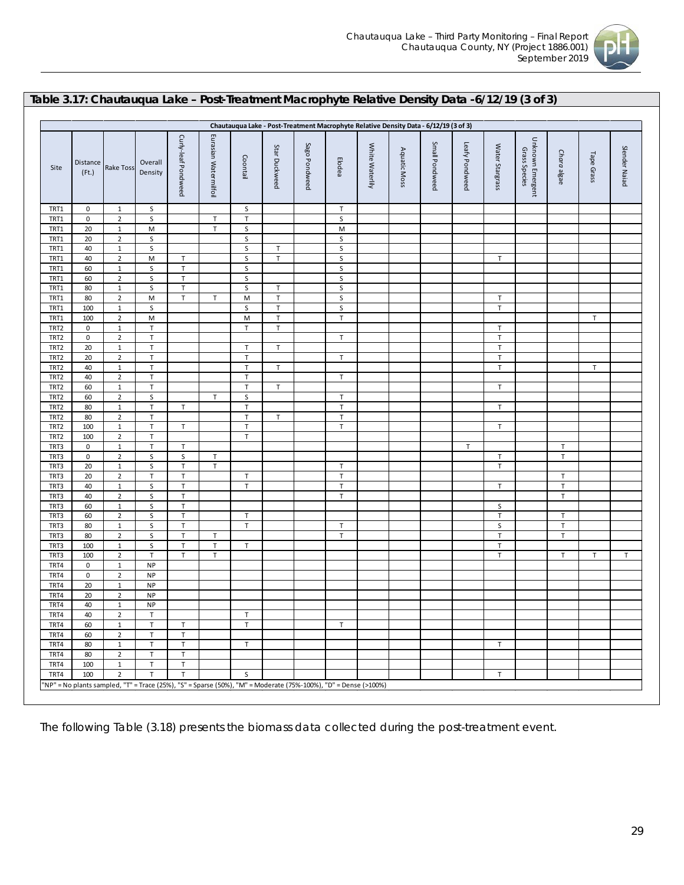## Table 3.17: Chautauqua Lake – Post-Treatment Macrophyte Relative Density Data -6/12/19 (3 of 3)

| Chautauqua Lake - Post-Treatment Macrophyte Relative Density Data - 6/12/19 (3 of 3) | | | | | | | | | | | | | | | | | | | |
|---|---|---|---|---|---|---|---|---|---|---|---|---|---|---|---|---|---|---|---|
| Site | Distance (Ft.) | Rake Toss | Overall Density | Curly-leaf Pondweed | Eurasian Watermilfoil | Coontail | Star Duckweed | Sago Pondweed | Elodea | White Waterlily | Aquatic Moss | Small Pondweed | Leafy Pondweed | Water Stargrass | Unknown Emergent Grass Species | *Chara* algae | Tape Grass | Slender Naiad |
| TRT1 | 0 | 1 | S | | | S | | | T | | | | | | | | | |
| TRT1 | 0 | 2 | S | | T | T | | | S | | | | | | | | | |
| TRT1 | 20 | 1 | M | | T | S | | | M | | | | | | | | | |
| TRT1 | 20 | 2 | S | | | S | | | S | | | | | | | | | |
| TRT1 | 40 | 1 | S | | | S | T | | S | | | | | | | | | |
| TRT1 | 40 | 2 | M | T | | S | T | | S | | | | | T | | | | |
| TRT1 | 60 | 1 | S | T | | S | | | S | | | | | | | | | |
| TRT1 | 60 | 2 | S | T | | S | | | S | | | | | | | | | |
| TRT1 | 80 | 1 | S | T | | S | T | | S | | | | | | | | | |
| TRT1 | 80 | 2 | M | T | T | M | T | | S | | | | | T | | | | |
| TRT1 | 100 | 1 | S | | | S | T | | S | | | | | T | | | | |
| TRT1 | 100 | 2 | M | | | M | T | | T | | | | | | | | T | |
| TRT2 | 0 | 1 | T | | | T | T | | | | | | | T | | | | |
| TRT2 | 0 | 2 | T | | | | | | T | | | | | T | | | | |
| TRT2 | 20 | 1 | T | | | T | T | | | | | | | T | | | | |
| TRT2 | 20 | 2 | T | | | T | | | T | | | | | T | | | | |
| TRT2 | 40 | 1 | T | | | T | T | | | | | | | T | | | T | |
| TRT2 | 40 | 2 | T | | | T | | | T | | | | | | | | | |
| TRT2 | 60 | 1 | T | | | T | T | | | | | | | T | | | | |
| TRT2 | 60 | 2 | S | | T | S | | | T | | | | | | | | | |
| TRT2 | 80 | 1 | T | T | | T | | | T | | | | | T | | | | |
| TRT2 | 80 | 2 | T | | | T | T | | T | | | | | | | | | |
| TRT2 | 100 | 1 | T | T | | T | | | T | | | | | T | | | | |
| TRT2 | 100 | 2 | T | | | T | | | | | | | | | | | | |
| TRT3 | 0 | 1 | T | T | | | | | | | | | T | | | T | | |
| TRT3 | 0 | 2 | S | S | T | | | | | | | | | T | | T | | |
| TRT3 | 20 | 1 | S | T | T | | | | T | | | | | T | | | | |
| TRT3 | 20 | 2 | T | T | | T | | | T | | | | | | | T | | |
| TRT3 | 40 | 1 | S | T | | T | | | T | | | | | T | | T | | |
| TRT3 | 40 | 2 | S | T | | | | | T | | | | | | | T | | |
| TRT3 | 60 | 1 | S | T | | | | | | | | | | S | | | | |
| TRT3 | 60 | 2 | S | T | | T | | | | | | | | T | | T | | |
| TRT3 | 80 | 1 | S | T | | T | | | T | | | | | S | | T | | |
| TRT3 | 80 | 2 | S | T | T | | | | T | | | | | T | | T | | |
| TRT3 | 100 | 1 | S | T | T | T | | | | | | | | T | | | | |
| TRT3 | 100 | 2 | T | T | T | | | | | | | | | T | | T | T | T |
| TRT4 | 0 | 1 | NP | | | | | | | | | | | | | | | |
| TRT4 | 0 | 2 | NP | | | | | | | | | | | | | | | |
| TRT4 | 20 | 1 | NP | | | | | | | | | | | | | | | |
| TRT4 | 20 | 2 | NP | | | | | | | | | | | | | | | |
| TRT4 | 40 | 1 | NP | | | | | | | | | | | | | | | |
| TRT4 | 40 | 2 | T | | | T | | | | | | | | | | | | |
| TRT4 | 60 | 1 | T | T | | T | | | T | | | | | | | | | |
| TRT4 | 60 | 2 | T | T | | | | | | | | | | | | | | |
| TRT4 | 80 | 1 | T | T | | T | | | | | | | | T | | | | |
| TRT4 | 80 | 2 | T | T | | | | | | | | | | | | | | |
| TRT4 | 100 | 1 | T | T | | | | | | | | | | | | | | |
| TRT4 | 100 | 2 | T | T | | S | | | | | | | | T | | | | |

"NP" = No plants sampled, "T" = Trace (25%), "S" = Sparse (50%), "M" = Moderate (75%-100%), "D" = Dense (>100%)

The following Table (3.18) presents the biomass data collected during the post-treatment event.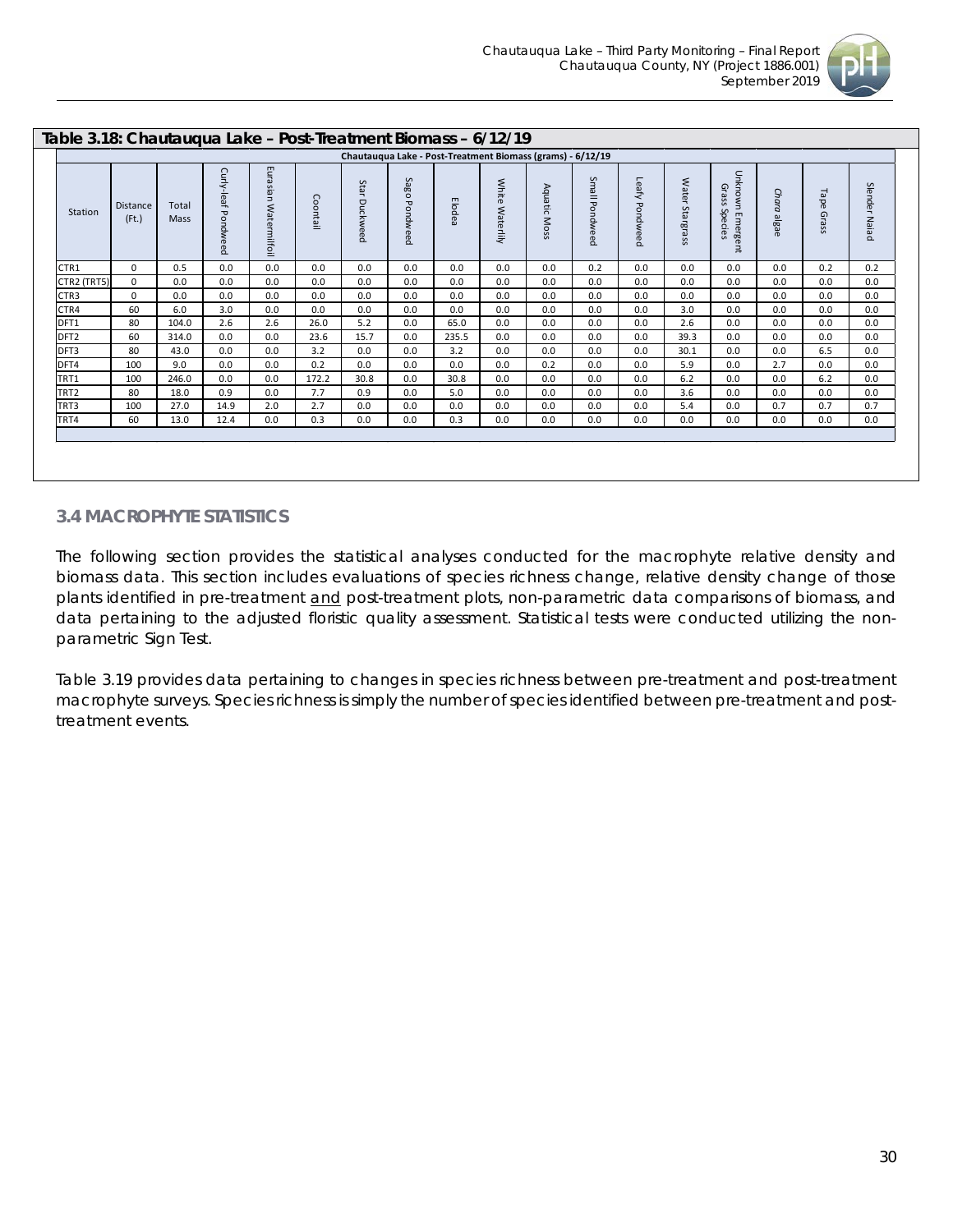**Table 3.18: Chautauqua Lake – Post-Treatment Biomass – 6/12/19**

| Chautauqua Lake - Post-Treatment Biomass (grams) - 6/12/19 | | | | | | | | | | | | | | | | | | |
|---|---|---|---|---|---|---|---|---|---|---|---|---|---|---|---|---|---|---|
| Station | Distance (Ft.) | Total Mass | Curly-leaf Pondweed | Eurasian Watermilfoil | Coontail | Star Duckweed | Sago Pondweed | Elodea | White Waterlily | Aquatic Moss | Small Pondweed | Leafy Pondweed | Water Stargrass | Unknown Emergent Grass Species | *Chara* algae | Tape Grass | Slender Naiad |
| CTR1 | 0 | 0.5 | 0.0 | 0.0 | 0.0 | 0.0 | 0.0 | 0.0 | 0.0 | 0.0 | 0.2 | 0.0 | 0.0 | 0.0 | 0.0 | 0.2 | 0.2 |
| CTR2 (TRT5) | 0 | 0.0 | 0.0 | 0.0 | 0.0 | 0.0 | 0.0 | 0.0 | 0.0 | 0.0 | 0.0 | 0.0 | 0.0 | 0.0 | 0.0 | 0.0 | 0.0 |
| CTR3 | 0 | 0.0 | 0.0 | 0.0 | 0.0 | 0.0 | 0.0 | 0.0 | 0.0 | 0.0 | 0.0 | 0.0 | 0.0 | 0.0 | 0.0 | 0.0 | 0.0 |
| CTR4 | 60 | 6.0 | 3.0 | 0.0 | 0.0 | 0.0 | 0.0 | 0.0 | 0.0 | 0.0 | 0.0 | 0.0 | 3.0 | 0.0 | 0.0 | 0.0 | 0.0 |
| DFT1 | 80 | 104.0 | 2.6 | 2.6 | 26.0 | 5.2 | 0.0 | 65.0 | 0.0 | 0.0 | 0.0 | 0.0 | 2.6 | 0.0 | 0.0 | 0.0 | 0.0 |
| DFT2 | 60 | 314.0 | 0.0 | 0.0 | 23.6 | 15.7 | 0.0 | 235.5 | 0.0 | 0.0 | 0.0 | 0.0 | 39.3 | 0.0 | 0.0 | 0.0 | 0.0 |
| DFT3 | 80 | 43.0 | 0.0 | 0.0 | 3.2 | 0.0 | 0.0 | 3.2 | 0.0 | 0.0 | 0.0 | 0.0 | 30.1 | 0.0 | 0.0 | 6.5 | 0.0 |
| DFT4 | 100 | 9.0 | 0.0 | 0.0 | 0.2 | 0.0 | 0.0 | 0.0 | 0.0 | 0.2 | 0.0 | 0.0 | 5.9 | 0.0 | 2.7 | 0.0 | 0.0 |
| TRT1 | 100 | 246.0 | 0.0 | 0.0 | 172.2 | 30.8 | 0.0 | 30.8 | 0.0 | 0.0 | 0.0 | 0.0 | 6.2 | 0.0 | 0.0 | 6.2 | 0.0 |
| TRT2 | 80 | 18.0 | 0.9 | 0.0 | 7.7 | 0.9 | 0.0 | 5.0 | 0.0 | 0.0 | 0.0 | 0.0 | 3.6 | 0.0 | 0.0 | 0.0 | 0.0 |
| TRT3 | 100 | 27.0 | 14.9 | 2.0 | 2.7 | 0.0 | 0.0 | 0.0 | 0.0 | 0.0 | 0.0 | 0.0 | 5.4 | 0.0 | 0.7 | 0.7 | 0.7 |
| TRT4 | 60 | 13.0 | 12.4 | 0.0 | 0.3 | 0.0 | 0.0 | 0.3 | 0.0 | 0.0 | 0.0 | 0.0 | 0.0 | 0.0 | 0.0 | 0.0 | 0.0 |

## 3.4 MACROPHYTE STATISTICS

The following section provides the statistical analyses conducted for the macrophyte relative density and biomass data. This section includes evaluations of species richness change, relative density change of those plants identified in pre-treatment and post-treatment plots, non-parametric data comparisons of biomass, and data pertaining to the adjusted floristic quality assessment. Statistical tests were conducted utilizing the non-parametric Sign Test.

Table 3.19 provides data pertaining to changes in species richness between pre-treatment and post-treatment macrophyte surveys. Species richness is simply the number of species identified between pre-treatment and post-treatment events.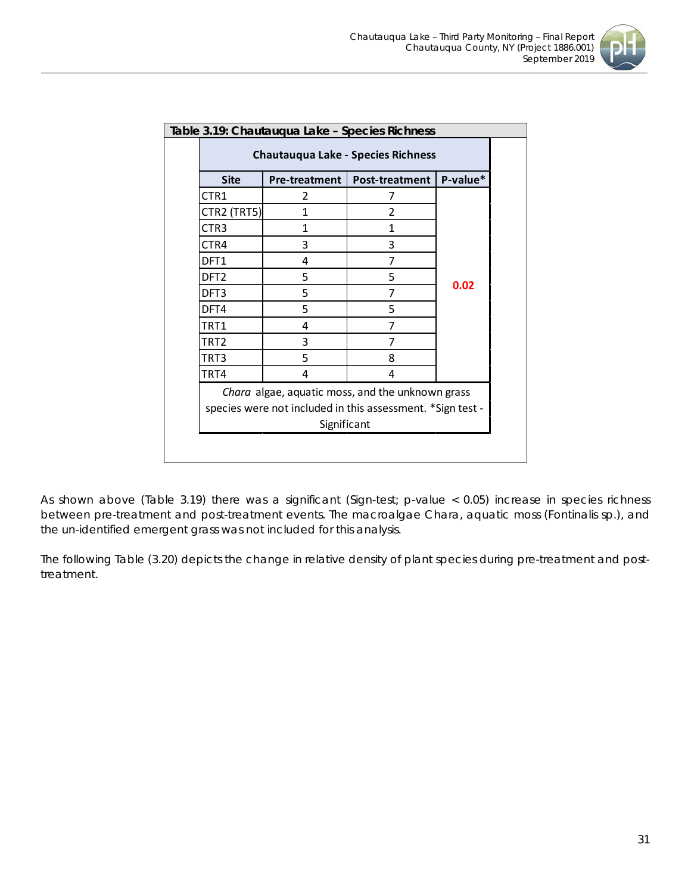**Table 3.19: Chautauqua Lake – Species Richness**

| Chautauqua Lake - Species Richness | | | |
|---|---|---|---|
| Site | Pre-treatment | Post-treatment | P-value* |
| CTR1 | 2 | 7 | 0.02 |
| CTR2 (TRT5) | 1 | 2 | |
| CTR3 | 1 | 1 | |
| CTR4 | 3 | 3 | |
| DFT1 | 4 | 7 | |
| DFT2 | 5 | 5 | |
| DFT3 | 5 | 7 | |
| DFT4 | 5 | 5 | |
| TRT1 | 4 | 7 | |
| TRT2 | 3 | 7 | |
| TRT3 | 5 | 8 | |
| TRT4 | 4 | 4 | |

*Chara* algae, aquatic moss, and the unknown grass species were not included in this assessment. *Sign test - Significant

As shown above (Table 3.19) there was a significant (Sign-test; p-value $< 0.05$) increase in species richness between pre-treatment and post-treatment events. The macroalgae Chara, aquatic moss (Fontinalis sp.), and the un-identified emergent grass was not included for this analysis.

The following Table (3.20) depicts the change in relative density of plant species during pre-treatment and post-treatment.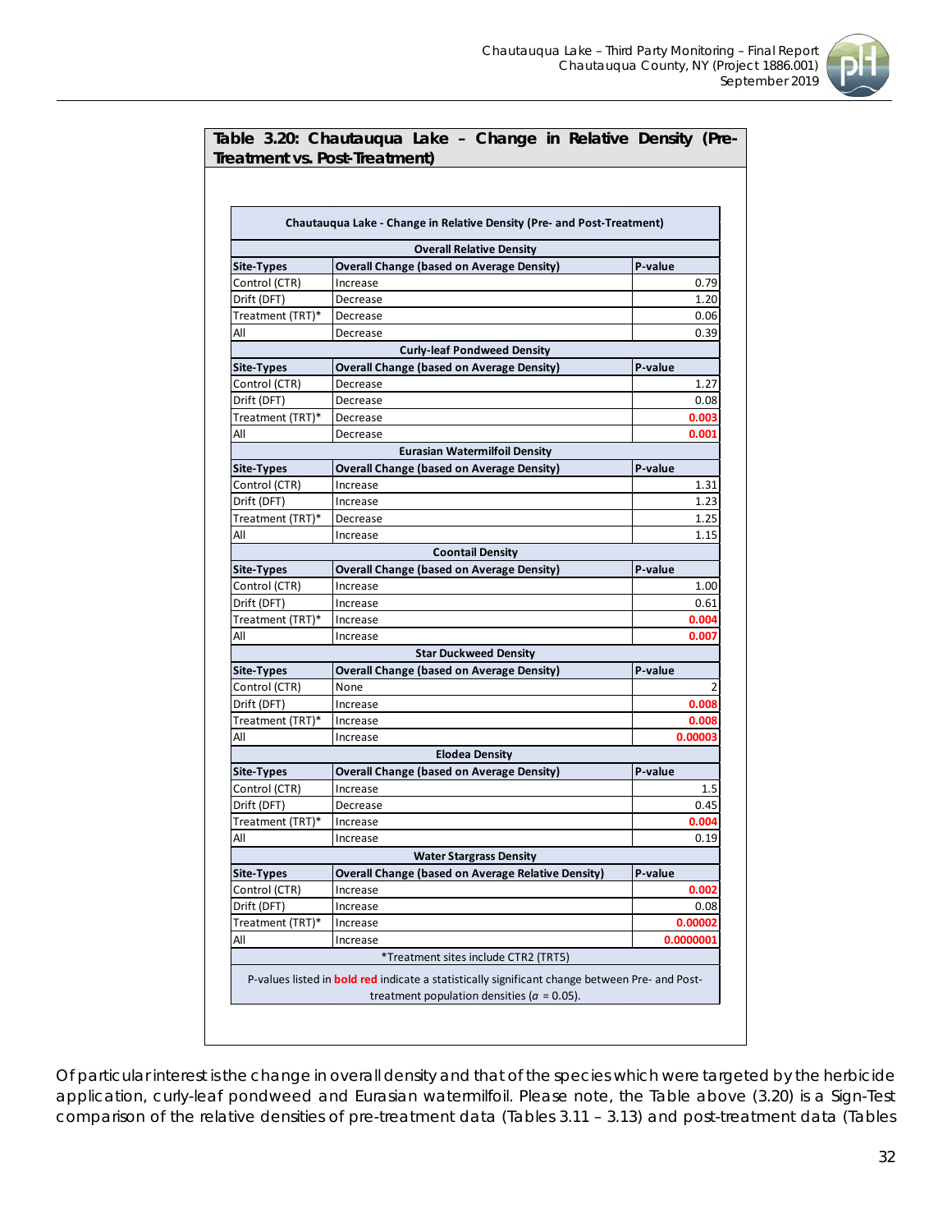**Table 3.20: Chautauqua Lake – Change in Relative Density (Pre-Treatment vs. Post-Treatment)**

| Chautauqua Lake - Change in Relative Density (Pre- and Post-Treatment) | | |
|---|---|---|
| **Overall Relative Density** | | |
| **Site-Types** | **Overall Change (based on Average Density)** | **P-value** |
| Control (CTR) | Increase | 0.79 |
| Drift (DFT) | Decrease | 1.20 |
| Treatment (TRT)* | Decrease | 0.06 |
| All | Decrease | 0.39 |
| **Curly-leaf Pondweed Density** | | |
| **Site-Types** | **Overall Change (based on Average Density)** | **P-value** |
| Control (CTR) | Decrease | 1.27 |
| Drift (DFT) | Decrease | 0.08 |
| Treatment (TRT)* | Decrease | **0.003** |
| All | Decrease | **0.001** |
| **Eurasian Watermilfoil Density** | | |
| **Site-Types** | **Overall Change (based on Average Density)** | **P-value** |
| Control (CTR) | Increase | 1.31 |
| Drift (DFT) | Increase | 1.23 |
| Treatment (TRT)* | Decrease | 1.25 |
| All | Increase | 1.15 |
| **Coontail Density** | | |
| **Site-Types** | **Overall Change (based on Average Density)** | **P-value** |
| Control (CTR) | Increase | 1.00 |
| Drift (DFT) | Increase | 0.61 |
| Treatment (TRT)* | Increase | **0.004** |
| All | Increase | **0.007** |
| **Star Duckweed Density** | | |
| **Site-Types** | **Overall Change (based on Average Density)** | **P-value** |
| Control (CTR) | None | 2 |
| Drift (DFT) | Increase | **0.008** |
| Treatment (TRT)* | Increase | **0.008** |
| All | Increase | **0.00003** |
| **Elodea Density** | | |
| **Site-Types** | **Overall Change (based on Average Density)** | **P-value** |
| Control (CTR) | Increase | 1.5 |
| Drift (DFT) | Decrease | 0.45 |
| Treatment (TRT)* | Increase | **0.004** |
| All | Increase | 0.19 |
| **Water Stargrass Density** | | |
| **Site-Types** | **Overall Change (based on Average Relative Density)** | **P-value** |
| Control (CTR) | Increase | **0.002** |
| Drift (DFT) | Increase | 0.08 |
| Treatment (TRT)* | Increase | **0.00002** |
| All | Increase | **0.0000001** |

*Treatment sites include CTR2 (TRT5)

P-values listed in **bold red** indicate a statistically significant change between Pre- and Post-treatment population densities ($\alpha$ = 0.05).

Of particular interest is the change in overall density and that of the species which were targeted by the herbicide application, curly-leaf pondweed and Eurasian watermilfoil. Please note, the Table above (3.20) is a Sign-Test comparison of the relative densities of pre-treatment data (Tables 3.11 – 3.13) and post-treatment data (Tables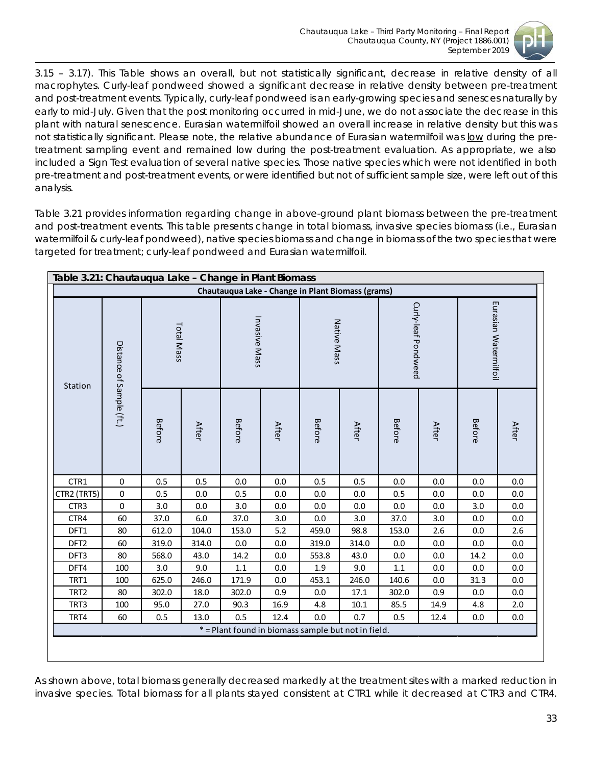3.15 – 3.17). This Table shows an overall, but not statistically significant, decrease in relative density of all macrophytes. Curly-leaf pondweed showed a significant decrease in relative density between pre-treatment and post-treatment events. Typically, curly-leaf pondweed is an early-growing species and senesces naturally by early to mid-July. Given that the post monitoring occurred in mid-June, we do not associate the decrease in this plant with natural senescence. Eurasian watermilfoil showed an overall increase in relative density but this was not statistically significant. Please note, the relative abundance of Eurasian watermilfoil was low during the pre-treatment sampling event and remained low during the post-treatment evaluation. As appropriate, we also included a Sign Test evaluation of several native species. Those native species which were not identified in both pre-treatment and post-treatment events, or were identified but not of sufficient sample size, were left out of this analysis.

Table 3.21 provides information regarding change in above-ground plant biomass between the pre-treatment and post-treatment events. This table presents change in total biomass, invasive species biomass (i.e., Eurasian watermilfoil & curly-leaf pondweed), native species biomass and change in biomass of the two species that were targeted for treatment; curly-leaf pondweed and Eurasian watermilfoil.

**Table 3.21: Chautauqua Lake – Change in Plant Biomass**

Chautauqua Lake - Change in Plant Biomass (grams)

| Station | Distance of Sample (ft.) | Total Mass | | Invasive Mass | | Native Mass | | Curly-leaf Pondweed | | Eurasian Watermilfoil | |
|---|---|---|---|---|---|---|---|---|---|---|---|
| | | Before | After | Before | After | Before | After | Before | After | Before | After |
| CTR1 | 0 | 0.5 | 0.5 | 0.0 | 0.0 | 0.5 | 0.5 | 0.0 | 0.0 | 0.0 | 0.0 |
| CTR2 (TRT5) | 0 | 0.5 | 0.0 | 0.5 | 0.0 | 0.0 | 0.0 | 0.5 | 0.0 | 0.0 | 0.0 |
| CTR3 | 0 | 3.0 | 0.0 | 3.0 | 0.0 | 0.0 | 0.0 | 0.0 | 0.0 | 3.0 | 0.0 |
| CTR4 | 60 | 37.0 | 6.0 | 37.0 | 3.0 | 0.0 | 3.0 | 37.0 | 3.0 | 0.0 | 0.0 |
| DFT1 | 80 | 612.0 | 104.0 | 153.0 | 5.2 | 459.0 | 98.8 | 153.0 | 2.6 | 0.0 | 2.6 |
| DFT2 | 60 | 319.0 | 314.0 | 0.0 | 0.0 | 319.0 | 314.0 | 0.0 | 0.0 | 0.0 | 0.0 |
| DFT3 | 80 | 568.0 | 43.0 | 14.2 | 0.0 | 553.8 | 43.0 | 0.0 | 0.0 | 14.2 | 0.0 |
| DFT4 | 100 | 3.0 | 9.0 | 1.1 | 0.0 | 1.9 | 9.0 | 1.1 | 0.0 | 0.0 | 0.0 |
| TRT1 | 100 | 625.0 | 246.0 | 171.9 | 0.0 | 453.1 | 246.0 | 140.6 | 0.0 | 31.3 | 0.0 |
| TRT2 | 80 | 302.0 | 18.0 | 302.0 | 0.9 | 0.0 | 17.1 | 302.0 | 0.9 | 0.0 | 0.0 |
| TRT3 | 100 | 95.0 | 27.0 | 90.3 | 16.9 | 4.8 | 10.1 | 85.5 | 14.9 | 4.8 | 2.0 |
| TRT4 | 60 | 0.5 | 13.0 | 0.5 | 12.4 | 0.0 | 0.7 | 0.5 | 12.4 | 0.0 | 0.0 |

* = Plant found in biomass sample but not in field.

As shown above, total biomass generally decreased markedly at the treatment sites with a marked reduction in invasive species. Total biomass for all plants stayed consistent at CTR1 while it decreased at CTR3 and CTR4.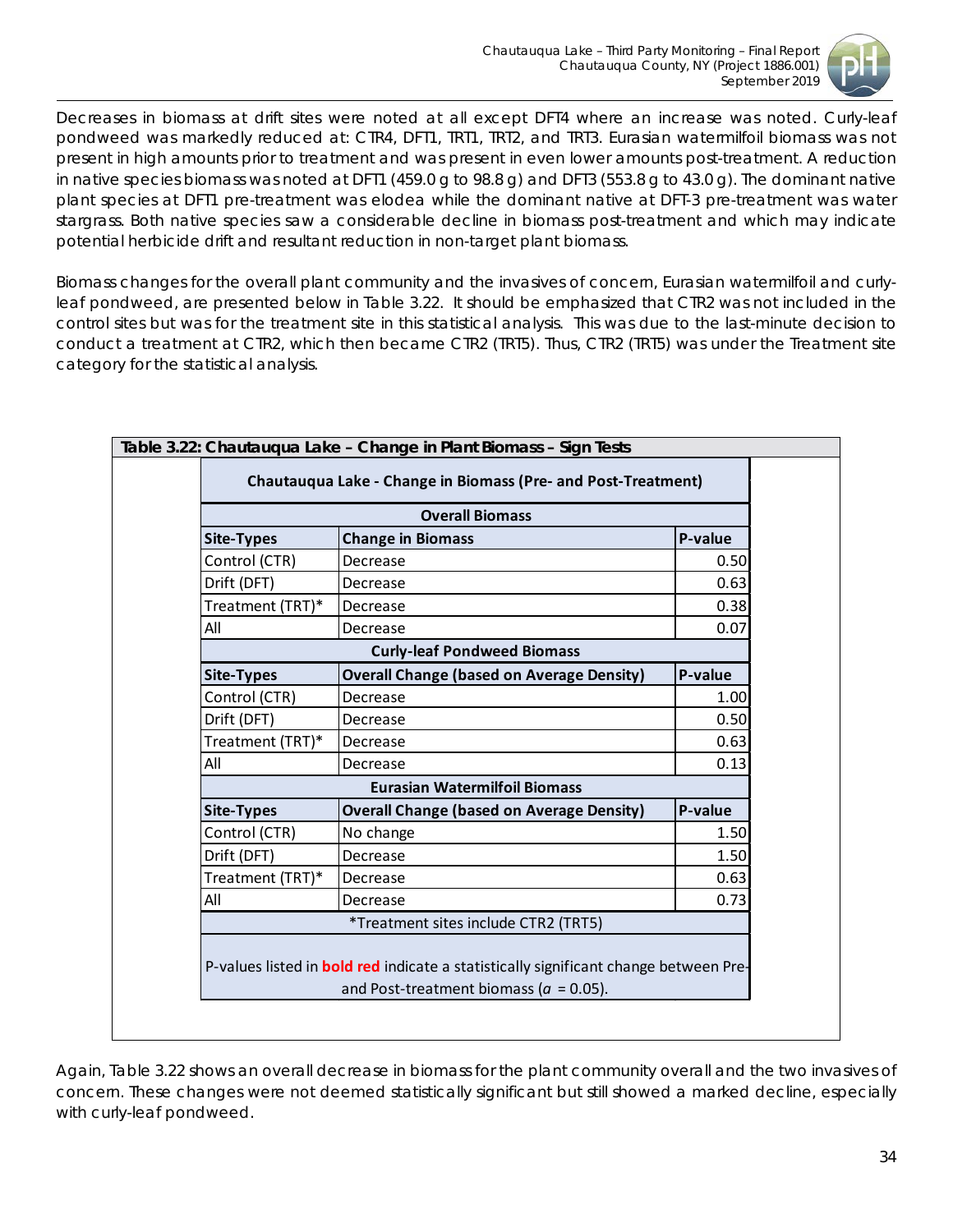Decreases in biomass at drift sites were noted at all except DFT4 where an increase was noted. Curly-leaf pondweed was markedly reduced at: CTR4, DFT1, TRT1, TRT2, and TRT3. Eurasian watermilfoil biomass was not present in high amounts prior to treatment and was present in even lower amounts post-treatment. A reduction in native species biomass was noted at DFT1 (459.0 g to 98.8 g) and DFT3 (553.8 g to 43.0 g). The dominant native plant species at DFT1 pre-treatment was elodea while the dominant native at DFT-3 pre-treatment was water stargrass. Both native species saw a considerable decline in biomass post-treatment and which may indicate potential herbicide drift and resultant reduction in non-target plant biomass.

Biomass changes for the overall plant community and the invasives of concern, Eurasian watermilfoil and curly-leaf pondweed, are presented below in Table 3.22. It should be emphasized that CTR2 was not included in the control sites but was for the treatment site in this statistical analysis. This was due to the last-minute decision to conduct a treatment at CTR2, which then became CTR2 (TRT5). Thus, CTR2 (TRT5) was under the Treatment site category for the statistical analysis.

**Table 3.22: Chautauqua Lake – Change in Plant Biomass – Sign Tests**

| Chautauqua Lake - Change in Biomass (Pre- and Post-Treatment) | | |
|---|---|---|
| **Overall Biomass** | | |
| **Site-Types** | **Change in Biomass** | **P-value** |
| Control (CTR) | Decrease | 0.50 |
| Drift (DFT) | Decrease | 0.63 |
| Treatment (TRT)* | Decrease | 0.38 |
| All | Decrease | 0.07 |
| **Curly-leaf Pondweed Biomass** | | |
| **Site-Types** | **Overall Change (based on Average Density)** | **P-value** |
| Control (CTR) | Decrease | 1.00 |
| Drift (DFT) | Decrease | 0.50 |
| Treatment (TRT)* | Decrease | 0.63 |
| All | Decrease | 0.13 |
| **Eurasian Watermilfoil Biomass** | | |
| **Site-Types** | **Overall Change (based on Average Density)** | **P-value** |
| Control (CTR) | No change | 1.50 |
| Drift (DFT) | Decrease | 1.50 |
| Treatment (TRT)* | Decrease | 0.63 |
| All | Decrease | 0.73 |

*Treatment sites include CTR2 (TRT5)

P-values listed in **bold red** indicate a statistically significant change between Pre- and Post-treatment biomass ($\alpha$ = 0.05).

Again, Table 3.22 shows an overall decrease in biomass for the plant community overall and the two invasives of concern. These changes were not deemed statistically significant but still showed a marked decline, especially with curly-leaf pondweed.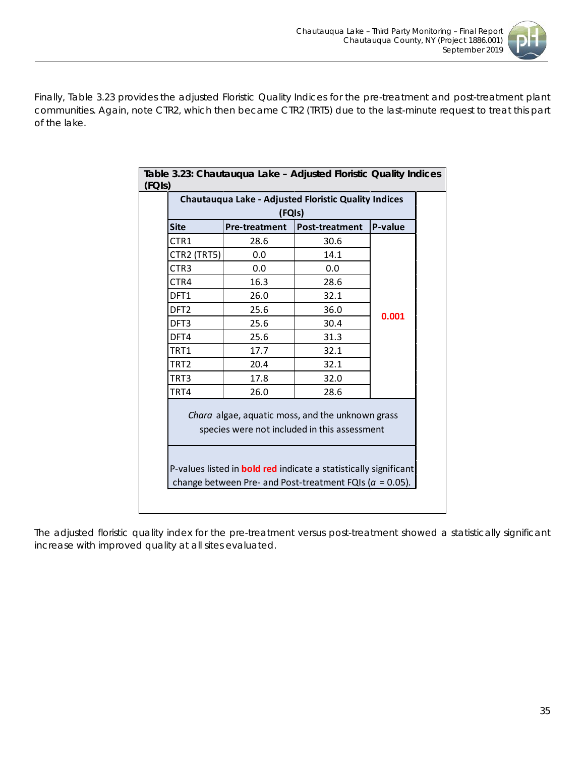Finally, Table 3.23 provides the adjusted Floristic Quality Indices for the pre-treatment and post-treatment plant communities. Again, note CTR2, which then became CTR2 (TRT5) due to the last-minute request to treat this part of the lake.

**Table 3.23: Chautauqua Lake – Adjusted Floristic Quality Indices (FQIs)**

| Chautauqua Lake - Adjusted Floristic Quality Indices (FQIs) | | | |
|---|---|---|---|
| **Site** | **Pre-treatment** | **Post-treatment** | **P-value** |
| CTR1 | 28.6 | 30.6 | **0.001** |
| CTR2 (TRT5) | 0.0 | 14.1 | |
| CTR3 | 0.0 | 0.0 | |
| CTR4 | 16.3 | 28.6 | |
| DFT1 | 26.0 | 32.1 | |
| DFT2 | 25.6 | 36.0 | |
| DFT3 | 25.6 | 30.4 | |
| DFT4 | 25.6 | 31.3 | |
| TRT1 | 17.7 | 32.1 | |
| TRT2 | 20.4 | 32.1 | |
| TRT3 | 17.8 | 32.0 | |
| TRT4 | 26.0 | 28.6 | |

*Chara* algae, aquatic moss, and the unknown grass species were not included in this assessment

P-values listed in **bold red** indicate a statistically significant change between Pre- and Post-treatment FQIs ($\alpha$ = 0.05).

The adjusted floristic quality index for the pre-treatment versus post-treatment showed a statistically significant increase with improved quality at all sites evaluated.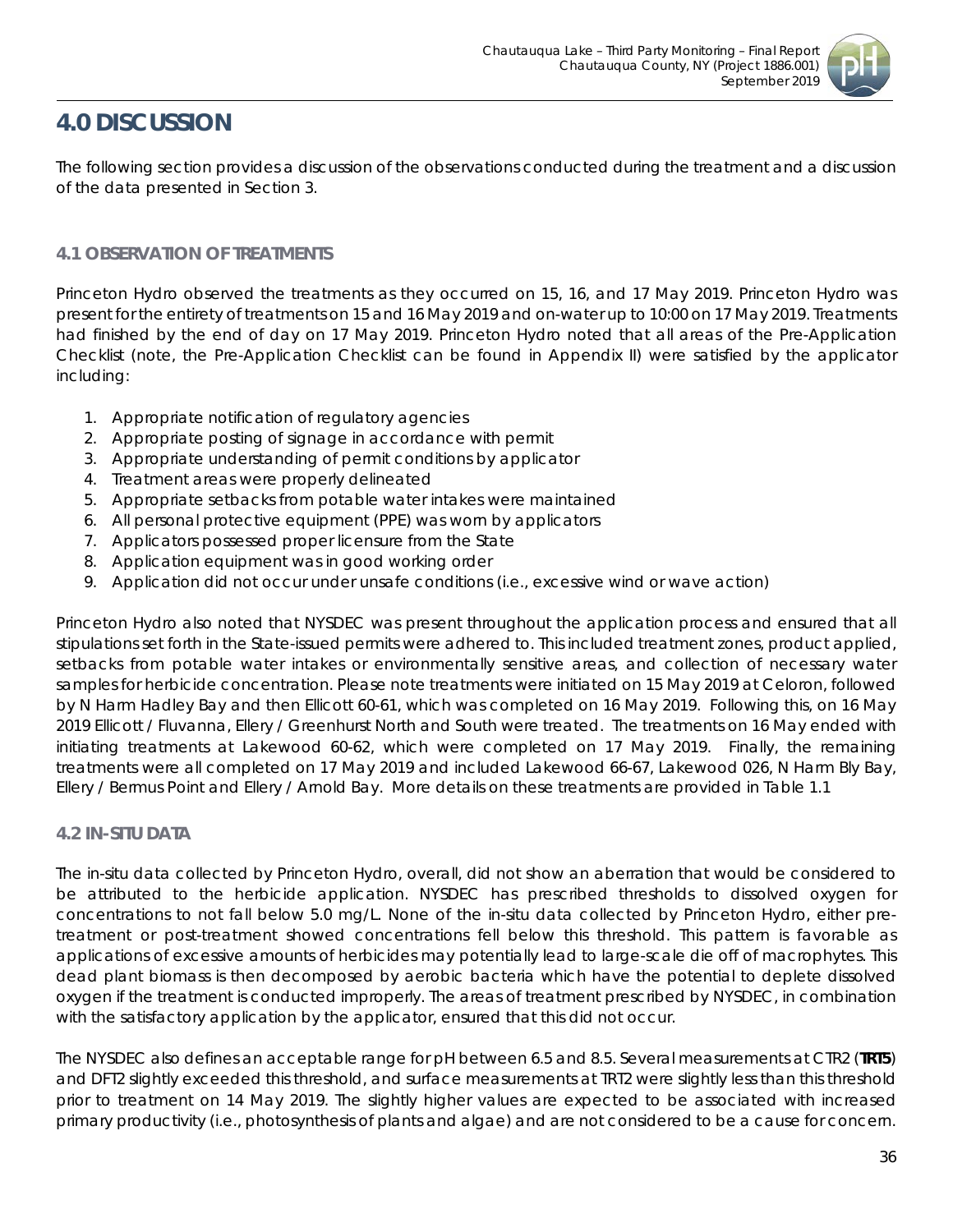# 4.0 DISCUSSION

The following section provides a discussion of the observations conducted during the treatment and a discussion of the data presented in Section 3.

## 4.1 OBSERVATION OF TREATMENTS

Princeton Hydro observed the treatments as they occurred on 15, 16, and 17 May 2019. Princeton Hydro was present for the entirety of treatments on 15 and 16 May 2019 and on-water up to 10:00 on 17 May 2019. Treatments had finished by the end of day on 17 May 2019. Princeton Hydro noted that all areas of the Pre-Application Checklist (note, the Pre-Application Checklist can be found in Appendix II) were satisfied by the applicator including:

1. Appropriate notification of regulatory agencies
2. Appropriate posting of signage in accordance with permit
3. Appropriate understanding of permit conditions by applicator
4. Treatment areas were properly delineated
5. Appropriate setbacks from potable water intakes were maintained
6. All personal protective equipment (PPE) was worn by applicators
7. Applicators possessed proper licensure from the State
8. Application equipment was in good working order
9. Application did not occur under unsafe conditions (i.e., excessive wind or wave action)

Princeton Hydro also noted that NYSDEC was present throughout the application process and ensured that all stipulations set forth in the State-issued permits were adhered to. This included treatment zones, product applied, setbacks from potable water intakes or environmentally sensitive areas, and collection of necessary water samples for herbicide concentration. Please note treatments were initiated on 15 May 2019 at Celoron, followed by N Harm Hadley Bay and then Ellicott 60-61, which was completed on 16 May 2019. Following this, on 16 May 2019 Ellicott / Fluvanna, Ellery / Greenhurst North and South were treated. The treatments on 16 May ended with initiating treatments at Lakewood 60-62, which were completed on 17 May 2019. Finally, the remaining treatments were all completed on 17 May 2019 and included Lakewood 66-67, Lakewood 026, N Harm Bly Bay, Ellery / Bemus Point and Ellery / Arnold Bay. More details on these treatments are provided in Table 1.1

## 4.2 IN-SITU DATA

The in-situ data collected by Princeton Hydro, overall, did not show an aberration that would be considered to be attributed to the herbicide application. NYSDEC has prescribed thresholds to dissolved oxygen for concentrations to not fall below 5.0 mg/L. None of the in-situ data collected by Princeton Hydro, either pre-treatment or post-treatment showed concentrations fell below this threshold. This pattern is favorable as applications of excessive amounts of herbicides may potentially lead to large-scale die off of macrophytes. This dead plant biomass is then decomposed by aerobic bacteria which have the potential to deplete dissolved oxygen if the treatment is conducted improperly. The areas of treatment prescribed by NYSDEC, in combination with the satisfactory application by the applicator, ensured that this did not occur.

The NYSDEC also defines an acceptable range for pH between 6.5 and 8.5. Several measurements at CTR2 (**TRT5**) and DFT2 slightly exceeded this threshold, and surface measurements at TRT2 were slightly less than this threshold prior to treatment on 14 May 2019. The slightly higher values are expected to be associated with increased primary productivity (i.e., photosynthesis of plants and algae) and are not considered to be a cause for concern.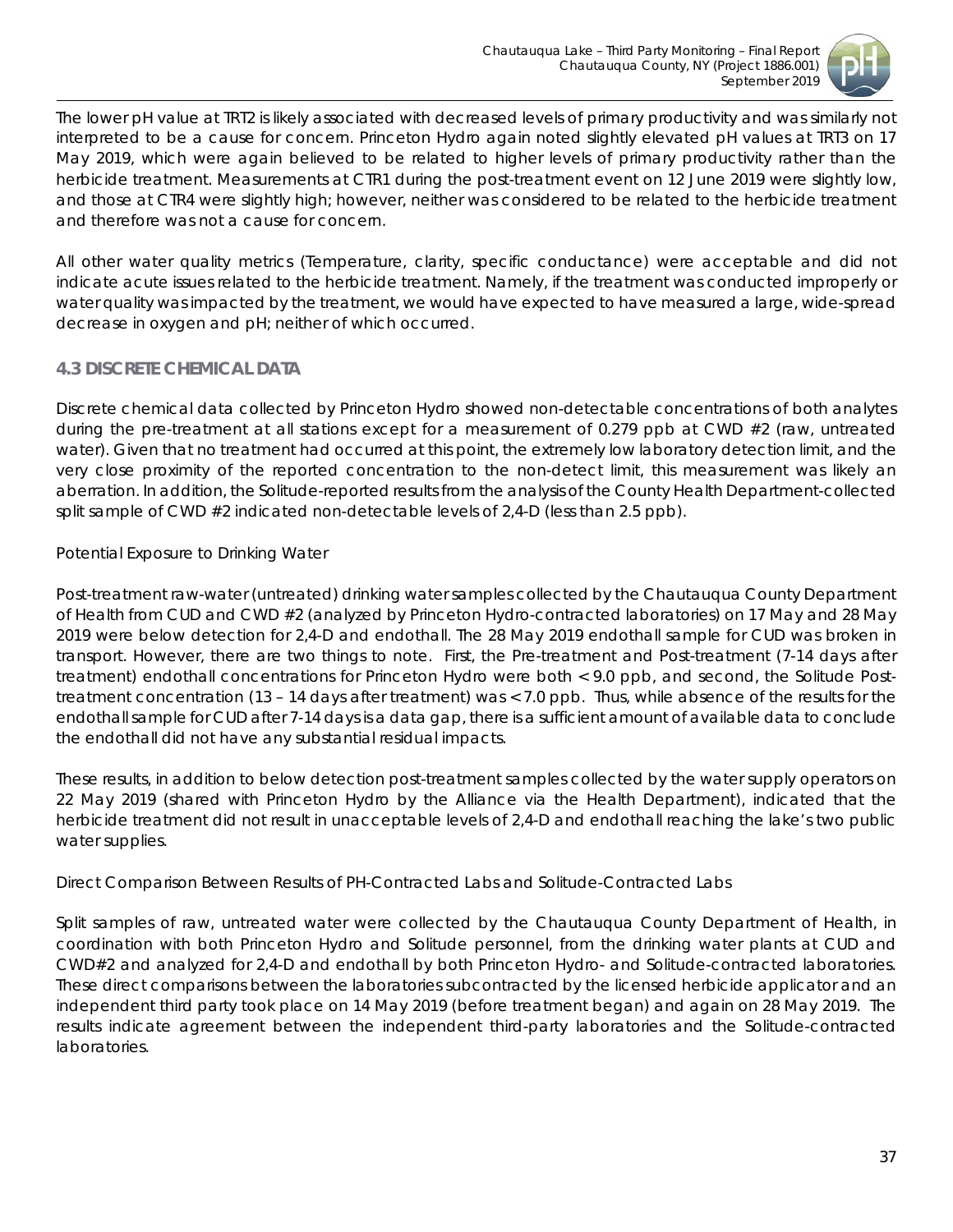The lower pH value at TRT2 is likely associated with decreased levels of primary productivity and was similarly not interpreted to be a cause for concern. Princeton Hydro again noted slightly elevated pH values at TRT3 on 17 May 2019, which were again believed to be related to higher levels of primary productivity rather than the herbicide treatment. Measurements at CTR1 during the post-treatment event on 12 June 2019 were slightly low, and those at CTR4 were slightly high; however, neither was considered to be related to the herbicide treatment and therefore was not a cause for concern.

All other water quality metrics (Temperature, clarity, specific conductance) were acceptable and did not indicate acute issues related to the herbicide treatment. Namely, if the treatment was conducted improperly or water quality was impacted by the treatment, we would have expected to have measured a large, wide-spread decrease in oxygen and pH; neither of which occurred.

### 4.3 DISCRETE CHEMICAL DATA

Discrete chemical data collected by Princeton Hydro showed non-detectable concentrations of both analytes during the pre-treatment at all stations except for a measurement of 0.279 ppb at CWD #2 (raw, untreated water). Given that no treatment had occurred at this point, the extremely low laboratory detection limit, and the very close proximity of the reported concentration to the non-detect limit, this measurement was likely an aberration. In addition, the Solitude-reported results from the analysis of the County Health Department-collected split sample of CWD #2 indicated non-detectable levels of 2,4-D (less than 2.5 ppb).

Potential Exposure to Drinking Water

Post-treatment raw-water (untreated) drinking water samples collected by the Chautauqua County Department of Health from CUD and CWD #2 (analyzed by Princeton Hydro-contracted laboratories) on 17 May and 28 May 2019 were below detection for 2,4-D and endothall. The 28 May 2019 endothall sample for CUD was broken in transport. However, there are two things to note. First, the Pre-treatment and Post-treatment (7-14 days after treatment) endothall concentrations for Princeton Hydro were both < 9.0 ppb, and second, the Solitude Post-treatment concentration (13 – 14 days after treatment) was < 7.0 ppb. Thus, while absence of the results for the endothall sample for CUD after 7-14 days is a data gap, there is a sufficient amount of available data to conclude the endothall did not have any substantial residual impacts.

These results, in addition to below detection post-treatment samples collected by the water supply operators on 22 May 2019 (shared with Princeton Hydro by the Alliance via the Health Department), indicated that the herbicide treatment did not result in unacceptable levels of 2,4-D and endothall reaching the lake's two public water supplies.

Direct Comparison Between Results of PH-Contracted Labs and Solitude-Contracted Labs

Split samples of raw, untreated water were collected by the Chautauqua County Department of Health, in coordination with both Princeton Hydro and Solitude personnel, from the drinking water plants at CUD and CWD#2 and analyzed for 2,4-D and endothall by both Princeton Hydro- and Solitude-contracted laboratories. These direct comparisons between the laboratories subcontracted by the licensed herbicide applicator and an independent third party took place on 14 May 2019 (before treatment began) and again on 28 May 2019. The results indicate agreement between the independent third-party laboratories and the Solitude-contracted laboratories.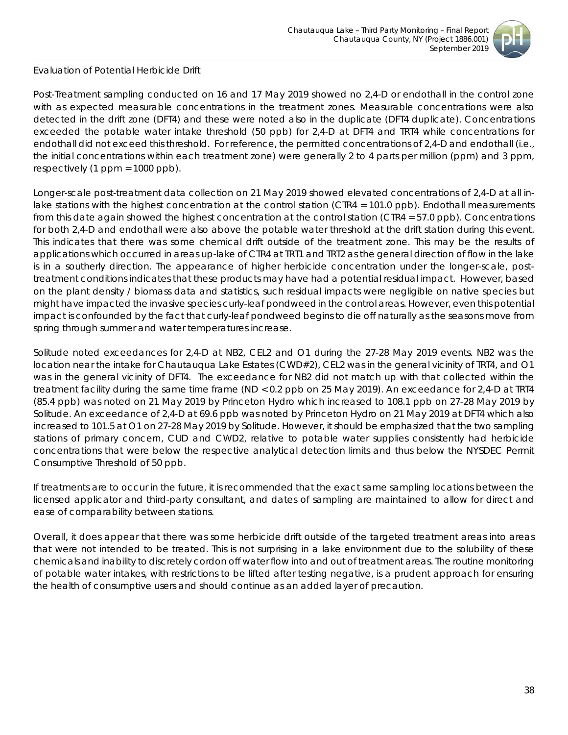Evaluation of Potential Herbicide Drift

Post-Treatment sampling conducted on 16 and 17 May 2019 showed no 2,4-D or endothall in the control zone with as expected measurable concentrations in the treatment zones. Measurable concentrations were also detected in the drift zone (DFT4) and these were noted also in the duplicate (DFT4 duplicate). Concentrations exceeded the potable water intake threshold (50 ppb) for 2,4-D at DFT4 and TRT4 while concentrations for endothall did not exceed this threshold. For reference, the permitted concentrations of 2,4-D and endothall (i.e., the initial concentrations within each treatment zone) were generally 2 to 4 parts per million (ppm) and 3 ppm, respectively (1 ppm = 1000 ppb).

Longer-scale post-treatment data collection on 21 May 2019 showed elevated concentrations of 2,4-D at all in-lake stations with the highest concentration at the control station (CTR4 = 101.0 ppb). Endothall measurements from this date again showed the highest concentration at the control station (CTR4 = 57.0 ppb). Concentrations for both 2,4-D and endothall were also above the potable water threshold at the drift station during this event. This indicates that there was some chemical drift outside of the treatment zone. This may be the results of applications which occurred in areas up-lake of CTR4 at TRT1 and TRT2 as the general direction of flow in the lake is in a southerly direction. The appearance of higher herbicide concentration under the longer-scale, post-treatment conditions indicates that these products may have had a potential residual impact. However, based on the plant density / biomass data and statistics, such residual impacts were negligible on native species but might have impacted the invasive species curly-leaf pondweed in the control areas. However, even this potential impact is confounded by the fact that curly-leaf pondweed begins to die off naturally as the seasons move from spring through summer and water temperatures increase.

Solitude noted exceedances for 2,4-D at NB2, CEL2 and O1 during the 27-28 May 2019 events. NB2 was the location near the intake for Chautauqua Lake Estates (CWD#2), CEL2 was in the general vicinity of TRT4, and O1 was in the general vicinity of DFT4. The exceedance for NB2 did not match up with that collected within the treatment facility during the same time frame (ND < 0.2 ppb on 25 May 2019). An exceedance for 2,4-D at TRT4 (85.4 ppb) was noted on 21 May 2019 by Princeton Hydro which increased to 108.1 ppb on 27-28 May 2019 by Solitude. An exceedance of 2,4-D at 69.6 ppb was noted by Princeton Hydro on 21 May 2019 at DFT4 which also increased to 101.5 at O1 on 27-28 May 2019 by Solitude. However, it should be emphasized that the two sampling stations of primary concern, CUD and CWD2, relative to potable water supplies consistently had herbicide concentrations that were below the respective analytical detection limits and thus below the NYSDEC Permit Consumptive Threshold of 50 ppb.

If treatments are to occur in the future, it is recommended that the exact same sampling locations between the licensed applicator and third-party consultant, and dates of sampling are maintained to allow for direct and ease of comparability between stations.

Overall, it does appear that there was some herbicide drift outside of the targeted treatment areas into areas that were not intended to be treated. This is not surprising in a lake environment due to the solubility of these chemicals and inability to discretely cordon off water flow into and out of treatment areas. The routine monitoring of potable water intakes, with restrictions to be lifted after testing negative, is a prudent approach for ensuring the health of consumptive users and should continue as an added layer of precaution.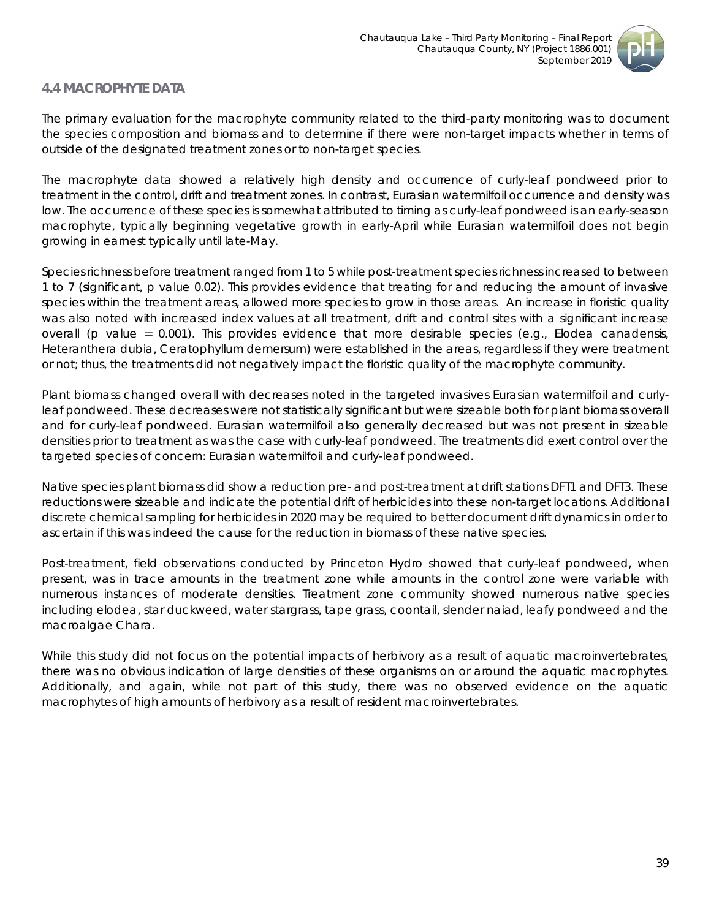## 4.4 MACROPHYTE DATA

The primary evaluation for the macrophyte community related to the third-party monitoring was to document the species composition and biomass and to determine if there were non-target impacts whether in terms of outside of the designated treatment zones or to non-target species.

The macrophyte data showed a relatively high density and occurrence of curly-leaf pondweed prior to treatment in the control, drift and treatment zones. In contrast, Eurasian watermilfoil occurrence and density was low. The occurrence of these species is somewhat attributed to timing as curly-leaf pondweed is an early-season macrophyte, typically beginning vegetative growth in early-April while Eurasian watermilfoil does not begin growing in earnest typically until late-May.

Species richness before treatment ranged from 1 to 5 while post-treatment species richness increased to between 1 to 7 (significant, p value 0.02). This provides evidence that treating for and reducing the amount of invasive species within the treatment areas, allowed more species to grow in those areas. An increase in floristic quality was also noted with increased index values at all treatment, drift and control sites with a significant increase overall (p value = 0.001). This provides evidence that more desirable species (e.g., *Elodea canadensis*, *Heteranthera dubia*, *Ceratophyllum demersum*) were established in the areas, regardless if they were treatment or not; thus, the treatments did not negatively impact the floristic quality of the macrophyte community.

Plant biomass changed overall with decreases noted in the targeted invasives Eurasian watermilfoil and curly-leaf pondweed. These decreases were not statistically significant but were sizeable both for plant biomass overall and for curly-leaf pondweed. Eurasian watermilfoil also generally decreased but was not present in sizeable densities prior to treatment as was the case with curly-leaf pondweed. The treatments did exert control over the targeted species of concern: Eurasian watermilfoil and curly-leaf pondweed.

Native species plant biomass did show a reduction pre- and post-treatment at drift stations DFT1 and DFT3. These reductions were sizeable and indicate the potential drift of herbicides into these non-target locations. Additional discrete chemical sampling for herbicides in 2020 may be required to better document drift dynamics in order to ascertain if this was indeed the cause for the reduction in biomass of these native species.

Post-treatment, field observations conducted by Princeton Hydro showed that curly-leaf pondweed, when present, was in trace amounts in the treatment zone while amounts in the control zone were variable with numerous instances of moderate densities. Treatment zone community showed numerous native species including elodea, star duckweed, water stargrass, tape grass, coontail, slender naiad, leafy pondweed and the macroalgae Chara.

While this study did not focus on the potential impacts of herbivory as a result of aquatic macroinvertebrates, there was no obvious indication of large densities of these organisms on or around the aquatic macrophytes. Additionally, and again, while not part of this study, there was no observed evidence on the aquatic macrophytes of high amounts of herbivory as a result of resident macroinvertebrates.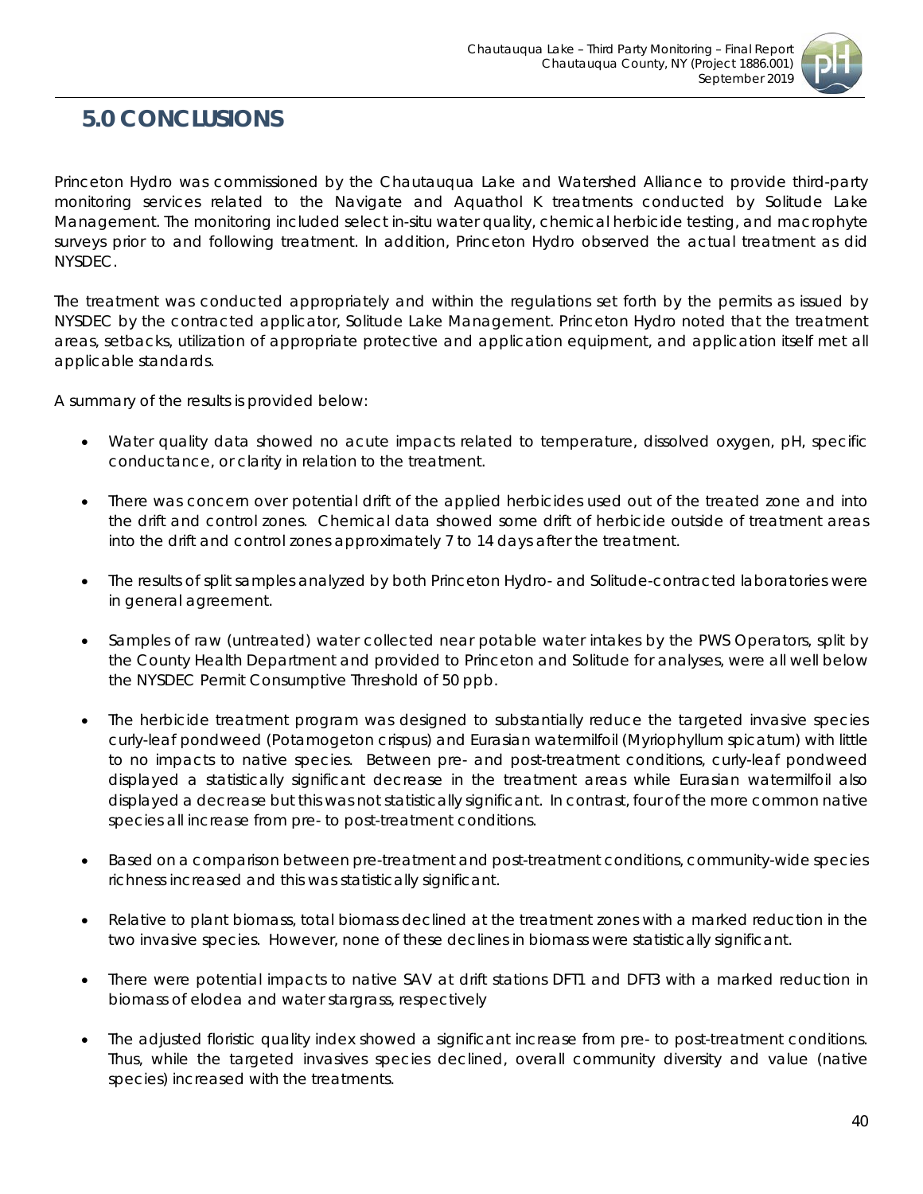# 5.0 CONCLUSIONS

Princeton Hydro was commissioned by the Chautauqua Lake and Watershed Alliance to provide third-party monitoring services related to the Navigate and Aquathol K treatments conducted by Solitude Lake Management. The monitoring included select in-situ water quality, chemical herbicide testing, and macrophyte surveys prior to and following treatment. In addition, Princeton Hydro observed the actual treatment as did NYSDEC.

The treatment was conducted appropriately and within the regulations set forth by the permits as issued by NYSDEC by the contracted applicator, Solitude Lake Management. Princeton Hydro noted that the treatment areas, setbacks, utilization of appropriate protective and application equipment, and application itself met all applicable standards.

A summary of the results is provided below:

- Water quality data showed no acute impacts related to temperature, dissolved oxygen, pH, specific conductance, or clarity in relation to the treatment.
- There was concern over potential drift of the applied herbicides used out of the treated zone and into the drift and control zones. Chemical data showed some drift of herbicide outside of treatment areas into the drift and control zones approximately 7 to 14 days after the treatment.
- The results of split samples analyzed by both Princeton Hydro- and Solitude-contracted laboratories were in general agreement.
- Samples of raw (untreated) water collected near potable water intakes by the PWS Operators, split by the County Health Department and provided to Princeton and Solitude for analyses, were all well below the NYSDEC Permit Consumptive Threshold of 50 ppb.
- The herbicide treatment program was designed to substantially reduce the targeted invasive species curly-leaf pondweed (*Potamogeton crispus*) and Eurasian watermilfoil (*Myriophyllum spicatum*) with little to no impacts to native species. Between pre- and post-treatment conditions, curly-leaf pondweed displayed a statistically significant decrease in the treatment areas while Eurasian watermilfoil also displayed a decrease but this was not statistically significant. In contrast, four of the more common native species all increase from pre- to post-treatment conditions.
- Based on a comparison between pre-treatment and post-treatment conditions, community-wide species richness increased and this was statistically significant.
- Relative to plant biomass, total biomass declined at the treatment zones with a marked reduction in the two invasive species. However, none of these declines in biomass were statistically significant.
- There were potential impacts to native SAV at drift stations DFT1 and DFT3 with a marked reduction in biomass of elodea and water stargrass, respectively
- The adjusted floristic quality index showed a significant increase from pre- to post-treatment conditions. Thus, while the targeted invasives species declined, overall community diversity and value (native species) increased with the treatments.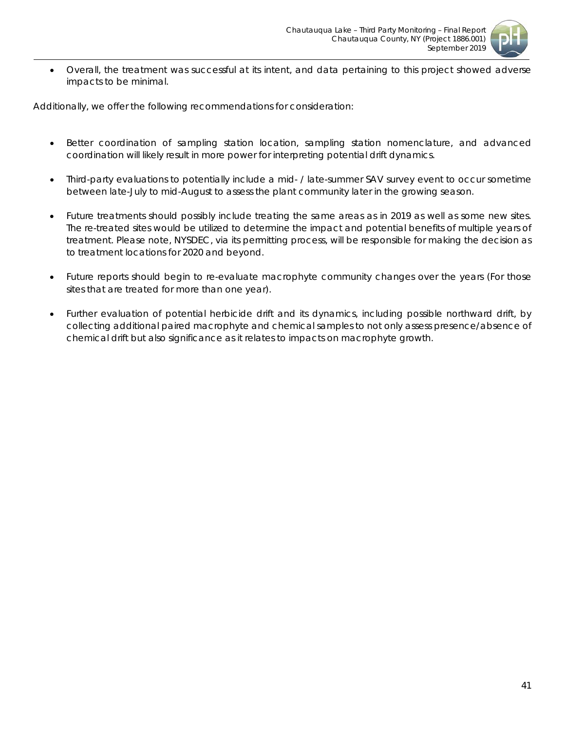- Overall, the treatment was successful at its intent, and data pertaining to this project showed adverse impacts to be minimal.

Additionally, we offer the following recommendations for consideration:

- Better coordination of sampling station location, sampling station nomenclature, and advanced coordination will likely result in more power for interpreting potential drift dynamics.

- Third-party evaluations to potentially include a mid- / late-summer SAV survey event to occur sometime between late-July to mid-August to assess the plant community later in the growing season.

- Future treatments should possibly include treating the same areas as in 2019 as well as some new sites. The re-treated sites would be utilized to determine the impact and potential benefits of multiple years of treatment. Please note, NYSDEC, via its permitting process, will be responsible for making the decision as to treatment locations for 2020 and beyond.

- Future reports should begin to re-evaluate macrophyte community changes over the years (For those sites that are treated for more than one year).

- Further evaluation of potential herbicide drift and its dynamics, including possible northward drift, by collecting additional paired macrophyte and chemical samples to not only assess presence/absence of chemical drift but also significance as it relates to impacts on macrophyte growth.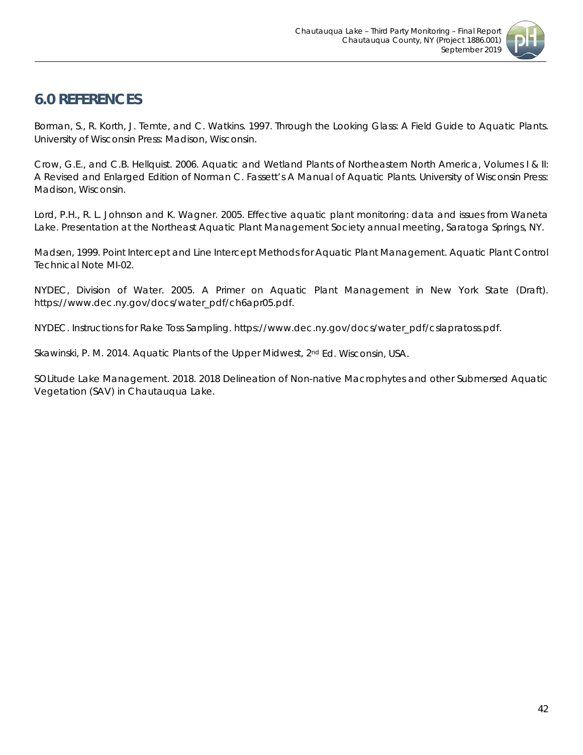# 6.0 REFERENCES

Borman, S., R. Korth, J. Temte, and C. Watkins. 1997. Through the Looking Glass: A Field Guide to Aquatic Plants. University of Wisconsin Press: Madison, Wisconsin.

Crow, G.E., and C.B. Hellquist. 2006. Aquatic and Wetland Plants of Northeastern North America, Volumes I & II: A Revised and Enlarged Edition of Norman C. Fassett's A Manual of Aquatic Plants. University of Wisconsin Press: Madison, Wisconsin.

Lord, P.H., R. L. Johnson and K. Wagner. 2005. Effective aquatic plant monitoring: data and issues from Waneta Lake. Presentation at the Northeast Aquatic Plant Management Society annual meeting, Saratoga Springs, NY.

Madsen, 1999. Point Intercept and Line Intercept Methods for Aquatic Plant Management. Aquatic Plant Control Technical Note MI-02.

NYDEC, Division of Water. 2005. A Primer on Aquatic Plant Management in New York State (Draft). https://www.dec.ny.gov/docs/water_pdf/ch6apr05.pdf.

NYDEC. Instructions for Rake Toss Sampling. https://www.dec.ny.gov/docs/water_pdf/cslapratoss.pdf.

Skawinski, P. M. 2014. Aquatic Plants of the Upper Midwest, 2nd Ed. Wisconsin, USA.

SOLitude Lake Management. 2018. 2018 Delineation of Non-native Macrophytes and other Submersed Aquatic Vegetation (SAV) in Chautauqua Lake.